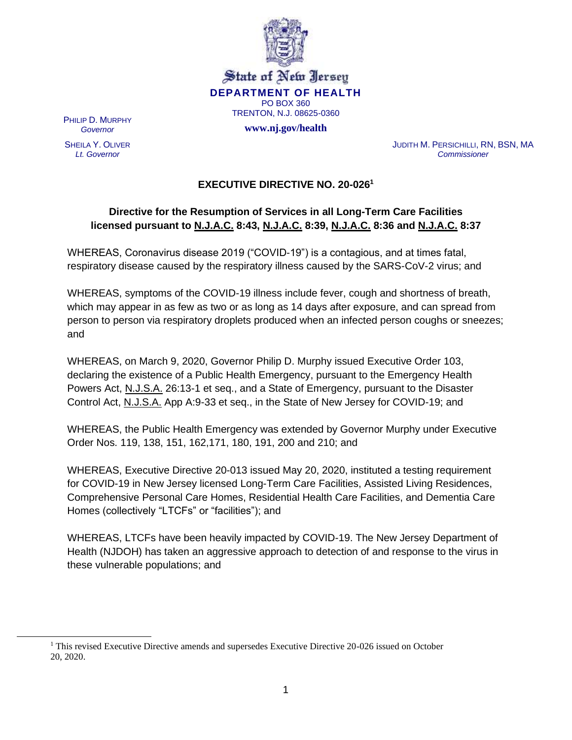State of New Jersey

**DEPARTMENT OF HEALTH**

PO BOX 360

TRENTON, N.J. 08625-0360

**www.nj.gov/health**

PHILIP D. MURPHY
*Governor*

SHEILA Y. OLIVER
*Lt. Governor*

JUDITH M. PERSICHILLI, RN, BSN, MA
*Commissioner*

# EXECUTIVE DIRECTIVE NO. 20-026[1]

## Directive for the Resumption of Services in all Long-Term Care Facilities licensed pursuant to N.J.A.C. 8:43, N.J.A.C. 8:39, N.J.A.C. 8:36 and N.J.A.C. 8:37

WHEREAS, Coronavirus disease 2019 ("COVID-19") is a contagious, and at times fatal, respiratory disease caused by the respiratory illness caused by the SARS-CoV-2 virus; and

WHEREAS, symptoms of the COVID-19 illness include fever, cough and shortness of breath, which may appear in as few as two or as long as 14 days after exposure, and can spread from person to person via respiratory droplets produced when an infected person coughs or sneezes; and

WHEREAS, on March 9, 2020, Governor Philip D. Murphy issued Executive Order 103, declaring the existence of a Public Health Emergency, pursuant to the Emergency Health Powers Act, N.J.S.A. 26:13-1 et seq., and a State of Emergency, pursuant to the Disaster Control Act, N.J.S.A. App A:9-33 et seq., in the State of New Jersey for COVID-19; and

WHEREAS, the Public Health Emergency was extended by Governor Murphy under Executive Order Nos. 119, 138, 151, 162,171, 180, 191, 200 and 210; and

WHEREAS, Executive Directive 20-013 issued May 20, 2020, instituted a testing requirement for COVID-19 in New Jersey licensed Long-Term Care Facilities, Assisted Living Residences, Comprehensive Personal Care Homes, Residential Health Care Facilities, and Dementia Care Homes (collectively "LTCFs" or "facilities"); and

WHEREAS, LTCFs have been heavily impacted by COVID-19. The New Jersey Department of Health (NJDOH) has taken an aggressive approach to detection of and response to the virus in these vulnerable populations; and

[1] This revised Executive Directive amends and supersedes Executive Directive 20-026 issued on October 20, 2020.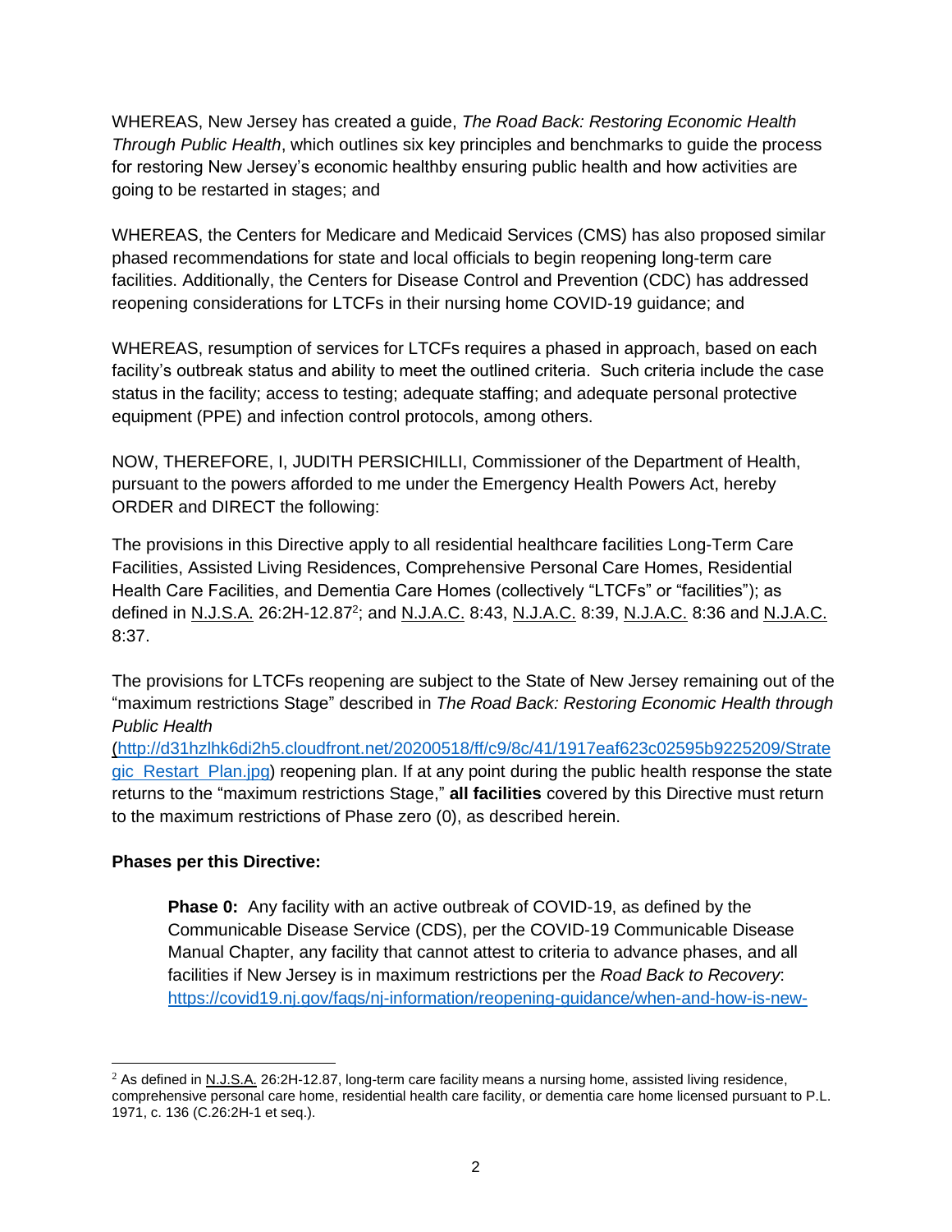WHEREAS, New Jersey has created a guide, *The Road Back: Restoring Economic Health Through Public Health*, which outlines six key principles and benchmarks to guide the process for restoring New Jersey's economic healthby ensuring public health and how activities are going to be restarted in stages; and

WHEREAS, the Centers for Medicare and Medicaid Services (CMS) has also proposed similar phased recommendations for state and local officials to begin reopening long-term care facilities. Additionally, the Centers for Disease Control and Prevention (CDC) has addressed reopening considerations for LTCFs in their nursing home COVID-19 guidance; and

WHEREAS, resumption of services for LTCFs requires a phased in approach, based on each facility's outbreak status and ability to meet the outlined criteria. Such criteria include the case status in the facility; access to testing; adequate staffing; and adequate personal protective equipment (PPE) and infection control protocols, among others.

NOW, THEREFORE, I, JUDITH PERSICHILLI, Commissioner of the Department of Health, pursuant to the powers afforded to me under the Emergency Health Powers Act, hereby ORDER and DIRECT the following:

The provisions in this Directive apply to all residential healthcare facilities Long-Term Care Facilities, Assisted Living Residences, Comprehensive Personal Care Homes, Residential Health Care Facilities, and Dementia Care Homes (collectively "LTCFs" or "facilities"); as defined in N.J.S.A. 26:2H-12.87[2]; and N.J.A.C. 8:43, N.J.A.C. 8:39, N.J.A.C. 8:36 and N.J.A.C. 8:37.

The provisions for LTCFs reopening are subject to the State of New Jersey remaining out of the "maximum restrictions Stage" described in *The Road Back: Restoring Economic Health through Public Health* (http://d31hzlhk6di2h5.cloudfront.net/20200518/ff/c9/8c/41/1917eaf623c02595b9225209/Strategic_Restart_Plan.jpg) reopening plan. If at any point during the public health response the state returns to the "maximum restrictions Stage," **all facilities** covered by this Directive must return to the maximum restrictions of Phase zero (0), as described herein.

**Phases per this Directive:**

**Phase 0:** Any facility with an active outbreak of COVID-19, as defined by the Communicable Disease Service (CDS), per the COVID-19 Communicable Disease Manual Chapter, any facility that cannot attest to criteria to advance phases, and all facilities if New Jersey is in maximum restrictions per the *Road Back to Recovery*: https://covid19.nj.gov/faqs/nj-information/reopening-guidance/when-and-how-is-new-

---

[2] As defined in N.J.S.A. 26:2H-12.87, long-term care facility means a nursing home, assisted living residence, comprehensive personal care home, residential health care facility, or dementia care home licensed pursuant to P.L. 1971, c. 136 (C.26:2H-1 et seq.).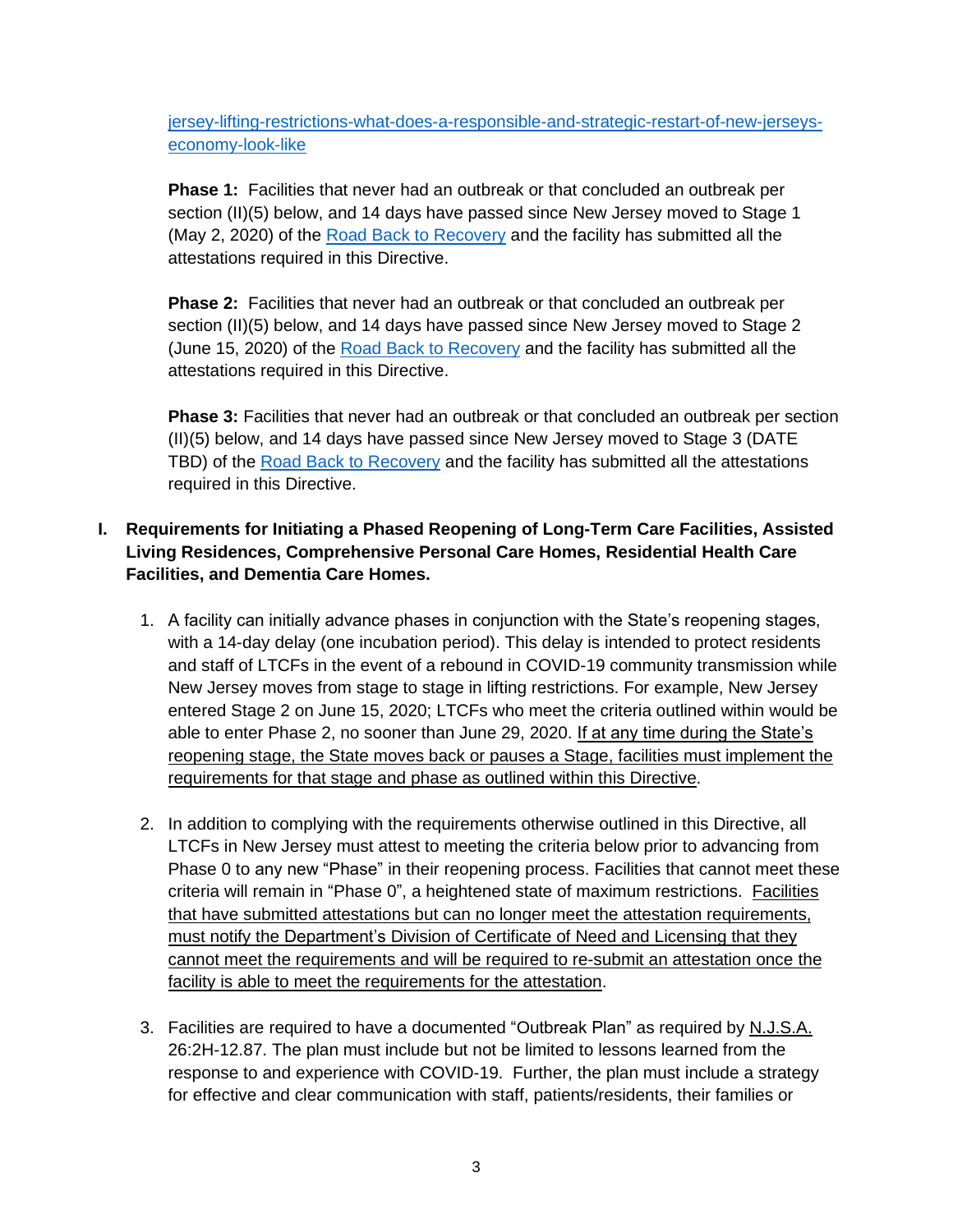jersey-lifting-restrictions-what-does-a-responsible-and-strategic-restart-of-new-jerseys-economy-look-like

**Phase 1:** Facilities that never had an outbreak or that concluded an outbreak per section (II)(5) below, and 14 days have passed since New Jersey moved to Stage 1 (May 2, 2020) of the Road Back to Recovery and the facility has submitted all the attestations required in this Directive.

**Phase 2:** Facilities that never had an outbreak or that concluded an outbreak per section (II)(5) below, and 14 days have passed since New Jersey moved to Stage 2 (June 15, 2020) of the Road Back to Recovery and the facility has submitted all the attestations required in this Directive.

**Phase 3:** Facilities that never had an outbreak or that concluded an outbreak per section (II)(5) below, and 14 days have passed since New Jersey moved to Stage 3 (DATE TBD) of the Road Back to Recovery and the facility has submitted all the attestations required in this Directive.

## I. Requirements for Initiating a Phased Reopening of Long-Term Care Facilities, Assisted Living Residences, Comprehensive Personal Care Homes, Residential Health Care Facilities, and Dementia Care Homes.

1. A facility can initially advance phases in conjunction with the State's reopening stages, with a 14-day delay (one incubation period). This delay is intended to protect residents and staff of LTCFs in the event of a rebound in COVID-19 community transmission while New Jersey moves from stage to stage in lifting restrictions. For example, New Jersey entered Stage 2 on June 15, 2020; LTCFs who meet the criteria outlined within would be able to enter Phase 2, no sooner than June 29, 2020. If at any time during the State's reopening stage, the State moves back or pauses a Stage, facilities must implement the requirements for that stage and phase as outlined within this Directive.

2. In addition to complying with the requirements otherwise outlined in this Directive, all LTCFs in New Jersey must attest to meeting the criteria below prior to advancing from Phase 0 to any new "Phase" in their reopening process. Facilities that cannot meet these criteria will remain in "Phase 0", a heightened state of maximum restrictions. Facilities that have submitted attestations but can no longer meet the attestation requirements, must notify the Department's Division of Certificate of Need and Licensing that they cannot meet the requirements and will be required to re-submit an attestation once the facility is able to meet the requirements for the attestation.

3. Facilities are required to have a documented "Outbreak Plan" as required by N.J.S.A. 26:2H-12.87. The plan must include but not be limited to lessons learned from the response to and experience with COVID-19. Further, the plan must include a strategy for effective and clear communication with staff, patients/residents, their families or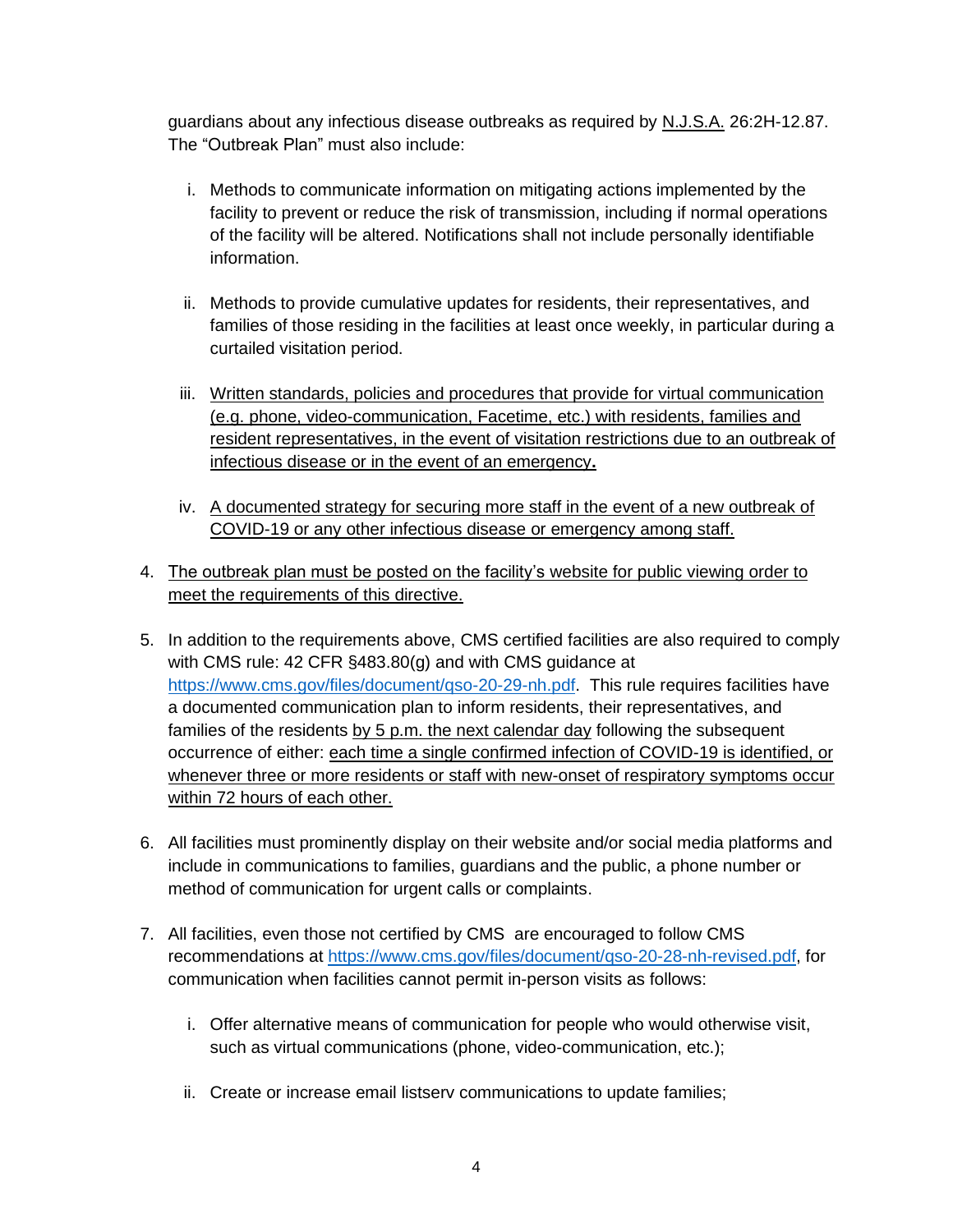guardians about any infectious disease outbreaks as required by <u>N.J.S.A.</u> 26:2H-12.87. The "Outbreak Plan" must also include:

   i. Methods to communicate information on mitigating actions implemented by the facility to prevent or reduce the risk of transmission, including if normal operations of the facility will be altered. Notifications shall not include personally identifiable information.

   ii. Methods to provide cumulative updates for residents, their representatives, and families of those residing in the facilities at least once weekly, in particular during a curtailed visitation period.

   iii. <u>Written standards, policies and procedures that provide for virtual communication (e.g. phone, video-communication, Facetime, etc.) with residents, families and resident representatives, in the event of visitation restrictions due to an outbreak of infectious disease or in the event of an emergency</u>**.**

   iv. <u>A documented strategy for securing more staff in the event of a new outbreak of COVID-19 or any other infectious disease or emergency among staff.</u>

4. <u>The outbreak plan must be posted on the facility's website for public viewing order to meet the requirements of this directive.</u>

5. In addition to the requirements above, CMS certified facilities are also required to comply with CMS rule: 42 CFR §483.80(g) and with CMS guidance at https://www.cms.gov/files/document/qso-20-29-nh.pdf. This rule requires facilities have a documented communication plan to inform residents, their representatives, and families of the residents <u>by 5 p.m. the next calendar day</u> following the subsequent occurrence of either: <u>each time a single confirmed infection of COVID-19 is identified, or whenever three or more residents or staff with new-onset of respiratory symptoms occur within 72 hours of each other.</u>

6. All facilities must prominently display on their website and/or social media platforms and include in communications to families, guardians and the public, a phone number or method of communication for urgent calls or complaints.

7. All facilities, even those not certified by CMS are encouraged to follow CMS recommendations at https://www.cms.gov/files/document/qso-20-28-nh-revised.pdf, for communication when facilities cannot permit in-person visits as follows:

   i. Offer alternative means of communication for people who would otherwise visit, such as virtual communications (phone, video-communication, etc.);

   ii. Create or increase email listserv communications to update families;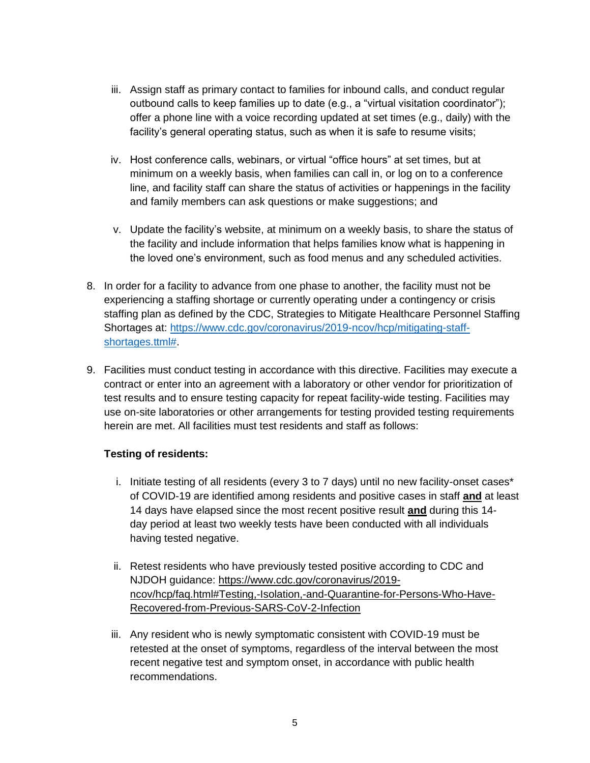iii. Assign staff as primary contact to families for inbound calls, and conduct regular outbound calls to keep families up to date (e.g., a "virtual visitation coordinator"); offer a phone line with a voice recording updated at set times (e.g., daily) with the facility's general operating status, such as when it is safe to resume visits;

   iv. Host conference calls, webinars, or virtual "office hours" at set times, but at minimum on a weekly basis, when families can call in, or log on to a conference line, and facility staff can share the status of activities or happenings in the facility and family members can ask questions or make suggestions; and

   v. Update the facility's website, at minimum on a weekly basis, to share the status of the facility and include information that helps families know what is happening in the loved one's environment, such as food menus and any scheduled activities.

8. In order for a facility to advance from one phase to another, the facility must not be experiencing a staffing shortage or currently operating under a contingency or crisis staffing plan as defined by the CDC, Strategies to Mitigate Healthcare Personnel Staffing Shortages at: [https://www.cdc.gov/coronavirus/2019-ncov/hcp/mitigating-staff-shortages.ttml#](https://www.cdc.gov/coronavirus/2019-ncov/hcp/mitigating-staff-shortages.ttml#).

9. Facilities must conduct testing in accordance with this directive. Facilities may execute a contract or enter into an agreement with a laboratory or other vendor for prioritization of test results and to ensure testing capacity for repeat facility-wide testing. Facilities may use on-site laboratories or other arrangements for testing provided testing requirements herein are met. All facilities must test residents and staff as follows:

   **Testing of residents:**

   i. Initiate testing of all residents (every 3 to 7 days) until no new facility-onset cases* of COVID-19 are identified among residents and positive cases in staff **and** at least 14 days have elapsed since the most recent positive result **and** during this 14-day period at least two weekly tests have been conducted with all individuals having tested negative.

   ii. Retest residents who have previously tested positive according to CDC and NJDOH guidance: https://www.cdc.gov/coronavirus/2019-ncov/hcp/faq.html#Testing,-Isolation,-and-Quarantine-for-Persons-Who-Have-Recovered-from-Previous-SARS-CoV-2-Infection

   iii. Any resident who is newly symptomatic consistent with COVID-19 must be retested at the onset of symptoms, regardless of the interval between the most recent negative test and symptom onset, in accordance with public health recommendations.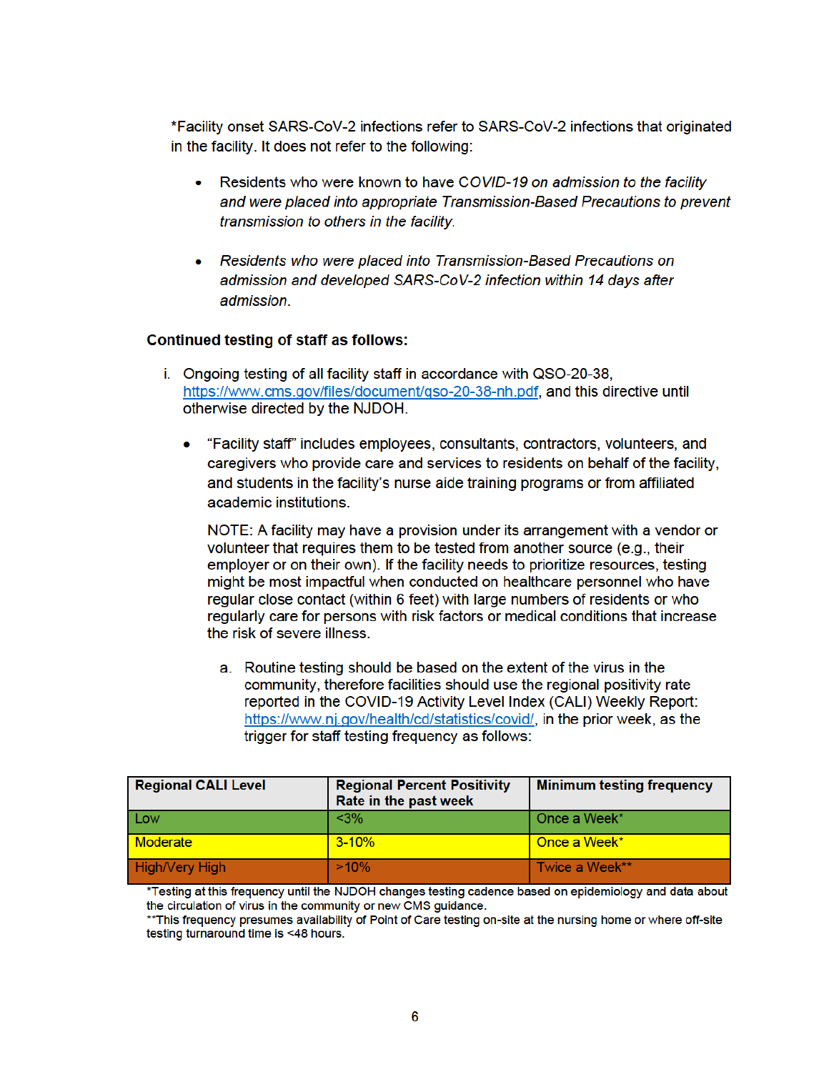*Facility onset SARS-CoV-2 infections refer to SARS-CoV-2 infections that originated in the facility. It does not refer to the following:

- Residents who were known to have *COVID-19 on admission to the facility and were placed into appropriate Transmission-Based Precautions to prevent transmission to others in the facility*.

- *Residents who were placed into Transmission-Based Precautions on admission and developed SARS-CoV-2 infection within 14 days after admission*.

**Continued testing of staff as follows:**

i. Ongoing testing of all facility staff in accordance with QSO-20-38, https://www.cms.gov/files/document/qso-20-38-nh.pdf, and this directive until otherwise directed by the NJDOH.

- "Facility staff" includes employees, consultants, contractors, volunteers, and caregivers who provide care and services to residents on behalf of the facility, and students in the facility's nurse aide training programs or from affiliated academic institutions.

  NOTE: A facility may have a provision under its arrangement with a vendor or volunteer that requires them to be tested from another source (e.g., their employer or on their own). If the facility needs to prioritize resources, testing might be most impactful when conducted on healthcare personnel who have regular close contact (within 6 feet) with large numbers of residents or who regularly care for persons with risk factors or medical conditions that increase the risk of severe illness.

  a. Routine testing should be based on the extent of the virus in the community, therefore facilities should use the regional positivity rate reported in the COVID-19 Activity Level Index (CALI) Weekly Report: https://www.nj.gov/health/cd/statistics/covid/, in the prior week, as the trigger for staff testing frequency as follows:

| Regional CALI Level | Regional Percent Positivity Rate in the past week | Minimum testing frequency |
|---|---|---|
| Low | <3% | Once a Week* |
| Moderate | 3-10% | Once a Week* |
| High/Very High | >10% | Twice a Week** |

*Testing at this frequency until the NJDOH changes testing cadence based on epidemiology and data about the circulation of virus in the community or new CMS guidance.
**This frequency presumes availability of Point of Care testing on-site at the nursing home or where off-site testing turnaround time is <48 hours.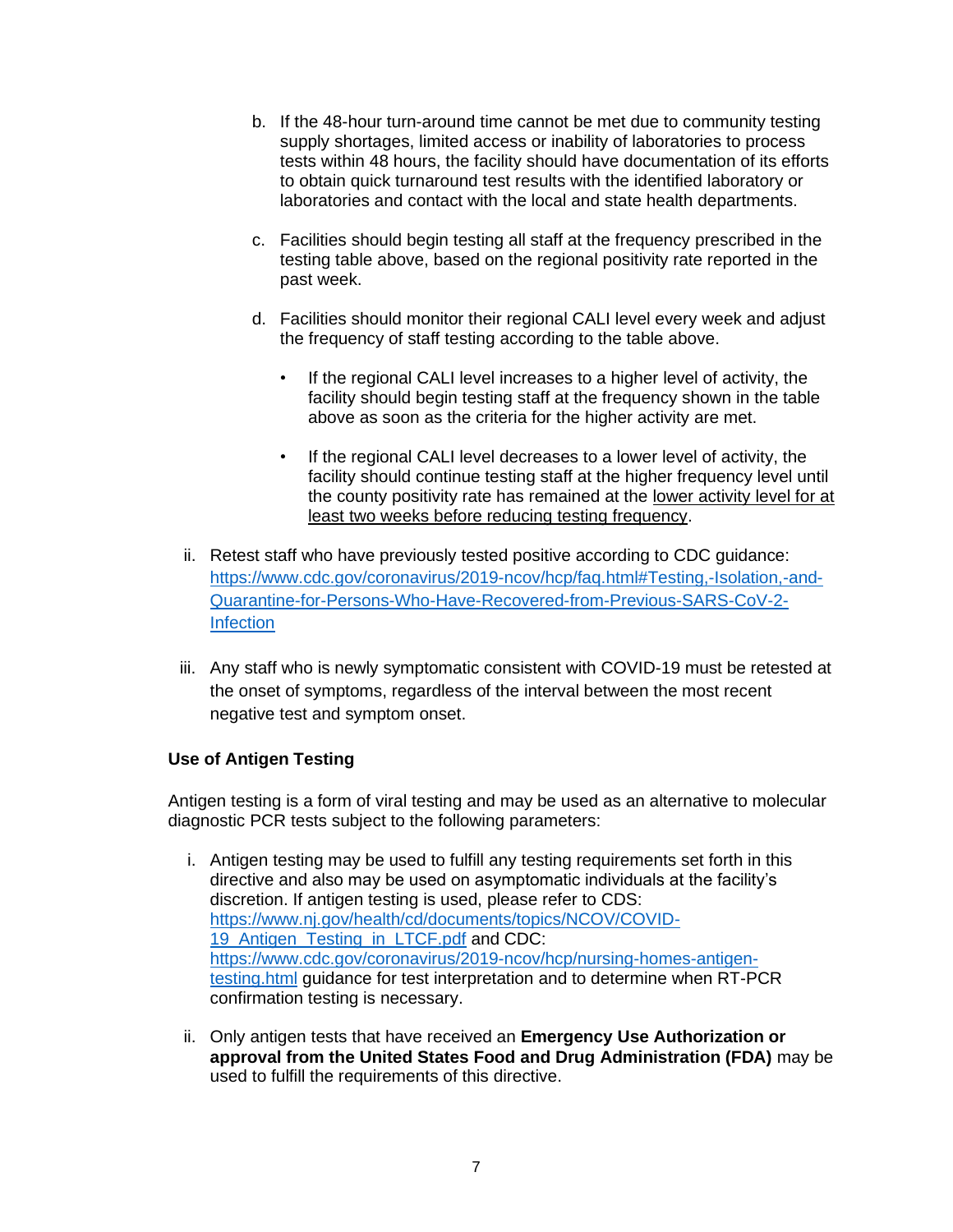b. If the 48-hour turn-around time cannot be met due to community testing supply shortages, limited access or inability of laboratories to process tests within 48 hours, the facility should have documentation of its efforts to obtain quick turnaround test results with the identified laboratory or laboratories and contact with the local and state health departments.

c. Facilities should begin testing all staff at the frequency prescribed in the testing table above, based on the regional positivity rate reported in the past week.

d. Facilities should monitor their regional CALI level every week and adjust the frequency of staff testing according to the table above.

- If the regional CALI level increases to a higher level of activity, the facility should begin testing staff at the frequency shown in the table above as soon as the criteria for the higher activity are met.

- If the regional CALI level decreases to a lower level of activity, the facility should continue testing staff at the higher frequency level until the county positivity rate has remained at the <u>lower activity level for at least two weeks before reducing testing frequency</u>.

ii. Retest staff who have previously tested positive according to CDC guidance: [https://www.cdc.gov/coronavirus/2019-ncov/hcp/faq.html#Testing,-Isolation,-and-Quarantine-for-Persons-Who-Have-Recovered-from-Previous-SARS-CoV-2-Infection](https://www.cdc.gov/coronavirus/2019-ncov/hcp/faq.html#Testing,-Isolation,-and-Quarantine-for-Persons-Who-Have-Recovered-from-Previous-SARS-CoV-2-Infection)

iii. Any staff who is newly symptomatic consistent with COVID-19 must be retested at the onset of symptoms, regardless of the interval between the most recent negative test and symptom onset.

**Use of Antigen Testing**

Antigen testing is a form of viral testing and may be used as an alternative to molecular diagnostic PCR tests subject to the following parameters:

i. Antigen testing may be used to fulfill any testing requirements set forth in this directive and also may be used on asymptomatic individuals at the facility's discretion. If antigen testing is used, please refer to CDS: [https://www.nj.gov/health/cd/documents/topics/NCOV/COVID-19_Antigen_Testing_in_LTCF.pdf](https://www.nj.gov/health/cd/documents/topics/NCOV/COVID-19_Antigen_Testing_in_LTCF.pdf) and CDC: [https://www.cdc.gov/coronavirus/2019-ncov/hcp/nursing-homes-antigen-testing.html](https://www.cdc.gov/coronavirus/2019-ncov/hcp/nursing-homes-antigen-testing.html) guidance for test interpretation and to determine when RT-PCR confirmation testing is necessary.

ii. Only antigen tests that have received an **Emergency Use Authorization or approval from the United States Food and Drug Administration (FDA)** may be used to fulfill the requirements of this directive.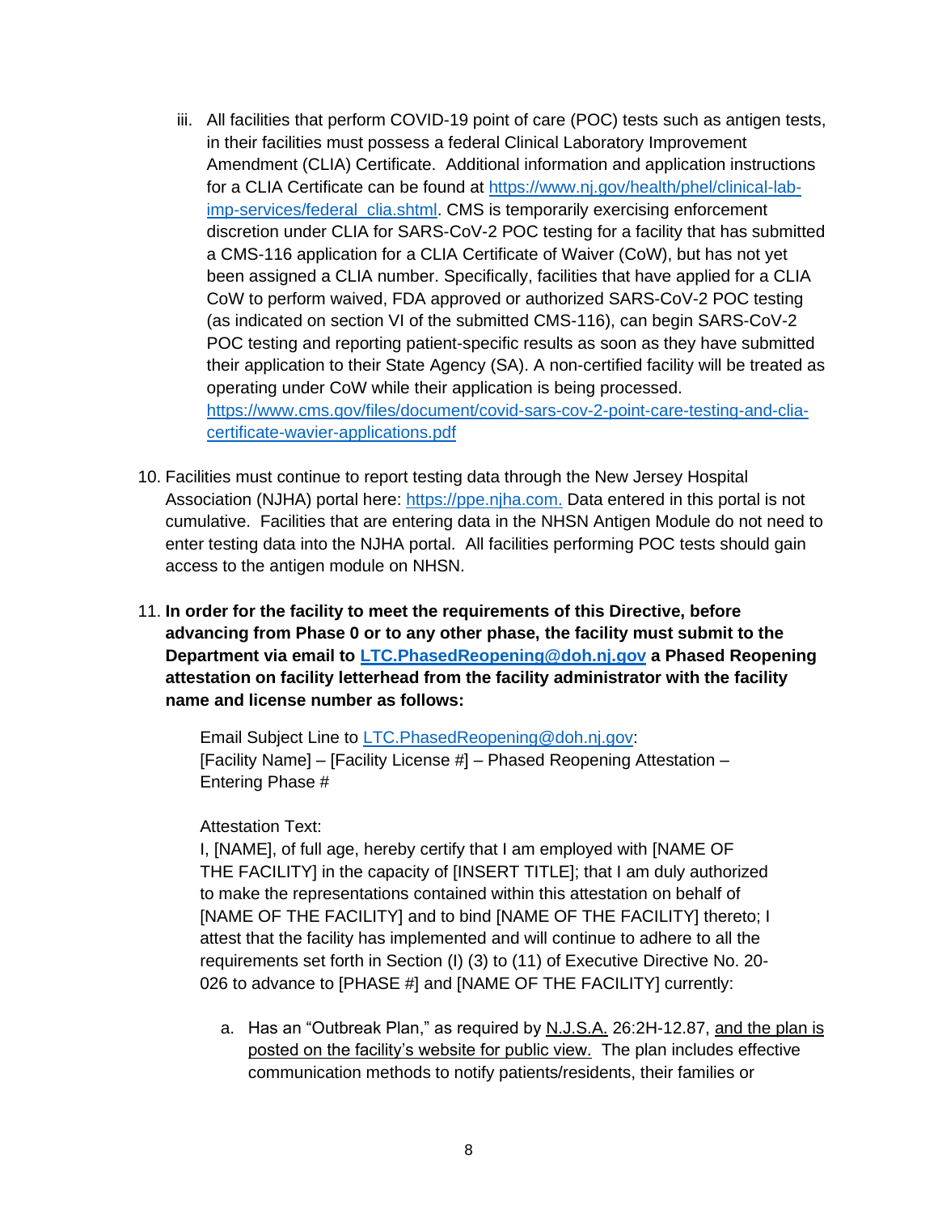iii. All facilities that perform COVID-19 point of care (POC) tests such as antigen tests, in their facilities must possess a federal Clinical Laboratory Improvement Amendment (CLIA) Certificate. Additional information and application instructions for a CLIA Certificate can be found at [https://www.nj.gov/health/phel/clinical-lab-imp-services/federal_clia.shtml](https://www.nj.gov/health/phel/clinical-lab-imp-services/federal_clia.shtml). CMS is temporarily exercising enforcement discretion under CLIA for SARS-CoV-2 POC testing for a facility that has submitted a CMS-116 application for a CLIA Certificate of Waiver (CoW), but has not yet been assigned a CLIA number. Specifically, facilities that have applied for a CLIA CoW to perform waived, FDA approved or authorized SARS-CoV-2 POC testing (as indicated on section VI of the submitted CMS-116), can begin SARS-CoV-2 POC testing and reporting patient-specific results as soon as they have submitted their application to their State Agency (SA). A non-certified facility will be treated as operating under CoW while their application is being processed. [https://www.cms.gov/files/document/covid-sars-cov-2-point-care-testing-and-clia-certificate-wavier-applications.pdf](https://www.cms.gov/files/document/covid-sars-cov-2-point-care-testing-and-clia-certificate-wavier-applications.pdf)

10. Facilities must continue to report testing data through the New Jersey Hospital Association (NJHA) portal here: [https://ppe.njha.com.](https://ppe.njha.com) Data entered in this portal is not cumulative. Facilities that are entering data in the NHSN Antigen Module do not need to enter testing data into the NJHA portal. All facilities performing POC tests should gain access to the antigen module on NHSN.

11. **In order for the facility to meet the requirements of this Directive, before advancing from Phase 0 or to any other phase, the facility must submit to the Department via email to [LTC.PhasedReopening@doh.nj.gov](mailto:LTC.PhasedReopening@doh.nj.gov) a Phased Reopening attestation on facility letterhead from the facility administrator with the facility name and license number as follows:**

    Email Subject Line to [LTC.PhasedReopening@doh.nj.gov](mailto:LTC.PhasedReopening@doh.nj.gov):
    [Facility Name] – [Facility License #] – Phased Reopening Attestation – Entering Phase #

    Attestation Text:
    I, [NAME], of full age, hereby certify that I am employed with [NAME OF THE FACILITY] in the capacity of [INSERT TITLE]; that I am duly authorized to make the representations contained within this attestation on behalf of [NAME OF THE FACILITY] and to bind [NAME OF THE FACILITY] thereto; I attest that the facility has implemented and will continue to adhere to all the requirements set forth in Section (I) (3) to (11) of Executive Directive No. 20-026 to advance to [PHASE #] and [NAME OF THE FACILITY] currently:

    a. Has an "Outbreak Plan," as required by N.J.S.A. 26:2H-12.87, and the plan is posted on the facility's website for public view. The plan includes effective communication methods to notify patients/residents, their families or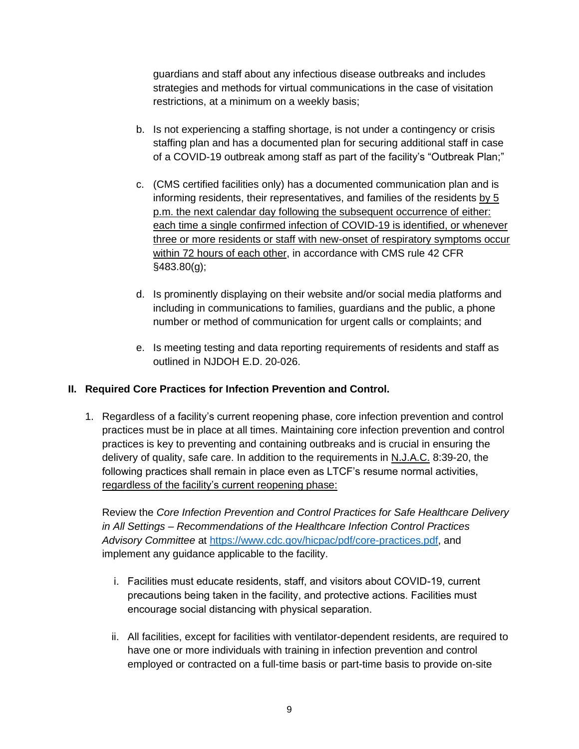guardians and staff about any infectious disease outbreaks and includes strategies and methods for virtual communications in the case of visitation restrictions, at a minimum on a weekly basis;

b. Is not experiencing a staffing shortage, is not under a contingency or crisis staffing plan and has a documented plan for securing additional staff in case of a COVID-19 outbreak among staff as part of the facility's "Outbreak Plan;"

c. (CMS certified facilities only) has a documented communication plan and is informing residents, their representatives, and families of the residents <u>by 5 p.m. the next calendar day following the subsequent occurrence of either: each time a single confirmed infection of COVID-19 is identified, or whenever three or more residents or staff with new-onset of respiratory symptoms occur within 72 hours of each other</u>, in accordance with CMS rule 42 CFR §483.80(g);

d. Is prominently displaying on their website and/or social media platforms and including in communications to families, guardians and the public, a phone number or method of communication for urgent calls or complaints; and

e. Is meeting testing and data reporting requirements of residents and staff as outlined in NJDOH E.D. 20-026.

## II. Required Core Practices for Infection Prevention and Control.

1. Regardless of a facility's current reopening phase, core infection prevention and control practices must be in place at all times. Maintaining core infection prevention and control practices is key to preventing and containing outbreaks and is crucial in ensuring the delivery of quality, safe care. In addition to the requirements in <u>N.J.A.C.</u> 8:39-20, the following practices shall remain in place even as LTCF's resume normal activities, <u>regardless of the facility's current reopening phase:</u>

   Review the *Core Infection Prevention and Control Practices for Safe Healthcare Delivery in All Settings – Recommendations of the Healthcare Infection Control Practices Advisory Committee* at https://www.cdc.gov/hicpac/pdf/core-practices.pdf, and implement any guidance applicable to the facility.

   i. Facilities must educate residents, staff, and visitors about COVID-19, current precautions being taken in the facility, and protective actions. Facilities must encourage social distancing with physical separation.

   ii. All facilities, except for facilities with ventilator-dependent residents, are required to have one or more individuals with training in infection prevention and control employed or contracted on a full-time basis or part-time basis to provide on-site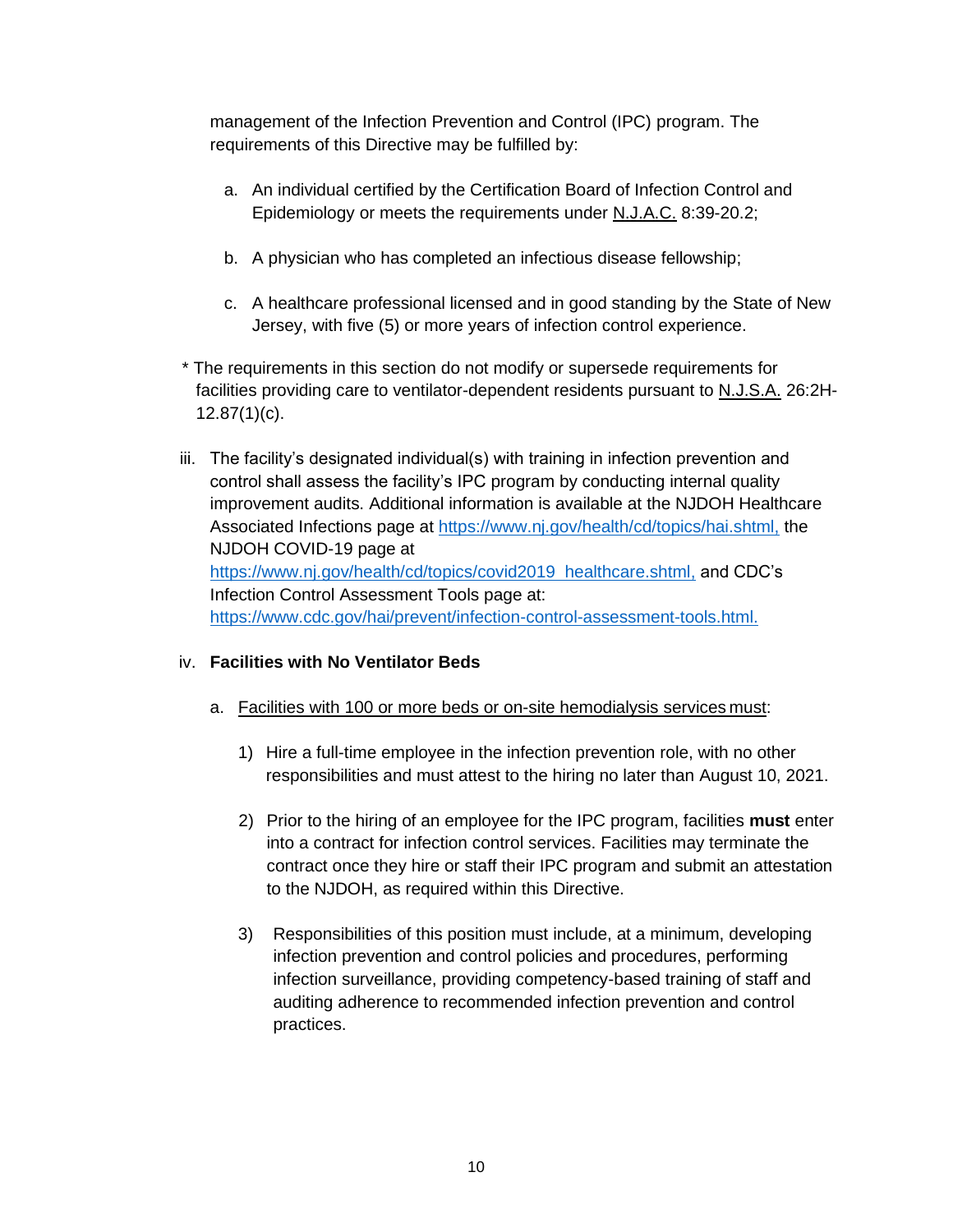management of the Infection Prevention and Control (IPC) program. The requirements of this Directive may be fulfilled by:

a. An individual certified by the Certification Board of Infection Control and Epidemiology or meets the requirements under N.J.A.C. 8:39-20.2;

b. A physician who has completed an infectious disease fellowship;

c. A healthcare professional licensed and in good standing by the State of New Jersey, with five (5) or more years of infection control experience.

* The requirements in this section do not modify or supersede requirements for facilities providing care to ventilator-dependent residents pursuant to N.J.S.A. 26:2H-12.87(1)(c).

iii. The facility's designated individual(s) with training in infection prevention and control shall assess the facility's IPC program by conducting internal quality improvement audits. Additional information is available at the NJDOH Healthcare Associated Infections page at https://www.nj.gov/health/cd/topics/hai.shtml, the NJDOH COVID-19 page at https://www.nj.gov/health/cd/topics/covid2019_healthcare.shtml, and CDC's Infection Control Assessment Tools page at: https://www.cdc.gov/hai/prevent/infection-control-assessment-tools.html.

iv. **Facilities with No Ventilator Beds**

a. Facilities with 100 or more beds or on-site hemodialysis services must:

1) Hire a full-time employee in the infection prevention role, with no other responsibilities and must attest to the hiring no later than August 10, 2021.

2) Prior to the hiring of an employee for the IPC program, facilities **must** enter into a contract for infection control services. Facilities may terminate the contract once they hire or staff their IPC program and submit an attestation to the NJDOH, as required within this Directive.

3) Responsibilities of this position must include, at a minimum, developing infection prevention and control policies and procedures, performing infection surveillance, providing competency-based training of staff and auditing adherence to recommended infection prevention and control practices.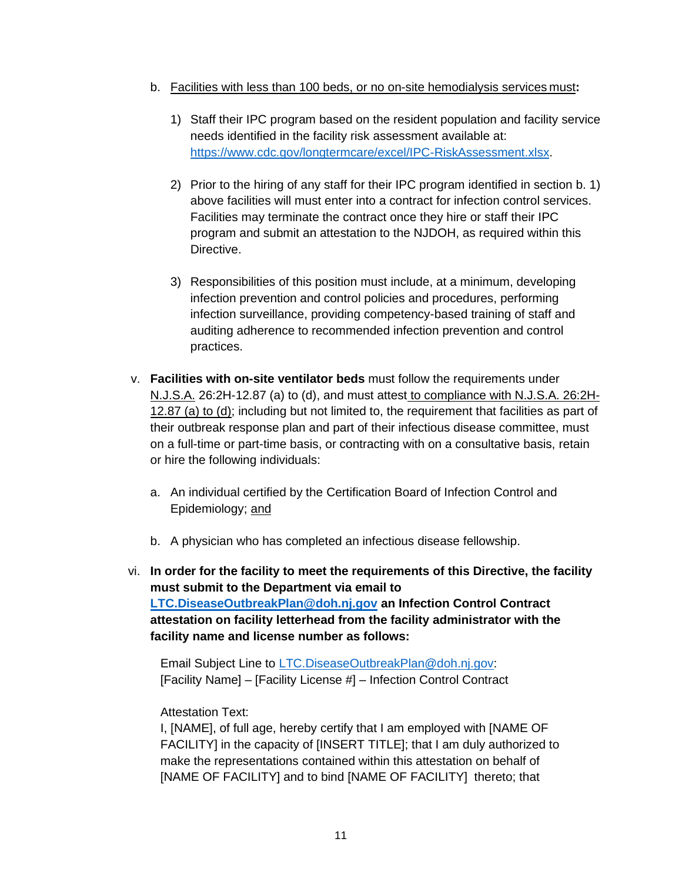b. Facilities with less than 100 beds, or no on-site hemodialysis services must**:**

   1) Staff their IPC program based on the resident population and facility service needs identified in the facility risk assessment available at: https://www.cdc.gov/longtermcare/excel/IPC-RiskAssessment.xlsx.

   2) Prior to the hiring of any staff for their IPC program identified in section b. 1) above facilities will must enter into a contract for infection control services. Facilities may terminate the contract once they hire or staff their IPC program and submit an attestation to the NJDOH, as required within this Directive.

   3) Responsibilities of this position must include, at a minimum, developing infection prevention and control policies and procedures, performing infection surveillance, providing competency-based training of staff and auditing adherence to recommended infection prevention and control practices.

v. **Facilities with on-site ventilator beds** must follow the requirements under N.J.S.A. 26:2H-12.87 (a) to (d), and must attest to compliance with N.J.S.A. 26:2H-12.87 (a) to (d); including but not limited to, the requirement that facilities as part of their outbreak response plan and part of their infectious disease committee, must on a full-time or part-time basis, or contracting with on a consultative basis, retain or hire the following individuals:

   a. An individual certified by the Certification Board of Infection Control and Epidemiology; and

   b. A physician who has completed an infectious disease fellowship.

vi. **In order for the facility to meet the requirements of this Directive, the facility must submit to the Department via email to LTC.DiseaseOutbreakPlan@doh.nj.gov an Infection Control Contract attestation on facility letterhead from the facility administrator with the facility name and license number as follows:**

   Email Subject Line to LTC.DiseaseOutbreakPlan@doh.nj.gov:
   [Facility Name] – [Facility License #] – Infection Control Contract

   Attestation Text:
   I, [NAME], of full age, hereby certify that I am employed with [NAME OF FACILITY] in the capacity of [INSERT TITLE]; that I am duly authorized to make the representations contained within this attestation on behalf of [NAME OF FACILITY] and to bind [NAME OF FACILITY] thereto; that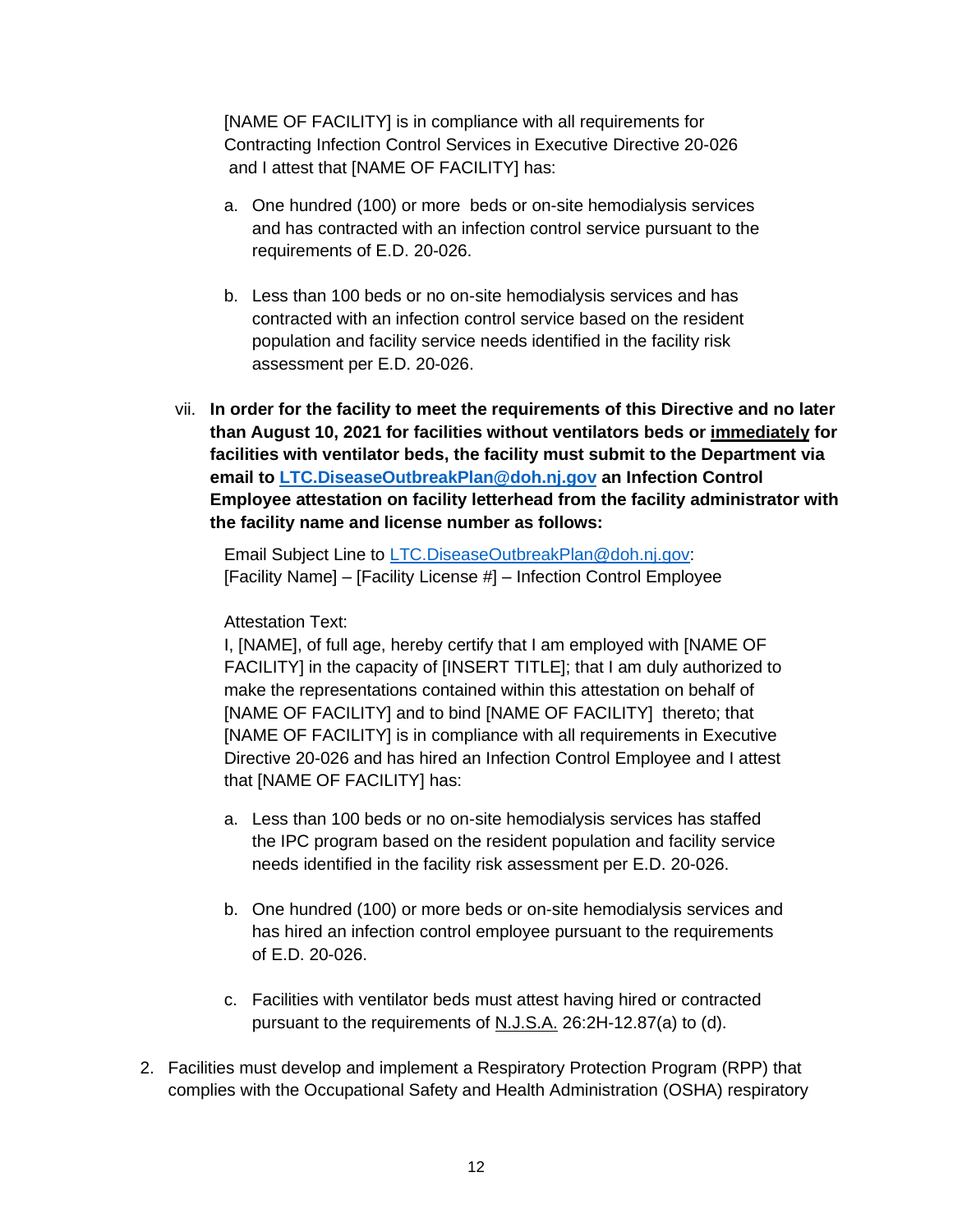[NAME OF FACILITY] is in compliance with all requirements for Contracting Infection Control Services in Executive Directive 20-026 and I attest that [NAME OF FACILITY] has:

a. One hundred (100) or more beds or on-site hemodialysis services and has contracted with an infection control service pursuant to the requirements of E.D. 20-026.

b. Less than 100 beds or no on-site hemodialysis services and has contracted with an infection control service based on the resident population and facility service needs identified in the facility risk assessment per E.D. 20-026.

vii. **In order for the facility to meet the requirements of this Directive and no later than August 10, 2021 for facilities without ventilators beds or <u>immediately</u> for facilities with ventilator beds, the facility must submit to the Department via email to [LTC.DiseaseOutbreakPlan@doh.nj.gov](mailto:LTC.DiseaseOutbreakPlan@doh.nj.gov) an Infection Control Employee attestation on facility letterhead from the facility administrator with the facility name and license number as follows:**

Email Subject Line to [LTC.DiseaseOutbreakPlan@doh.nj.gov](mailto:LTC.DiseaseOutbreakPlan@doh.nj.gov):
[Facility Name] – [Facility License #] – Infection Control Employee

Attestation Text:
I, [NAME], of full age, hereby certify that I am employed with [NAME OF FACILITY] in the capacity of [INSERT TITLE]; that I am duly authorized to make the representations contained within this attestation on behalf of [NAME OF FACILITY] and to bind [NAME OF FACILITY] thereto; that [NAME OF FACILITY] is in compliance with all requirements in Executive Directive 20-026 and has hired an Infection Control Employee and I attest that [NAME OF FACILITY] has:

a. Less than 100 beds or no on-site hemodialysis services has staffed the IPC program based on the resident population and facility service needs identified in the facility risk assessment per E.D. 20-026.

b. One hundred (100) or more beds or on-site hemodialysis services and has hired an infection control employee pursuant to the requirements of E.D. 20-026.

c. Facilities with ventilator beds must attest having hired or contracted pursuant to the requirements of <u>N.J.S.A.</u> 26:2H-12.87(a) to (d).

2. Facilities must develop and implement a Respiratory Protection Program (RPP) that complies with the Occupational Safety and Health Administration (OSHA) respiratory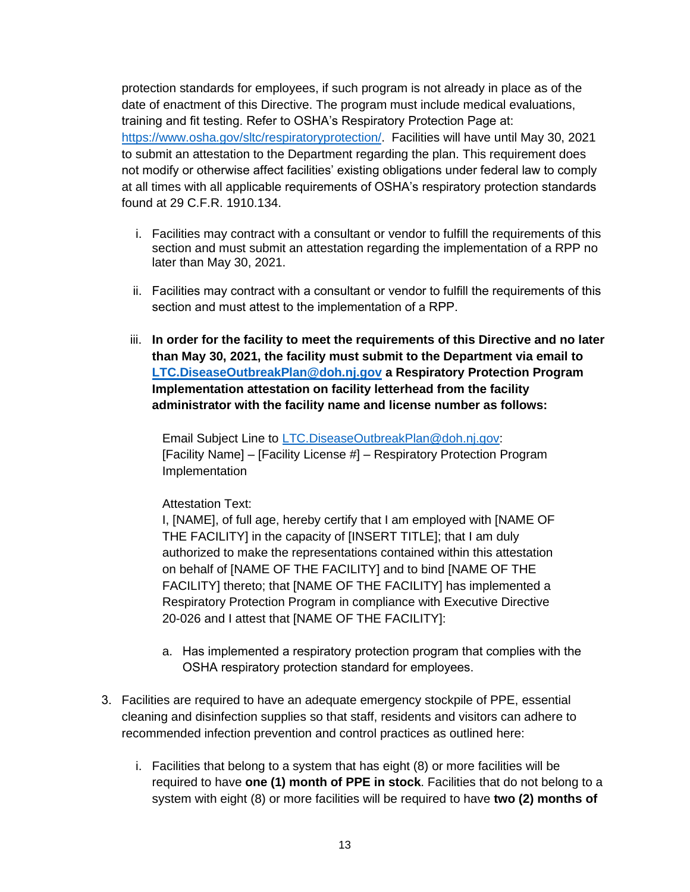protection standards for employees, if such program is not already in place as of the date of enactment of this Directive. The program must include medical evaluations, training and fit testing. Refer to OSHA's Respiratory Protection Page at: https://www.osha.gov/sltc/respiratoryprotection/. Facilities will have until May 30, 2021 to submit an attestation to the Department regarding the plan. This requirement does not modify or otherwise affect facilities' existing obligations under federal law to comply at all times with all applicable requirements of OSHA's respiratory protection standards found at 29 C.F.R. 1910.134.

   i. Facilities may contract with a consultant or vendor to fulfill the requirements of this section and must submit an attestation regarding the implementation of a RPP no later than May 30, 2021.

   ii. Facilities may contract with a consultant or vendor to fulfill the requirements of this section and must attest to the implementation of a RPP.

   iii. **In order for the facility to meet the requirements of this Directive and no later than May 30, 2021, the facility must submit to the Department via email to LTC.DiseaseOutbreakPlan@doh.nj.gov a Respiratory Protection Program Implementation attestation on facility letterhead from the facility administrator with the facility name and license number as follows:**

      Email Subject Line to LTC.DiseaseOutbreakPlan@doh.nj.gov: [Facility Name] – [Facility License #] – Respiratory Protection Program Implementation

      Attestation Text:
      I, [NAME], of full age, hereby certify that I am employed with [NAME OF THE FACILITY] in the capacity of [INSERT TITLE]; that I am duly authorized to make the representations contained within this attestation on behalf of [NAME OF THE FACILITY] and to bind [NAME OF THE FACILITY] thereto; that [NAME OF THE FACILITY] has implemented a Respiratory Protection Program in compliance with Executive Directive 20-026 and I attest that [NAME OF THE FACILITY]:

      a. Has implemented a respiratory protection program that complies with the OSHA respiratory protection standard for employees.

3. Facilities are required to have an adequate emergency stockpile of PPE, essential cleaning and disinfection supplies so that staff, residents and visitors can adhere to recommended infection prevention and control practices as outlined here:

   i. Facilities that belong to a system that has eight (8) or more facilities will be required to have **one (1) month of PPE in stock**. Facilities that do not belong to a system with eight (8) or more facilities will be required to have **two (2) months of**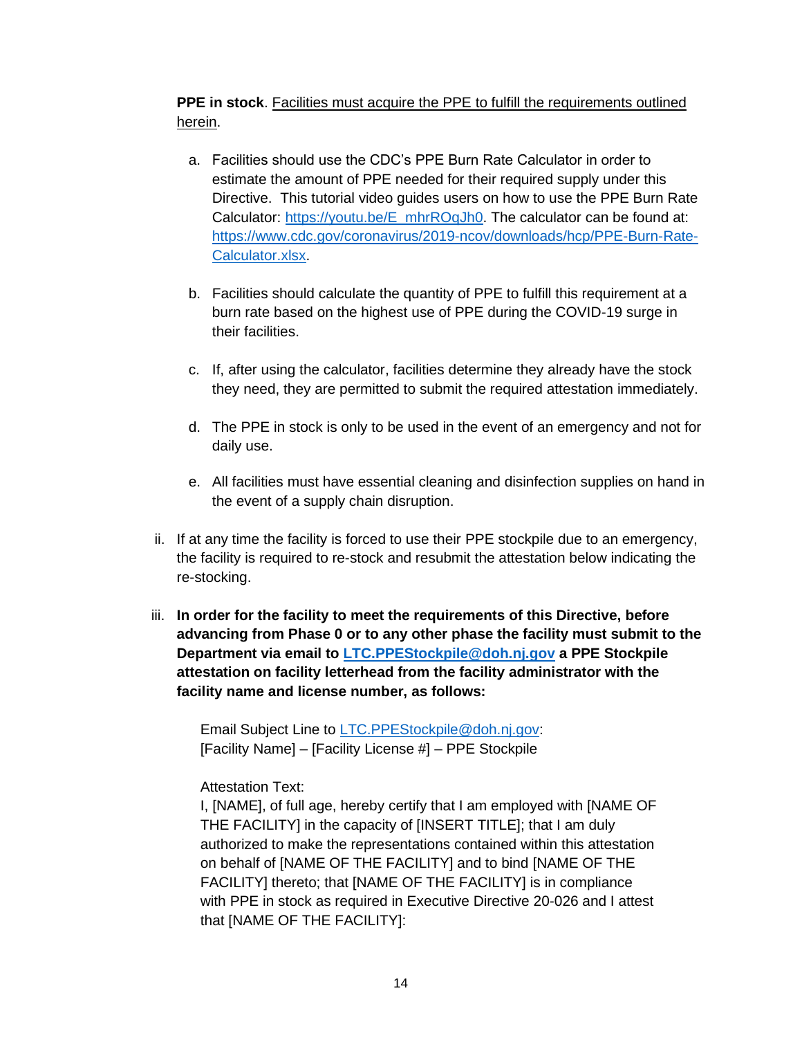**PPE in stock**. Facilities must acquire the PPE to fulfill the requirements outlined herein.

a. Facilities should use the CDC's PPE Burn Rate Calculator in order to estimate the amount of PPE needed for their required supply under this Directive. This tutorial video guides users on how to use the PPE Burn Rate Calculator: [https://youtu.be/E_mhrROqJh0](https://youtu.be/E_mhrROqJh0). The calculator can be found at: [https://www.cdc.gov/coronavirus/2019-ncov/downloads/hcp/PPE-Burn-Rate-Calculator.xlsx](https://www.cdc.gov/coronavirus/2019-ncov/downloads/hcp/PPE-Burn-Rate-Calculator.xlsx).

b. Facilities should calculate the quantity of PPE to fulfill this requirement at a burn rate based on the highest use of PPE during the COVID-19 surge in their facilities.

c. If, after using the calculator, facilities determine they already have the stock they need, they are permitted to submit the required attestation immediately.

d. The PPE in stock is only to be used in the event of an emergency and not for daily use.

e. All facilities must have essential cleaning and disinfection supplies on hand in the event of a supply chain disruption.

ii. If at any time the facility is forced to use their PPE stockpile due to an emergency, the facility is required to re-stock and resubmit the attestation below indicating the re-stocking.

iii. **In order for the facility to meet the requirements of this Directive, before advancing from Phase 0 or to any other phase the facility must submit to the Department via email to [LTC.PPEStockpile@doh.nj.gov](mailto:LTC.PPEStockpile@doh.nj.gov) a PPE Stockpile attestation on facility letterhead from the facility administrator with the facility name and license number, as follows:**

Email Subject Line to [LTC.PPEStockpile@doh.nj.gov](mailto:LTC.PPEStockpile@doh.nj.gov):
[Facility Name] – [Facility License #] – PPE Stockpile

Attestation Text:
I, [NAME], of full age, hereby certify that I am employed with [NAME OF THE FACILITY] in the capacity of [INSERT TITLE]; that I am duly authorized to make the representations contained within this attestation on behalf of [NAME OF THE FACILITY] and to bind [NAME OF THE FACILITY] thereto; that [NAME OF THE FACILITY] is in compliance with PPE in stock as required in Executive Directive 20-026 and I attest that [NAME OF THE FACILITY]: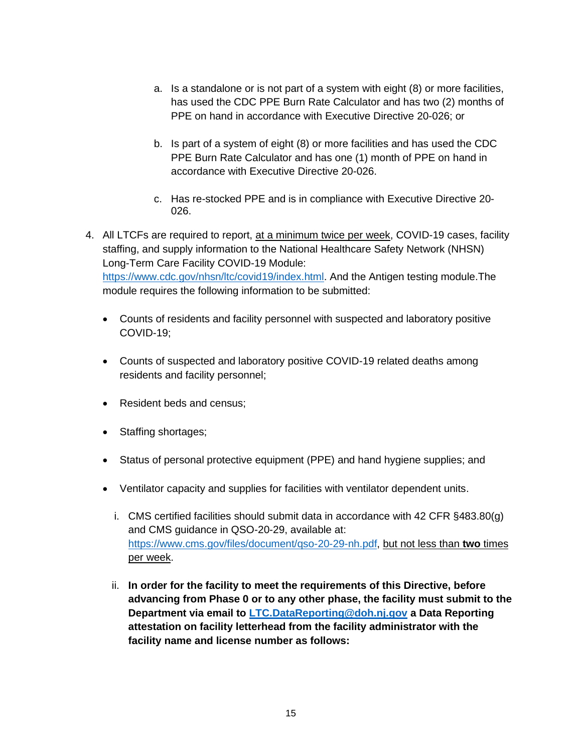a. Is a standalone or is not part of a system with eight (8) or more facilities, has used the CDC PPE Burn Rate Calculator and has two (2) months of PPE on hand in accordance with Executive Directive 20-026; or

b. Is part of a system of eight (8) or more facilities and has used the CDC PPE Burn Rate Calculator and has one (1) month of PPE on hand in accordance with Executive Directive 20-026.

c. Has re-stocked PPE and is in compliance with Executive Directive 20-026.

4. All LTCFs are required to report, <u>at a minimum twice per week</u>, COVID-19 cases, facility staffing, and supply information to the National Healthcare Safety Network (NHSN) Long-Term Care Facility COVID-19 Module: [https://www.cdc.gov/nhsn/ltc/covid19/index.html](https://www.cdc.gov/nhsn/ltc/covid19/index.html). And the Antigen testing module.The module requires the following information to be submitted:

   - Counts of residents and facility personnel with suspected and laboratory positive COVID-19;
   - Counts of suspected and laboratory positive COVID-19 related deaths among residents and facility personnel;
   - Resident beds and census;
   - Staffing shortages;
   - Status of personal protective equipment (PPE) and hand hygiene supplies; and
   - Ventilator capacity and supplies for facilities with ventilator dependent units.

   i. CMS certified facilities should submit data in accordance with 42 CFR §483.80(g) and CMS guidance in QSO-20-29, available at: [https://www.cms.gov/files/document/qso-20-29-nh.pdf](https://www.cms.gov/files/document/qso-20-29-nh.pdf), <u>but not less than **two** times per week</u>.

   ii. **In order for the facility to meet the requirements of this Directive, before advancing from Phase 0 or to any other phase, the facility must submit to the Department via email to [LTC.DataReporting@doh.nj.gov](mailto:LTC.DataReporting@doh.nj.gov) a Data Reporting attestation on facility letterhead from the facility administrator with the facility name and license number as follows:**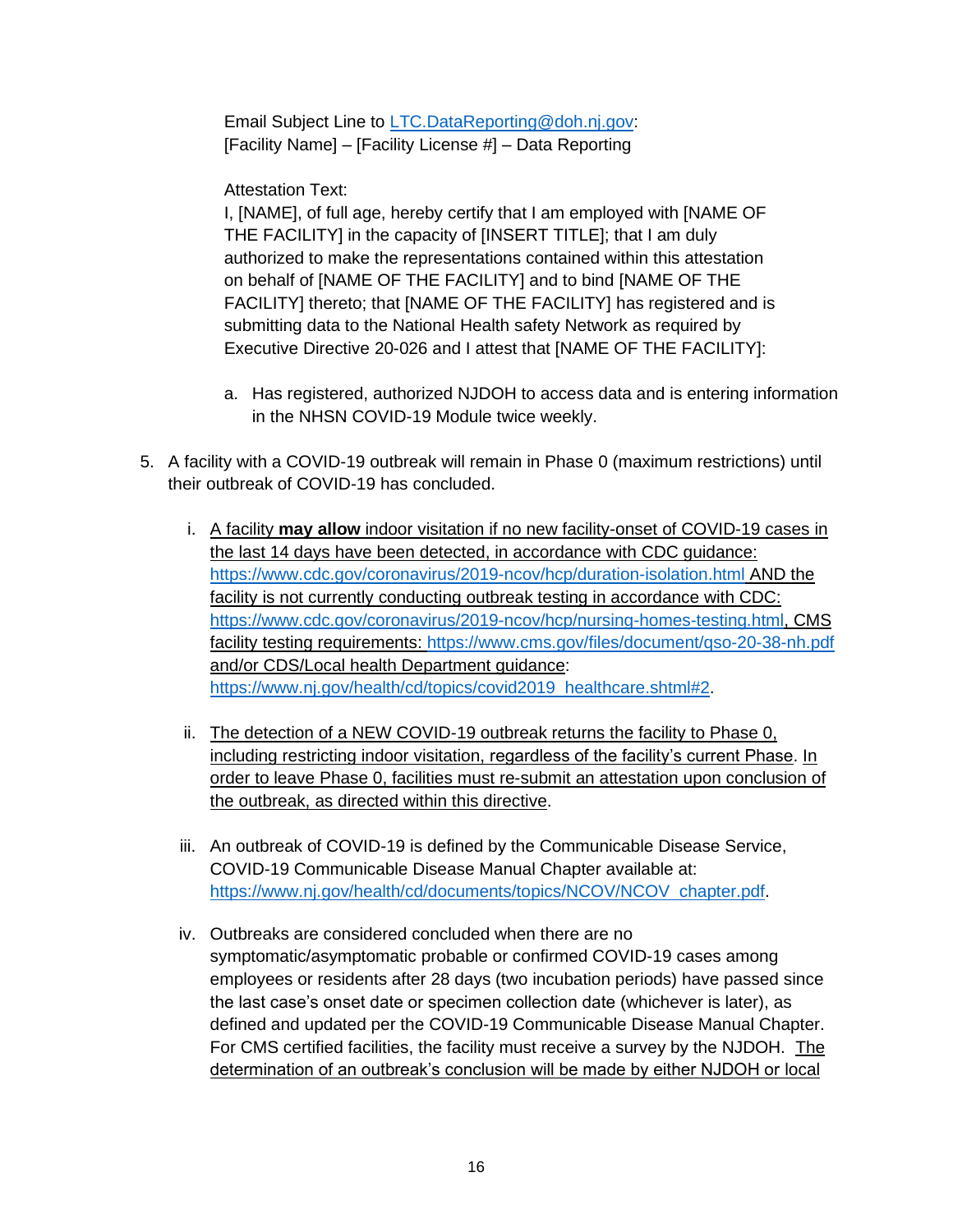Email Subject Line to LTC.DataReporting@doh.nj.gov:
[Facility Name] – [Facility License #] – Data Reporting

Attestation Text:
I, [NAME], of full age, hereby certify that I am employed with [NAME OF THE FACILITY] in the capacity of [INSERT TITLE]; that I am duly authorized to make the representations contained within this attestation on behalf of [NAME OF THE FACILITY] and to bind [NAME OF THE FACILITY] thereto; that [NAME OF THE FACILITY] has registered and is submitting data to the National Health safety Network as required by Executive Directive 20-026 and I attest that [NAME OF THE FACILITY]:

a. Has registered, authorized NJDOH to access data and is entering information in the NHSN COVID-19 Module twice weekly.

5. A facility with a COVID-19 outbreak will remain in Phase 0 (maximum restrictions) until their outbreak of COVID-19 has concluded.

   i. A facility **may allow** indoor visitation if no new facility-onset of COVID-19 cases in the last 14 days have been detected, in accordance with CDC guidance: https://www.cdc.gov/coronavirus/2019-ncov/hcp/duration-isolation.html AND the facility is not currently conducting outbreak testing in accordance with CDC: https://www.cdc.gov/coronavirus/2019-ncov/hcp/nursing-homes-testing.html, CMS facility testing requirements: https://www.cms.gov/files/document/qso-20-38-nh.pdf and/or CDS/Local health Department guidance: https://www.nj.gov/health/cd/topics/covid2019_healthcare.shtml#2.

   ii. The detection of a NEW COVID-19 outbreak returns the facility to Phase 0, including restricting indoor visitation, regardless of the facility's current Phase. In order to leave Phase 0, facilities must re-submit an attestation upon conclusion of the outbreak, as directed within this directive.

   iii. An outbreak of COVID-19 is defined by the Communicable Disease Service, COVID-19 Communicable Disease Manual Chapter available at: https://www.nj.gov/health/cd/documents/topics/NCOV/NCOV_chapter.pdf.

   iv. Outbreaks are considered concluded when there are no symptomatic/asymptomatic probable or confirmed COVID-19 cases among employees or residents after 28 days (two incubation periods) have passed since the last case's onset date or specimen collection date (whichever is later), as defined and updated per the COVID-19 Communicable Disease Manual Chapter. For CMS certified facilities, the facility must receive a survey by the NJDOH. The determination of an outbreak's conclusion will be made by either NJDOH or local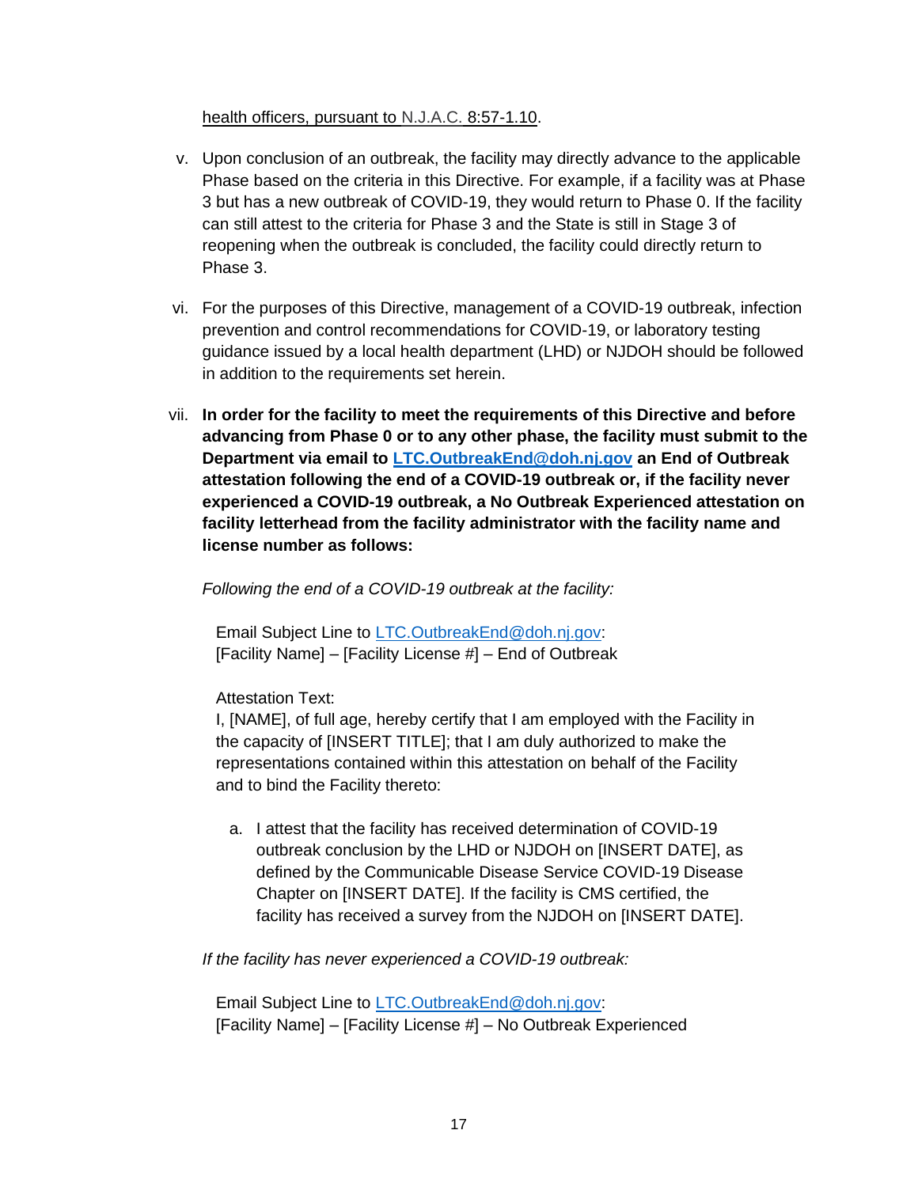health officers, pursuant to N.J.A.C. 8:57-1.10.

v. Upon conclusion of an outbreak, the facility may directly advance to the applicable Phase based on the criteria in this Directive. For example, if a facility was at Phase 3 but has a new outbreak of COVID-19, they would return to Phase 0. If the facility can still attest to the criteria for Phase 3 and the State is still in Stage 3 of reopening when the outbreak is concluded, the facility could directly return to Phase 3.

vi. For the purposes of this Directive, management of a COVID-19 outbreak, infection prevention and control recommendations for COVID-19, or laboratory testing guidance issued by a local health department (LHD) or NJDOH should be followed in addition to the requirements set herein.

vii. **In order for the facility to meet the requirements of this Directive and before advancing from Phase 0 or to any other phase, the facility must submit to the Department via email to LTC.OutbreakEnd@doh.nj.gov an End of Outbreak attestation following the end of a COVID-19 outbreak or, if the facility never experienced a COVID-19 outbreak, a No Outbreak Experienced attestation on facility letterhead from the facility administrator with the facility name and license number as follows:**

*Following the end of a COVID-19 outbreak at the facility:*

Email Subject Line to LTC.OutbreakEnd@doh.nj.gov:
[Facility Name] – [Facility License #] – End of Outbreak

Attestation Text:
I, [NAME], of full age, hereby certify that I am employed with the Facility in the capacity of [INSERT TITLE]; that I am duly authorized to make the representations contained within this attestation on behalf of the Facility and to bind the Facility thereto:

a. I attest that the facility has received determination of COVID-19 outbreak conclusion by the LHD or NJDOH on [INSERT DATE], as defined by the Communicable Disease Service COVID-19 Disease Chapter on [INSERT DATE]. If the facility is CMS certified, the facility has received a survey from the NJDOH on [INSERT DATE].

*If the facility has never experienced a COVID-19 outbreak:*

Email Subject Line to LTC.OutbreakEnd@doh.nj.gov:
[Facility Name] – [Facility License #] – No Outbreak Experienced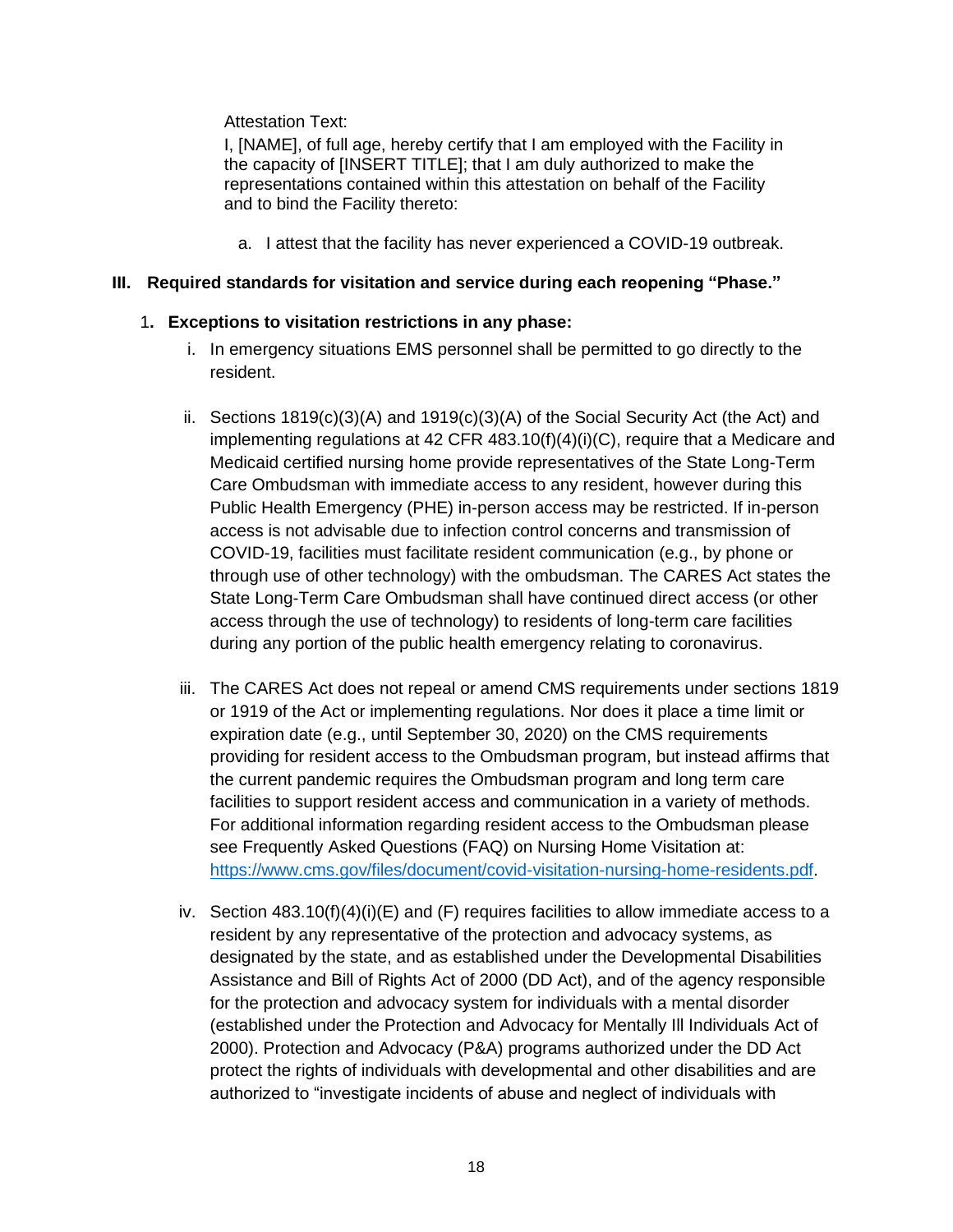Attestation Text:

I, [NAME], of full age, hereby certify that I am employed with the Facility in the capacity of [INSERT TITLE]; that I am duly authorized to make the representations contained within this attestation on behalf of the Facility and to bind the Facility thereto:

a. I attest that the facility has never experienced a COVID-19 outbreak.

## III. Required standards for visitation and service during each reopening "Phase."

### 1. Exceptions to visitation restrictions in any phase:

i. In emergency situations EMS personnel shall be permitted to go directly to the resident.

ii. Sections 1819(c)(3)(A) and 1919(c)(3)(A) of the Social Security Act (the Act) and implementing regulations at 42 CFR 483.10(f)(4)(i)(C), require that a Medicare and Medicaid certified nursing home provide representatives of the State Long-Term Care Ombudsman with immediate access to any resident, however during this Public Health Emergency (PHE) in-person access may be restricted. If in-person access is not advisable due to infection control concerns and transmission of COVID-19, facilities must facilitate resident communication (e.g., by phone or through use of other technology) with the ombudsman. The CARES Act states the State Long-Term Care Ombudsman shall have continued direct access (or other access through the use of technology) to residents of long-term care facilities during any portion of the public health emergency relating to coronavirus.

iii. The CARES Act does not repeal or amend CMS requirements under sections 1819 or 1919 of the Act or implementing regulations. Nor does it place a time limit or expiration date (e.g., until September 30, 2020) on the CMS requirements providing for resident access to the Ombudsman program, but instead affirms that the current pandemic requires the Ombudsman program and long term care facilities to support resident access and communication in a variety of methods. For additional information regarding resident access to the Ombudsman please see Frequently Asked Questions (FAQ) on Nursing Home Visitation at: https://www.cms.gov/files/document/covid-visitation-nursing-home-residents.pdf.

iv. Section 483.10(f)(4)(i)(E) and (F) requires facilities to allow immediate access to a resident by any representative of the protection and advocacy systems, as designated by the state, and as established under the Developmental Disabilities Assistance and Bill of Rights Act of 2000 (DD Act), and of the agency responsible for the protection and advocacy system for individuals with a mental disorder (established under the Protection and Advocacy for Mentally Ill Individuals Act of 2000). Protection and Advocacy (P&A) programs authorized under the DD Act protect the rights of individuals with developmental and other disabilities and are authorized to "investigate incidents of abuse and neglect of individuals with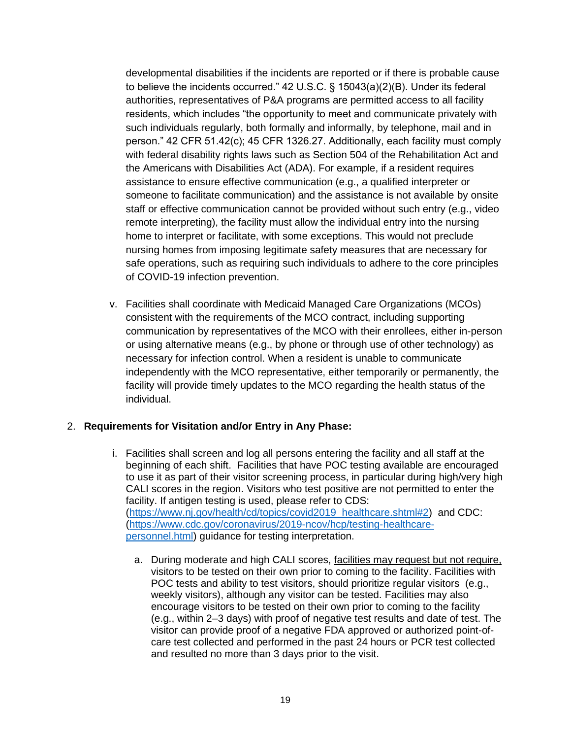developmental disabilities if the incidents are reported or if there is probable cause to believe the incidents occurred." 42 U.S.C. § 15043(a)(2)(B). Under its federal authorities, representatives of P&A programs are permitted access to all facility residents, which includes "the opportunity to meet and communicate privately with such individuals regularly, both formally and informally, by telephone, mail and in person." 42 CFR 51.42(c); 45 CFR 1326.27. Additionally, each facility must comply with federal disability rights laws such as Section 504 of the Rehabilitation Act and the Americans with Disabilities Act (ADA). For example, if a resident requires assistance to ensure effective communication (e.g., a qualified interpreter or someone to facilitate communication) and the assistance is not available by onsite staff or effective communication cannot be provided without such entry (e.g., video remote interpreting), the facility must allow the individual entry into the nursing home to interpret or facilitate, with some exceptions. This would not preclude nursing homes from imposing legitimate safety measures that are necessary for safe operations, such as requiring such individuals to adhere to the core principles of COVID-19 infection prevention.

v. Facilities shall coordinate with Medicaid Managed Care Organizations (MCOs) consistent with the requirements of the MCO contract, including supporting communication by representatives of the MCO with their enrollees, either in-person or using alternative means (e.g., by phone or through use of other technology) as necessary for infection control. When a resident is unable to communicate independently with the MCO representative, either temporarily or permanently, the facility will provide timely updates to the MCO regarding the health status of the individual.

2. **Requirements for Visitation and/or Entry in Any Phase:**

   i. Facilities shall screen and log all persons entering the facility and all staff at the beginning of each shift. Facilities that have POC testing available are encouraged to use it as part of their visitor screening process, in particular during high/very high CALI scores in the region. Visitors who test positive are not permitted to enter the facility. If antigen testing is used, please refer to CDS: (https://www.nj.gov/health/cd/topics/covid2019_healthcare.shtml#2) and CDC: (https://www.cdc.gov/coronavirus/2019-ncov/hcp/testing-healthcare-personnel.html) guidance for testing interpretation.

      a. During moderate and high CALI scores, facilities may request but not require, visitors to be tested on their own prior to coming to the facility. Facilities with POC tests and ability to test visitors, should prioritize regular visitors (e.g., weekly visitors), although any visitor can be tested. Facilities may also encourage visitors to be tested on their own prior to coming to the facility (e.g., within 2–3 days) with proof of negative test results and date of test. The visitor can provide proof of a negative FDA approved or authorized point-of-care test collected and performed in the past 24 hours or PCR test collected and resulted no more than 3 days prior to the visit.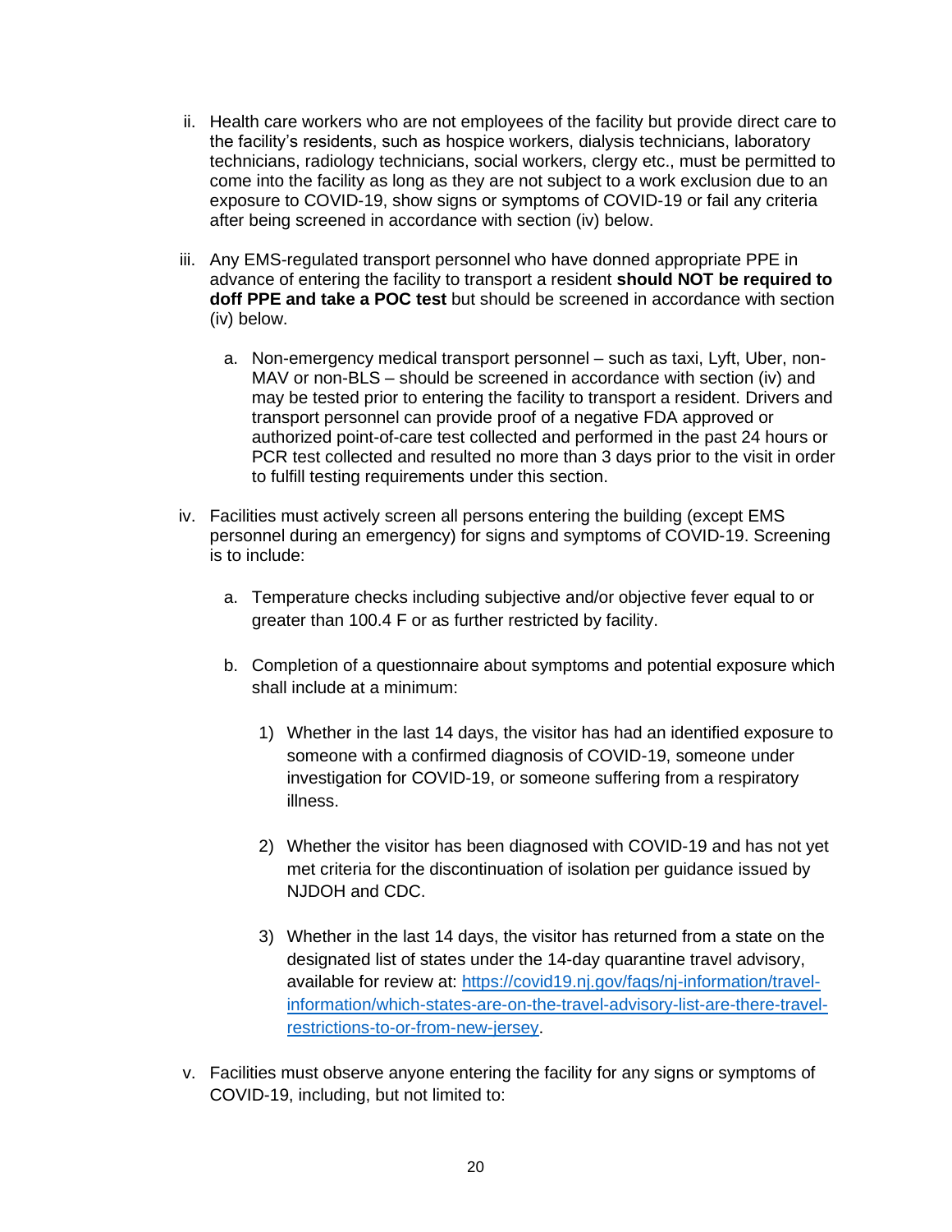ii. Health care workers who are not employees of the facility but provide direct care to the facility's residents, such as hospice workers, dialysis technicians, laboratory technicians, radiology technicians, social workers, clergy etc., must be permitted to come into the facility as long as they are not subject to a work exclusion due to an exposure to COVID-19, show signs or symptoms of COVID-19 or fail any criteria after being screened in accordance with section (iv) below.

iii. Any EMS-regulated transport personnel who have donned appropriate PPE in advance of entering the facility to transport a resident **should NOT be required to doff PPE and take a POC test** but should be screened in accordance with section (iv) below.

   a. Non-emergency medical transport personnel – such as taxi, Lyft, Uber, non-MAV or non-BLS – should be screened in accordance with section (iv) and may be tested prior to entering the facility to transport a resident. Drivers and transport personnel can provide proof of a negative FDA approved or authorized point-of-care test collected and performed in the past 24 hours or PCR test collected and resulted no more than 3 days prior to the visit in order to fulfill testing requirements under this section.

iv. Facilities must actively screen all persons entering the building (except EMS personnel during an emergency) for signs and symptoms of COVID-19. Screening is to include:

   a. Temperature checks including subjective and/or objective fever equal to or greater than 100.4 F or as further restricted by facility.

   b. Completion of a questionnaire about symptoms and potential exposure which shall include at a minimum:

      1) Whether in the last 14 days, the visitor has had an identified exposure to someone with a confirmed diagnosis of COVID-19, someone under investigation for COVID-19, or someone suffering from a respiratory illness.

      2) Whether the visitor has been diagnosed with COVID-19 and has not yet met criteria for the discontinuation of isolation per guidance issued by NJDOH and CDC.

      3) Whether in the last 14 days, the visitor has returned from a state on the designated list of states under the 14-day quarantine travel advisory, available for review at: https://covid19.nj.gov/faqs/nj-information/travel-information/which-states-are-on-the-travel-advisory-list-are-there-travel-restrictions-to-or-from-new-jersey.

v. Facilities must observe anyone entering the facility for any signs or symptoms of COVID-19, including, but not limited to: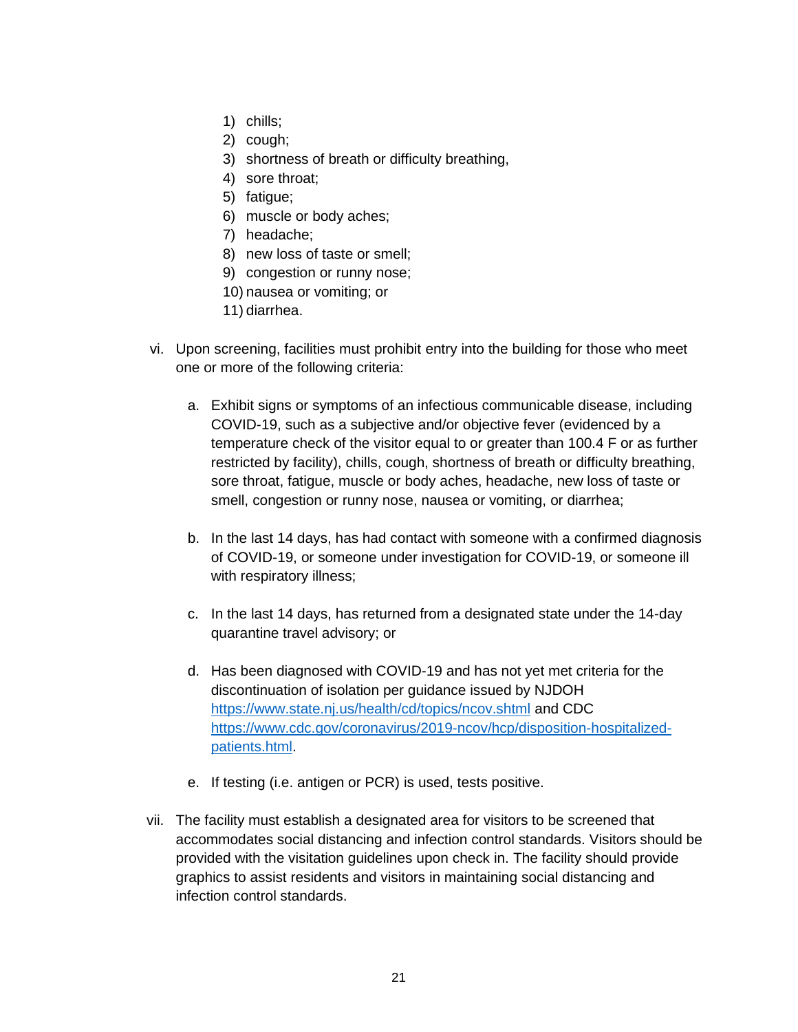1) chills;
2) cough;
3) shortness of breath or difficulty breathing,
4) sore throat;
5) fatigue;
6) muscle or body aches;
7) headache;
8) new loss of taste or smell;
9) congestion or runny nose;
10) nausea or vomiting; or
11) diarrhea.

vi. Upon screening, facilities must prohibit entry into the building for those who meet one or more of the following criteria:

   a. Exhibit signs or symptoms of an infectious communicable disease, including COVID-19, such as a subjective and/or objective fever (evidenced by a temperature check of the visitor equal to or greater than 100.4 F or as further restricted by facility), chills, cough, shortness of breath or difficulty breathing, sore throat, fatigue, muscle or body aches, headache, new loss of taste or smell, congestion or runny nose, nausea or vomiting, or diarrhea;

   b. In the last 14 days, has had contact with someone with a confirmed diagnosis of COVID-19, or someone under investigation for COVID-19, or someone ill with respiratory illness;

   c. In the last 14 days, has returned from a designated state under the 14-day quarantine travel advisory; or

   d. Has been diagnosed with COVID-19 and has not yet met criteria for the discontinuation of isolation per guidance issued by NJDOH [https://www.state.nj.us/health/cd/topics/ncov.shtml](https://www.state.nj.us/health/cd/topics/ncov.shtml) and CDC [https://www.cdc.gov/coronavirus/2019-ncov/hcp/disposition-hospitalized-patients.html](https://www.cdc.gov/coronavirus/2019-ncov/hcp/disposition-hospitalized-patients.html).

   e. If testing (i.e. antigen or PCR) is used, tests positive.

vii. The facility must establish a designated area for visitors to be screened that accommodates social distancing and infection control standards. Visitors should be provided with the visitation guidelines upon check in. The facility should provide graphics to assist residents and visitors in maintaining social distancing and infection control standards.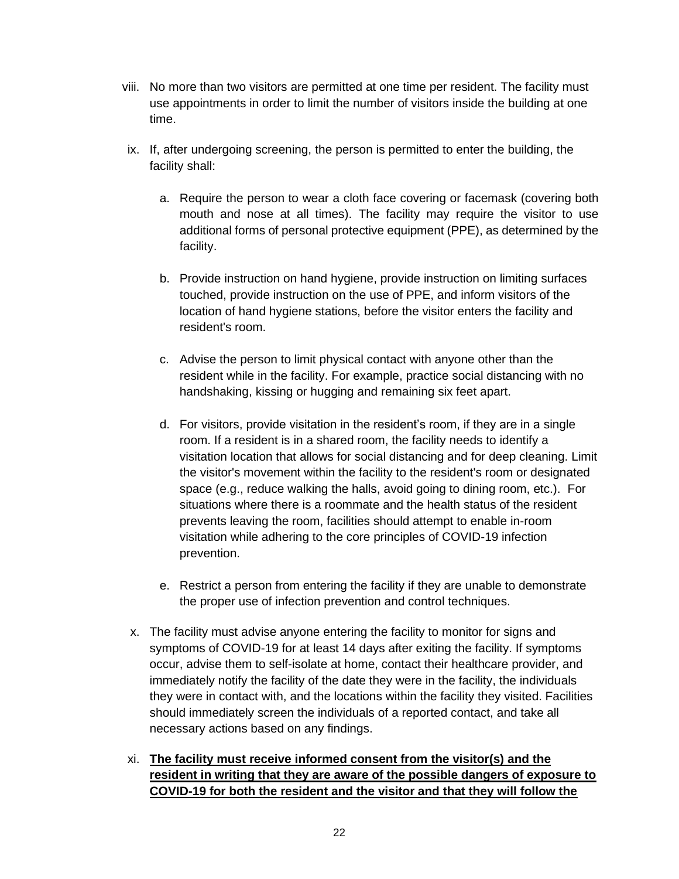viii. No more than two visitors are permitted at one time per resident. The facility must use appointments in order to limit the number of visitors inside the building at one time.

ix. If, after undergoing screening, the person is permitted to enter the building, the facility shall:

   a. Require the person to wear a cloth face covering or facemask (covering both mouth and nose at all times). The facility may require the visitor to use additional forms of personal protective equipment (PPE), as determined by the facility.

   b. Provide instruction on hand hygiene, provide instruction on limiting surfaces touched, provide instruction on the use of PPE, and inform visitors of the location of hand hygiene stations, before the visitor enters the facility and resident's room.

   c. Advise the person to limit physical contact with anyone other than the resident while in the facility. For example, practice social distancing with no handshaking, kissing or hugging and remaining six feet apart.

   d. For visitors, provide visitation in the resident's room, if they are in a single room. If a resident is in a shared room, the facility needs to identify a visitation location that allows for social distancing and for deep cleaning. Limit the visitor's movement within the facility to the resident's room or designated space (e.g., reduce walking the halls, avoid going to dining room, etc.). For situations where there is a roommate and the health status of the resident prevents leaving the room, facilities should attempt to enable in-room visitation while adhering to the core principles of COVID-19 infection prevention.

   e. Restrict a person from entering the facility if they are unable to demonstrate the proper use of infection prevention and control techniques.

x. The facility must advise anyone entering the facility to monitor for signs and symptoms of COVID-19 for at least 14 days after exiting the facility. If symptoms occur, advise them to self-isolate at home, contact their healthcare provider, and immediately notify the facility of the date they were in the facility, the individuals they were in contact with, and the locations within the facility they visited. Facilities should immediately screen the individuals of a reported contact, and take all necessary actions based on any findings.

xi. **The facility must receive informed consent from the visitor(s) and the resident in writing that they are aware of the possible dangers of exposure to COVID-19 for both the resident and the visitor and that they will follow the**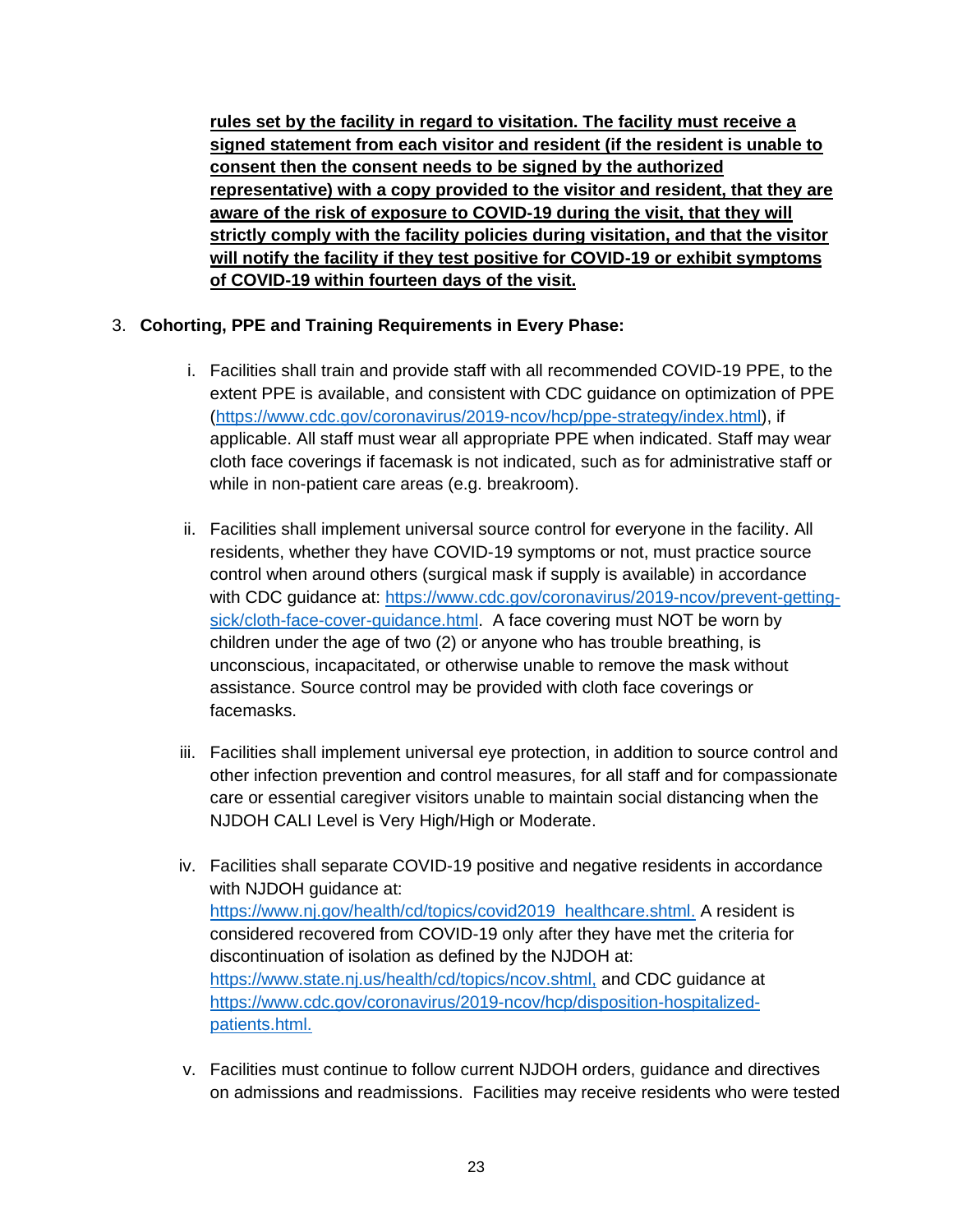**rules set by the facility in regard to visitation. The facility must receive a signed statement from each visitor and resident (if the resident is unable to consent then the consent needs to be signed by the authorized representative) with a copy provided to the visitor and resident, that they are aware of the risk of exposure to COVID-19 during the visit, that they will strictly comply with the facility policies during visitation, and that the visitor will notify the facility if they test positive for COVID-19 or exhibit symptoms of COVID-19 within fourteen days of the visit.**

3. **Cohorting, PPE and Training Requirements in Every Phase:**

   i. Facilities shall train and provide staff with all recommended COVID-19 PPE, to the extent PPE is available, and consistent with CDC guidance on optimization of PPE (https://www.cdc.gov/coronavirus/2019-ncov/hcp/ppe-strategy/index.html), if applicable. All staff must wear all appropriate PPE when indicated. Staff may wear cloth face coverings if facemask is not indicated, such as for administrative staff or while in non-patient care areas (e.g. breakroom).

   ii. Facilities shall implement universal source control for everyone in the facility. All residents, whether they have COVID-19 symptoms or not, must practice source control when around others (surgical mask if supply is available) in accordance with CDC guidance at: https://www.cdc.gov/coronavirus/2019-ncov/prevent-getting-sick/cloth-face-cover-guidance.html. A face covering must NOT be worn by children under the age of two (2) or anyone who has trouble breathing, is unconscious, incapacitated, or otherwise unable to remove the mask without assistance. Source control may be provided with cloth face coverings or facemasks.

   iii. Facilities shall implement universal eye protection, in addition to source control and other infection prevention and control measures, for all staff and for compassionate care or essential caregiver visitors unable to maintain social distancing when the NJDOH CALI Level is Very High/High or Moderate.

   iv. Facilities shall separate COVID-19 positive and negative residents in accordance with NJDOH guidance at: https://www.nj.gov/health/cd/topics/covid2019_healthcare.shtml. A resident is considered recovered from COVID-19 only after they have met the criteria for discontinuation of isolation as defined by the NJDOH at: https://www.state.nj.us/health/cd/topics/ncov.shtml, and CDC guidance at https://www.cdc.gov/coronavirus/2019-ncov/hcp/disposition-hospitalized-patients.html.

   v. Facilities must continue to follow current NJDOH orders, guidance and directives on admissions and readmissions. Facilities may receive residents who were tested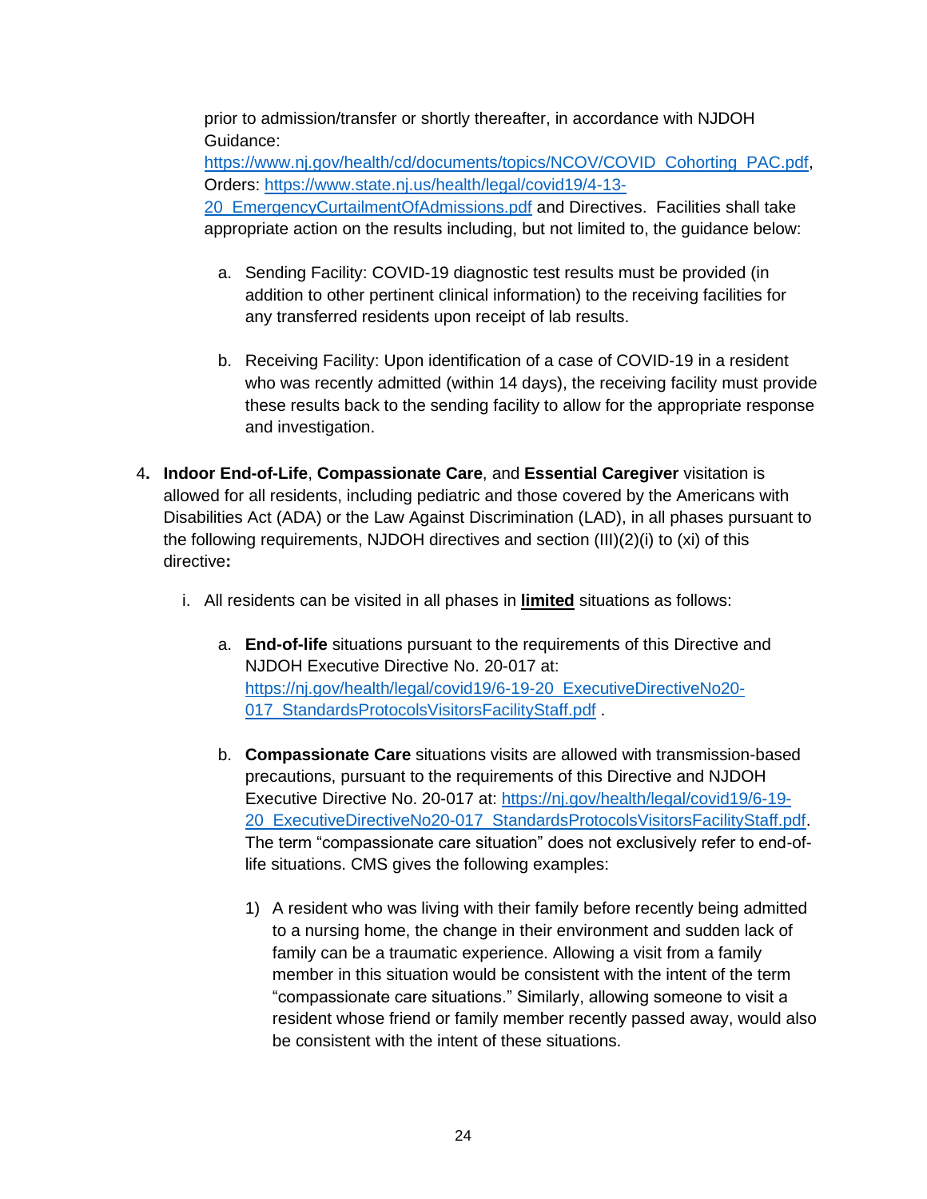prior to admission/transfer or shortly thereafter, in accordance with NJDOH Guidance: https://www.nj.gov/health/cd/documents/topics/NCOV/COVID_Cohorting_PAC.pdf, Orders: https://www.state.nj.us/health/legal/covid19/4-13-20_EmergencyCurtailmentOfAdmissions.pdf and Directives. Facilities shall take appropriate action on the results including, but not limited to, the guidance below:

a. Sending Facility: COVID-19 diagnostic test results must be provided (in addition to other pertinent clinical information) to the receiving facilities for any transferred residents upon receipt of lab results.

b. Receiving Facility: Upon identification of a case of COVID-19 in a resident who was recently admitted (within 14 days), the receiving facility must provide these results back to the sending facility to allow for the appropriate response and investigation.

4**.** **Indoor End-of-Life**, **Compassionate Care**, and **Essential Caregiver** visitation is allowed for all residents, including pediatric and those covered by the Americans with Disabilities Act (ADA) or the Law Against Discrimination (LAD), in all phases pursuant to the following requirements, NJDOH directives and section (III)(2)(i) to (xi) of this directive**:**

i. All residents can be visited in all phases in **limited** situations as follows:

a. **End-of-life** situations pursuant to the requirements of this Directive and NJDOH Executive Directive No. 20-017 at: https://nj.gov/health/legal/covid19/6-19-20_ExecutiveDirectiveNo20-017_StandardsProtocolsVisitorsFacilityStaff.pdf .

b. **Compassionate Care** situations visits are allowed with transmission-based precautions, pursuant to the requirements of this Directive and NJDOH Executive Directive No. 20-017 at: https://nj.gov/health/legal/covid19/6-19-20_ExecutiveDirectiveNo20-017_StandardsProtocolsVisitorsFacilityStaff.pdf. The term "compassionate care situation" does not exclusively refer to end-of-life situations. CMS gives the following examples:

1) A resident who was living with their family before recently being admitted to a nursing home, the change in their environment and sudden lack of family can be a traumatic experience. Allowing a visit from a family member in this situation would be consistent with the intent of the term "compassionate care situations." Similarly, allowing someone to visit a resident whose friend or family member recently passed away, would also be consistent with the intent of these situations.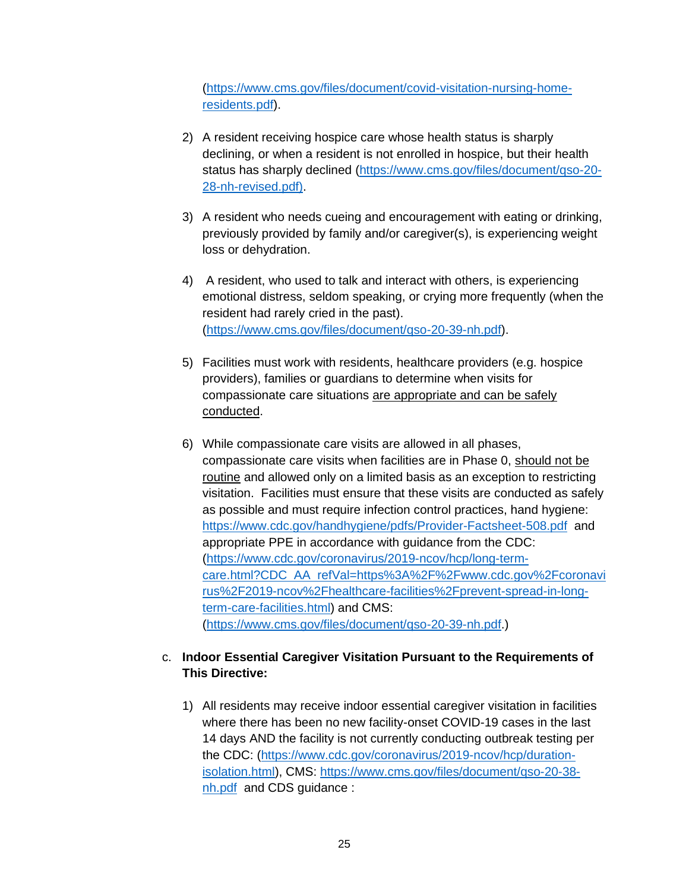(https://www.cms.gov/files/document/covid-visitation-nursing-home-residents.pdf).

2) A resident receiving hospice care whose health status is sharply declining, or when a resident is not enrolled in hospice, but their health status has sharply declined (https://www.cms.gov/files/document/qso-20-28-nh-revised.pdf).

3) A resident who needs cueing and encouragement with eating or drinking, previously provided by family and/or caregiver(s), is experiencing weight loss or dehydration.

4) A resident, who used to talk and interact with others, is experiencing emotional distress, seldom speaking, or crying more frequently (when the resident had rarely cried in the past). (https://www.cms.gov/files/document/qso-20-39-nh.pdf).

5) Facilities must work with residents, healthcare providers (e.g. hospice providers), families or guardians to determine when visits for compassionate care situations <u>are appropriate and can be safely conducted</u>.

6) While compassionate care visits are allowed in all phases, compassionate care visits when facilities are in Phase 0, <u>should not be routine</u> and allowed only on a limited basis as an exception to restricting visitation. Facilities must ensure that these visits are conducted as safely as possible and must require infection control practices, hand hygiene: https://www.cdc.gov/handhygiene/pdfs/Provider-Factsheet-508.pdf and appropriate PPE in accordance with guidance from the CDC: (https://www.cdc.gov/coronavirus/2019-ncov/hcp/long-term-care.html?CDC_AA_refVal=https%3A%2F%2Fwww.cdc.gov%2Fcoronavirus%2F2019-ncov%2Fhealthcare-facilities%2Fprevent-spread-in-long-term-care-facilities.html) and CMS: (https://www.cms.gov/files/document/qso-20-39-nh.pdf.)

c. **Indoor Essential Caregiver Visitation Pursuant to the Requirements of This Directive:**

1) All residents may receive indoor essential caregiver visitation in facilities where there has been no new facility-onset COVID-19 cases in the last 14 days AND the facility is not currently conducting outbreak testing per the CDC: (https://www.cdc.gov/coronavirus/2019-ncov/hcp/duration-isolation.html), CMS: https://www.cms.gov/files/document/qso-20-38-nh.pdf and CDS guidance :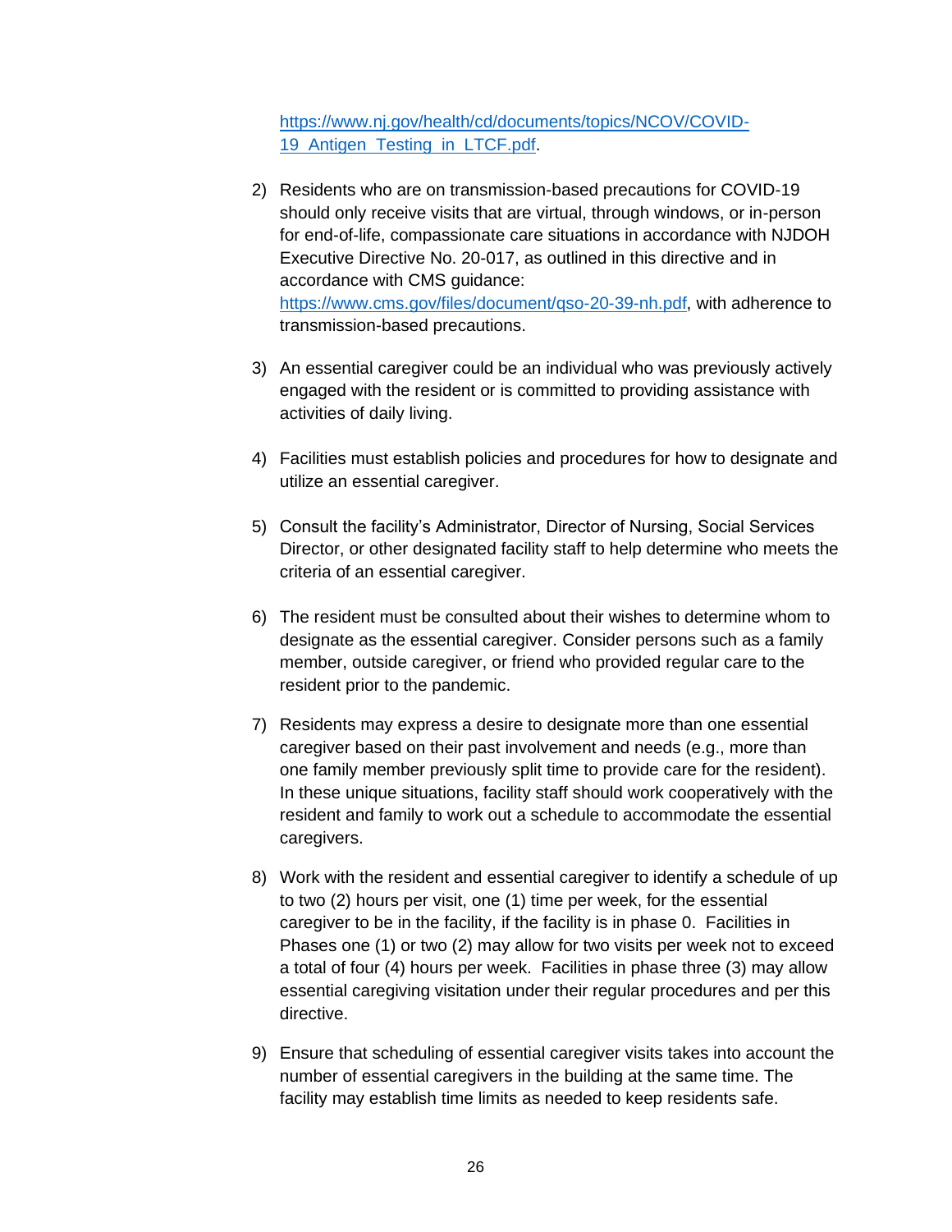https://www.nj.gov/health/cd/documents/topics/NCOV/COVID-19_Antigen_Testing_in_LTCF.pdf.

2) Residents who are on transmission-based precautions for COVID-19 should only receive visits that are virtual, through windows, or in-person for end-of-life, compassionate care situations in accordance with NJDOH Executive Directive No. 20-017, as outlined in this directive and in accordance with CMS guidance: https://www.cms.gov/files/document/qso-20-39-nh.pdf, with adherence to transmission-based precautions.

3) An essential caregiver could be an individual who was previously actively engaged with the resident or is committed to providing assistance with activities of daily living.

4) Facilities must establish policies and procedures for how to designate and utilize an essential caregiver.

5) Consult the facility's Administrator, Director of Nursing, Social Services Director, or other designated facility staff to help determine who meets the criteria of an essential caregiver.

6) The resident must be consulted about their wishes to determine whom to designate as the essential caregiver. Consider persons such as a family member, outside caregiver, or friend who provided regular care to the resident prior to the pandemic.

7) Residents may express a desire to designate more than one essential caregiver based on their past involvement and needs (e.g., more than one family member previously split time to provide care for the resident). In these unique situations, facility staff should work cooperatively with the resident and family to work out a schedule to accommodate the essential caregivers.

8) Work with the resident and essential caregiver to identify a schedule of up to two (2) hours per visit, one (1) time per week, for the essential caregiver to be in the facility, if the facility is in phase 0. Facilities in Phases one (1) or two (2) may allow for two visits per week not to exceed a total of four (4) hours per week. Facilities in phase three (3) may allow essential caregiving visitation under their regular procedures and per this directive.

9) Ensure that scheduling of essential caregiver visits takes into account the number of essential caregivers in the building at the same time. The facility may establish time limits as needed to keep residents safe.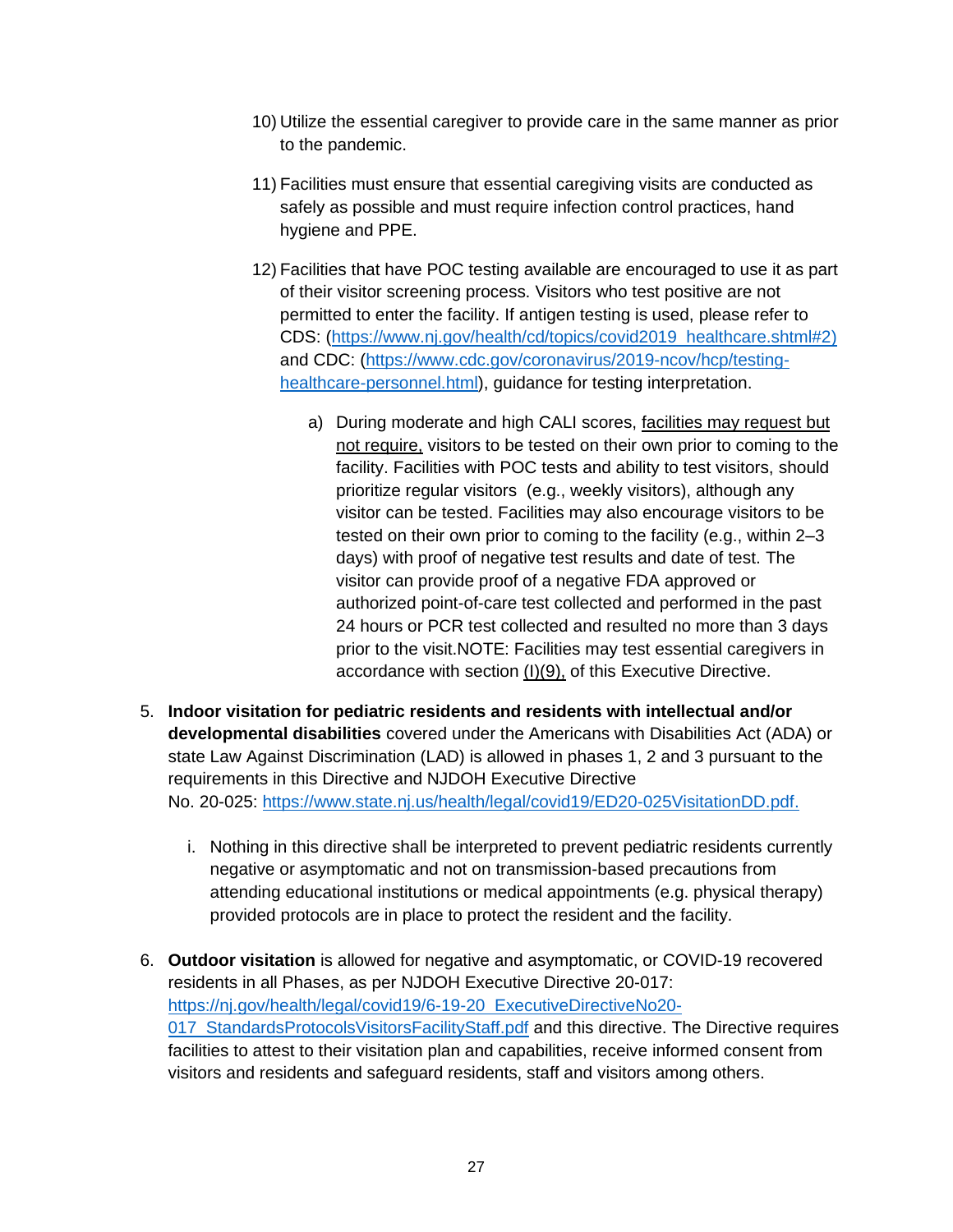10) Utilize the essential caregiver to provide care in the same manner as prior to the pandemic.

11) Facilities must ensure that essential caregiving visits are conducted as safely as possible and must require infection control practices, hand hygiene and PPE.

12) Facilities that have POC testing available are encouraged to use it as part of their visitor screening process. Visitors who test positive are not permitted to enter the facility. If antigen testing is used, please refer to CDS: (https://www.nj.gov/health/cd/topics/covid2019_healthcare.shtml#2) and CDC: (https://www.cdc.gov/coronavirus/2019-ncov/hcp/testing-healthcare-personnel.html), guidance for testing interpretation.

    a) During moderate and high CALI scores, facilities may request but not require, visitors to be tested on their own prior to coming to the facility. Facilities with POC tests and ability to test visitors, should prioritize regular visitors (e.g., weekly visitors), although any visitor can be tested. Facilities may also encourage visitors to be tested on their own prior to coming to the facility (e.g., within 2–3 days) with proof of negative test results and date of test. The visitor can provide proof of a negative FDA approved or authorized point-of-care test collected and performed in the past 24 hours or PCR test collected and resulted no more than 3 days prior to the visit.NOTE: Facilities may test essential caregivers in accordance with section (I)(9), of this Executive Directive.

5. **Indoor visitation for pediatric residents and residents with intellectual and/or developmental disabilities** covered under the Americans with Disabilities Act (ADA) or state Law Against Discrimination (LAD) is allowed in phases 1, 2 and 3 pursuant to the requirements in this Directive and NJDOH Executive Directive No. 20-025: https://www.state.nj.us/health/legal/covid19/ED20-025VisitationDD.pdf.

    i. Nothing in this directive shall be interpreted to prevent pediatric residents currently negative or asymptomatic and not on transmission-based precautions from attending educational institutions or medical appointments (e.g. physical therapy) provided protocols are in place to protect the resident and the facility.

6. **Outdoor visitation** is allowed for negative and asymptomatic, or COVID-19 recovered residents in all Phases, as per NJDOH Executive Directive 20-017: https://nj.gov/health/legal/covid19/6-19-20_ExecutiveDirectiveNo20-017_StandardsProtocolsVisitorsFacilityStaff.pdf and this directive. The Directive requires facilities to attest to their visitation plan and capabilities, receive informed consent from visitors and residents and safeguard residents, staff and visitors among others.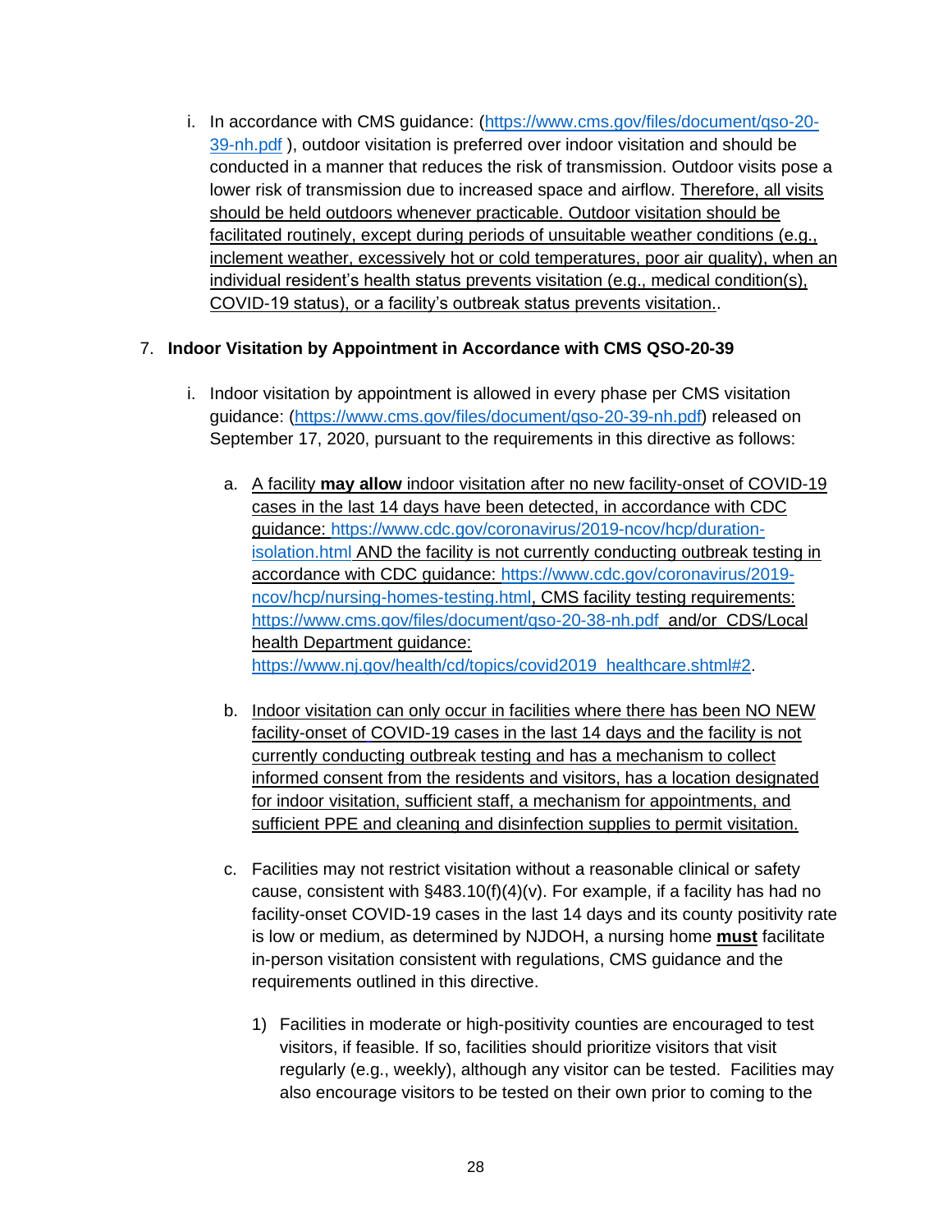i. In accordance with CMS guidance: (https://www.cms.gov/files/document/qso-20-39-nh.pdf ), outdoor visitation is preferred over indoor visitation and should be conducted in a manner that reduces the risk of transmission. Outdoor visits pose a lower risk of transmission due to increased space and airflow. Therefore, all visits should be held outdoors whenever practicable. Outdoor visitation should be facilitated routinely, except during periods of unsuitable weather conditions (e.g., inclement weather, excessively hot or cold temperatures, poor air quality), when an individual resident's health status prevents visitation (e.g., medical condition(s), COVID-19 status), or a facility's outbreak status prevents visitation..

7. **Indoor Visitation by Appointment in Accordance with CMS QSO-20-39**

   i. Indoor visitation by appointment is allowed in every phase per CMS visitation guidance: (https://www.cms.gov/files/document/qso-20-39-nh.pdf) released on September 17, 2020, pursuant to the requirements in this directive as follows:

      a. A facility **may allow** indoor visitation after no new facility-onset of COVID-19 cases in the last 14 days have been detected, in accordance with CDC guidance: https://www.cdc.gov/coronavirus/2019-ncov/hcp/duration-isolation.html AND the facility is not currently conducting outbreak testing in accordance with CDC guidance: https://www.cdc.gov/coronavirus/2019-ncov/hcp/nursing-homes-testing.html, CMS facility testing requirements: https://www.cms.gov/files/document/qso-20-38-nh.pdf and/or CDS/Local health Department guidance: https://www.nj.gov/health/cd/topics/covid2019_healthcare.shtml#2.

      b. Indoor visitation can only occur in facilities where there has been NO NEW facility-onset of COVID-19 cases in the last 14 days and the facility is not currently conducting outbreak testing and has a mechanism to collect informed consent from the residents and visitors, has a location designated for indoor visitation, sufficient staff, a mechanism for appointments, and sufficient PPE and cleaning and disinfection supplies to permit visitation.

      c. Facilities may not restrict visitation without a reasonable clinical or safety cause, consistent with §483.10(f)(4)(v). For example, if a facility has had no facility-onset COVID-19 cases in the last 14 days and its county positivity rate is low or medium, as determined by NJDOH, a nursing home **must** facilitate in-person visitation consistent with regulations, CMS guidance and the requirements outlined in this directive.

         1) Facilities in moderate or high-positivity counties are encouraged to test visitors, if feasible. If so, facilities should prioritize visitors that visit regularly (e.g., weekly), although any visitor can be tested. Facilities may also encourage visitors to be tested on their own prior to coming to the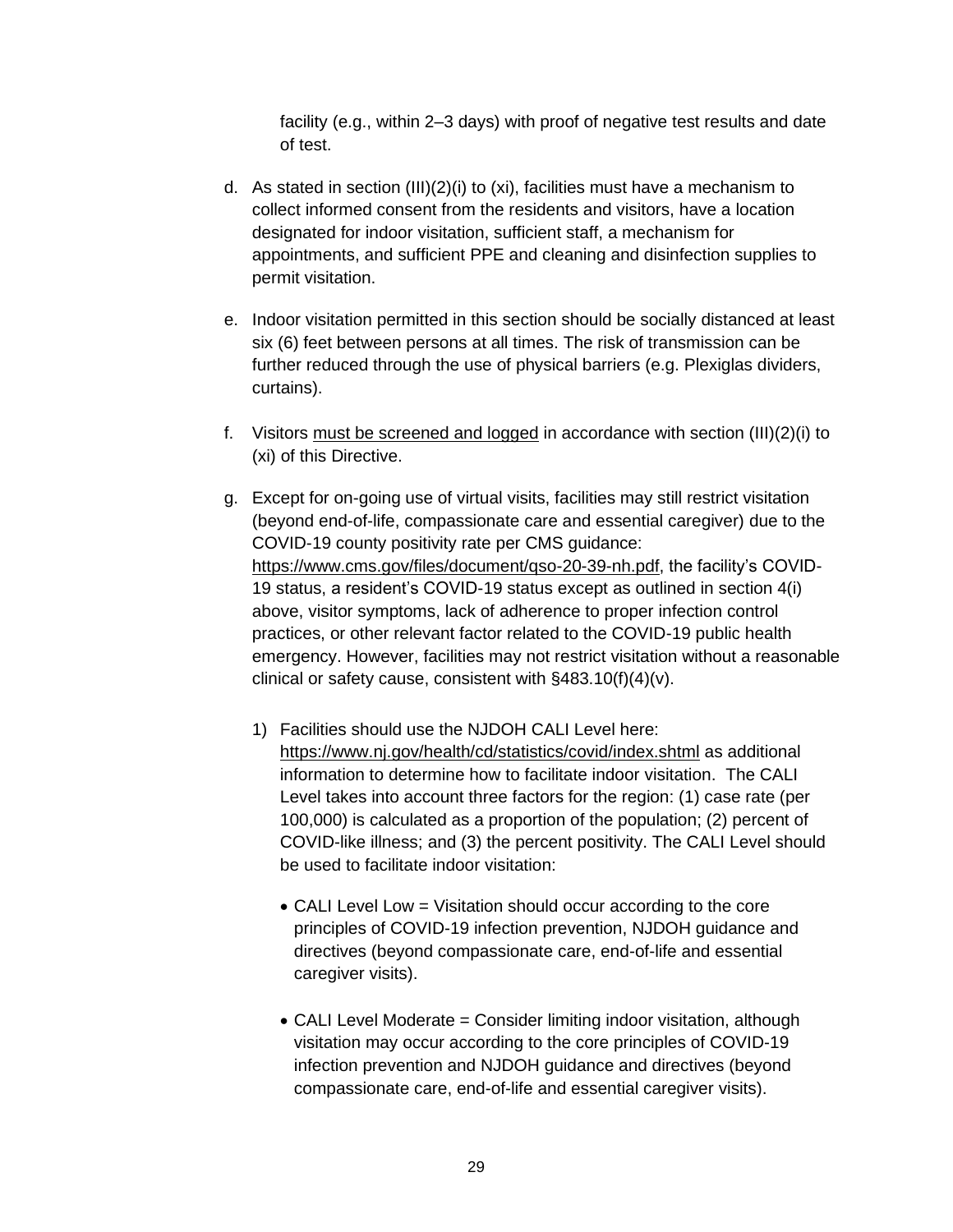facility (e.g., within 2–3 days) with proof of negative test results and date of test.

d. As stated in section (III)(2)(i) to (xi), facilities must have a mechanism to collect informed consent from the residents and visitors, have a location designated for indoor visitation, sufficient staff, a mechanism for appointments, and sufficient PPE and cleaning and disinfection supplies to permit visitation.

e. Indoor visitation permitted in this section should be socially distanced at least six (6) feet between persons at all times. The risk of transmission can be further reduced through the use of physical barriers (e.g. Plexiglas dividers, curtains).

f. Visitors must be screened and logged in accordance with section (III)(2)(i) to (xi) of this Directive.

g. Except for on-going use of virtual visits, facilities may still restrict visitation (beyond end-of-life, compassionate care and essential caregiver) due to the COVID-19 county positivity rate per CMS guidance: https://www.cms.gov/files/document/qso-20-39-nh.pdf, the facility's COVID-19 status, a resident's COVID-19 status except as outlined in section 4(i) above, visitor symptoms, lack of adherence to proper infection control practices, or other relevant factor related to the COVID-19 public health emergency. However, facilities may not restrict visitation without a reasonable clinical or safety cause, consistent with §483.10(f)(4)(v).

   1) Facilities should use the NJDOH CALI Level here: https://www.nj.gov/health/cd/statistics/covid/index.shtml as additional information to determine how to facilitate indoor visitation. The CALI Level takes into account three factors for the region: (1) case rate (per 100,000) is calculated as a proportion of the population; (2) percent of COVID-like illness; and (3) the percent positivity. The CALI Level should be used to facilitate indoor visitation:

      - CALI Level Low = Visitation should occur according to the core principles of COVID-19 infection prevention, NJDOH guidance and directives (beyond compassionate care, end-of-life and essential caregiver visits).

      - CALI Level Moderate = Consider limiting indoor visitation, although visitation may occur according to the core principles of COVID-19 infection prevention and NJDOH guidance and directives (beyond compassionate care, end-of-life and essential caregiver visits).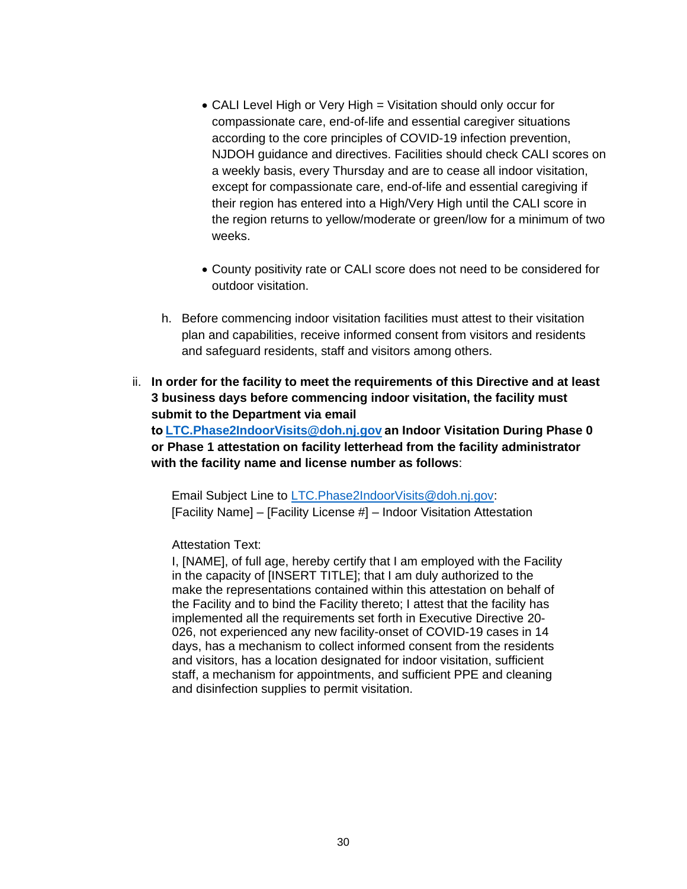- CALI Level High or Very High = Visitation should only occur for compassionate care, end-of-life and essential caregiver situations according to the core principles of COVID-19 infection prevention, NJDOH guidance and directives. Facilities should check CALI scores on a weekly basis, every Thursday and are to cease all indoor visitation, except for compassionate care, end-of-life and essential caregiving if their region has entered into a High/Very High until the CALI score in the region returns to yellow/moderate or green/low for a minimum of two weeks.

- County positivity rate or CALI score does not need to be considered for outdoor visitation.

h. Before commencing indoor visitation facilities must attest to their visitation plan and capabilities, receive informed consent from visitors and residents and safeguard residents, staff and visitors among others.

ii. **In order for the facility to meet the requirements of this Directive and at least 3 business days before commencing indoor visitation, the facility must submit to the Department via email to [LTC.Phase2IndoorVisits@doh.nj.gov](mailto:LTC.Phase2IndoorVisits@doh.nj.gov) an Indoor Visitation During Phase 0 or Phase 1 attestation on facility letterhead from the facility administrator with the facility name and license number as follows**:

Email Subject Line to [LTC.Phase2IndoorVisits@doh.nj.gov](mailto:LTC.Phase2IndoorVisits@doh.nj.gov):
[Facility Name] – [Facility License #] – Indoor Visitation Attestation

Attestation Text:
I, [NAME], of full age, hereby certify that I am employed with the Facility in the capacity of [INSERT TITLE]; that I am duly authorized to the make the representations contained within this attestation on behalf of the Facility and to bind the Facility thereto; I attest that the facility has implemented all the requirements set forth in Executive Directive 20-026, not experienced any new facility-onset of COVID-19 cases in 14 days, has a mechanism to collect informed consent from the residents and visitors, has a location designated for indoor visitation, sufficient staff, a mechanism for appointments, and sufficient PPE and cleaning and disinfection supplies to permit visitation.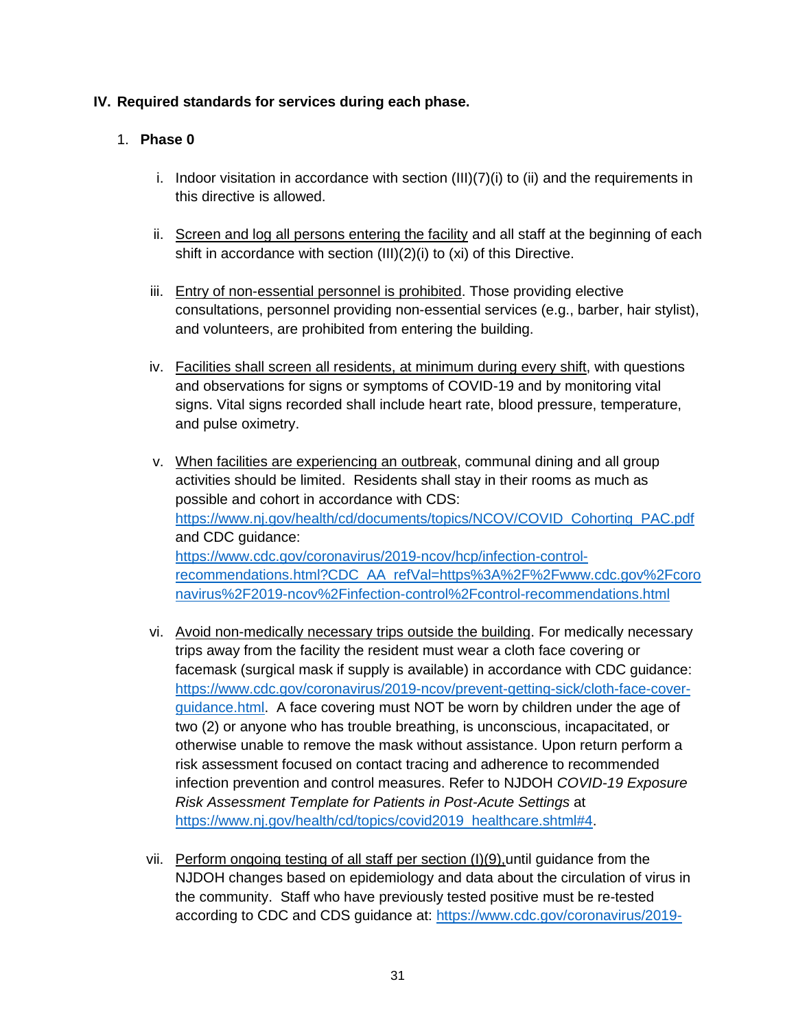## IV. Required standards for services during each phase.

1. **Phase 0**

   i. Indoor visitation in accordance with section (III)(7)(i) to (ii) and the requirements in this directive is allowed.

   ii. Screen and log all persons entering the facility and all staff at the beginning of each shift in accordance with section (III)(2)(i) to (xi) of this Directive.

   iii. Entry of non-essential personnel is prohibited. Those providing elective consultations, personnel providing non-essential services (e.g., barber, hair stylist), and volunteers, are prohibited from entering the building.

   iv. Facilities shall screen all residents, at minimum during every shift, with questions and observations for signs or symptoms of COVID-19 and by monitoring vital signs. Vital signs recorded shall include heart rate, blood pressure, temperature, and pulse oximetry.

   v. When facilities are experiencing an outbreak, communal dining and all group activities should be limited. Residents shall stay in their rooms as much as possible and cohort in accordance with CDS: https://www.nj.gov/health/cd/documents/topics/NCOV/COVID_Cohorting_PAC.pdf and CDC guidance: https://www.cdc.gov/coronavirus/2019-ncov/hcp/infection-control-recommendations.html?CDC_AA_refVal=https%3A%2F%2Fwww.cdc.gov%2Fcoronavirus%2F2019-ncov%2Finfection-control%2Fcontrol-recommendations.html

   vi. Avoid non-medically necessary trips outside the building. For medically necessary trips away from the facility the resident must wear a cloth face covering or facemask (surgical mask if supply is available) in accordance with CDC guidance: https://www.cdc.gov/coronavirus/2019-ncov/prevent-getting-sick/cloth-face-cover-guidance.html. A face covering must NOT be worn by children under the age of two (2) or anyone who has trouble breathing, is unconscious, incapacitated, or otherwise unable to remove the mask without assistance. Upon return perform a risk assessment focused on contact tracing and adherence to recommended infection prevention and control measures. Refer to NJDOH *COVID-19 Exposure Risk Assessment Template for Patients in Post-Acute Settings* at https://www.nj.gov/health/cd/topics/covid2019_healthcare.shtml#4.

   vii. Perform ongoing testing of all staff per section (I)(9), until guidance from the NJDOH changes based on epidemiology and data about the circulation of virus in the community. Staff who have previously tested positive must be re-tested according to CDC and CDS guidance at: https://www.cdc.gov/coronavirus/2019-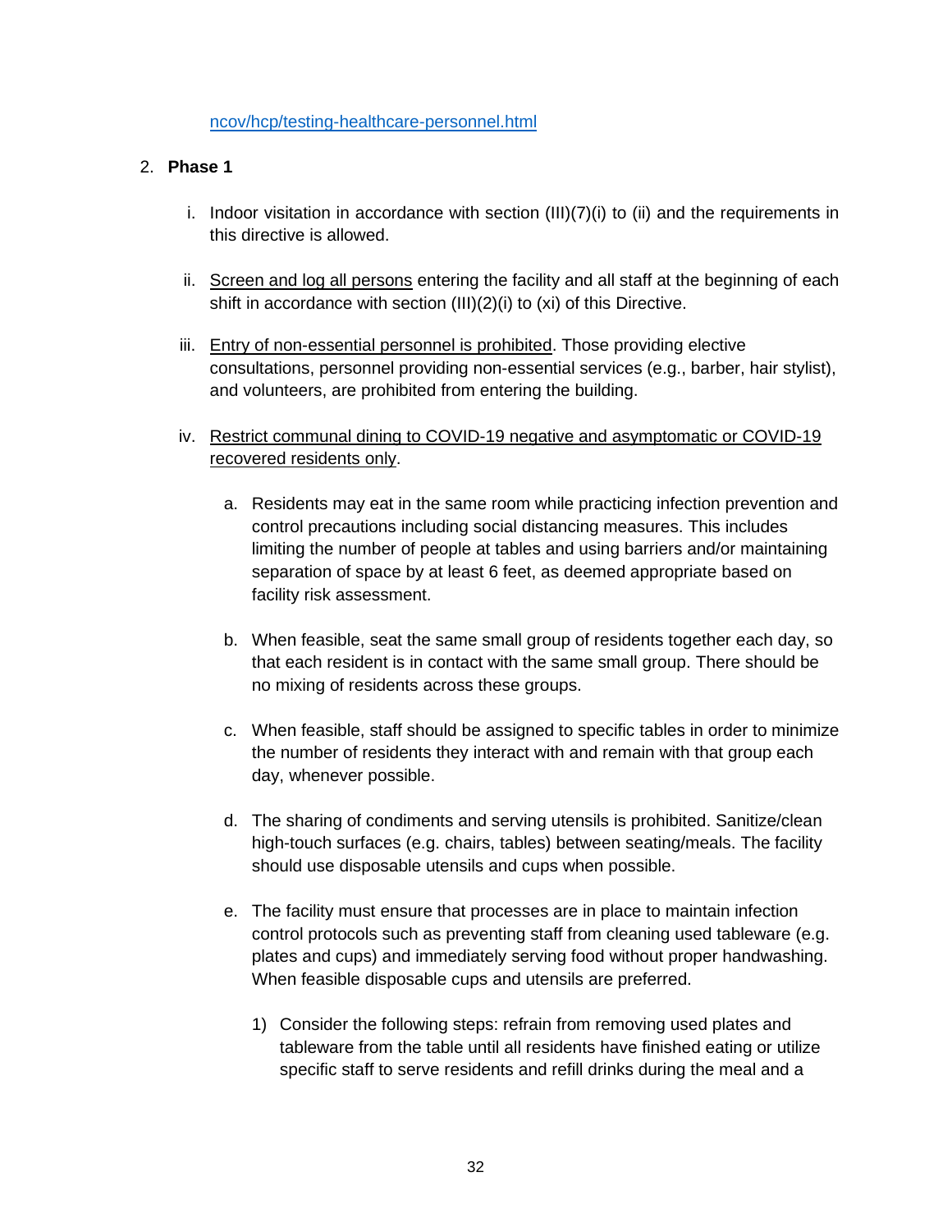[ncov/hcp/testing-healthcare-personnel.html](ncov/hcp/testing-healthcare-personnel.html)

2. **Phase 1**

   i. Indoor visitation in accordance with section (III)(7)(i) to (ii) and the requirements in this directive is allowed.

   ii. Screen and log all persons entering the facility and all staff at the beginning of each shift in accordance with section (III)(2)(i) to (xi) of this Directive.

   iii. Entry of non-essential personnel is prohibited. Those providing elective consultations, personnel providing non-essential services (e.g., barber, hair stylist), and volunteers, are prohibited from entering the building.

   iv. Restrict communal dining to COVID-19 negative and asymptomatic or COVID-19 recovered residents only.

      a. Residents may eat in the same room while practicing infection prevention and control precautions including social distancing measures. This includes limiting the number of people at tables and using barriers and/or maintaining separation of space by at least 6 feet, as deemed appropriate based on facility risk assessment.

      b. When feasible, seat the same small group of residents together each day, so that each resident is in contact with the same small group. There should be no mixing of residents across these groups.

      c. When feasible, staff should be assigned to specific tables in order to minimize the number of residents they interact with and remain with that group each day, whenever possible.

      d. The sharing of condiments and serving utensils is prohibited. Sanitize/clean high-touch surfaces (e.g. chairs, tables) between seating/meals. The facility should use disposable utensils and cups when possible.

      e. The facility must ensure that processes are in place to maintain infection control protocols such as preventing staff from cleaning used tableware (e.g. plates and cups) and immediately serving food without proper handwashing. When feasible disposable cups and utensils are preferred.

         1) Consider the following steps: refrain from removing used plates and tableware from the table until all residents have finished eating or utilize specific staff to serve residents and refill drinks during the meal and a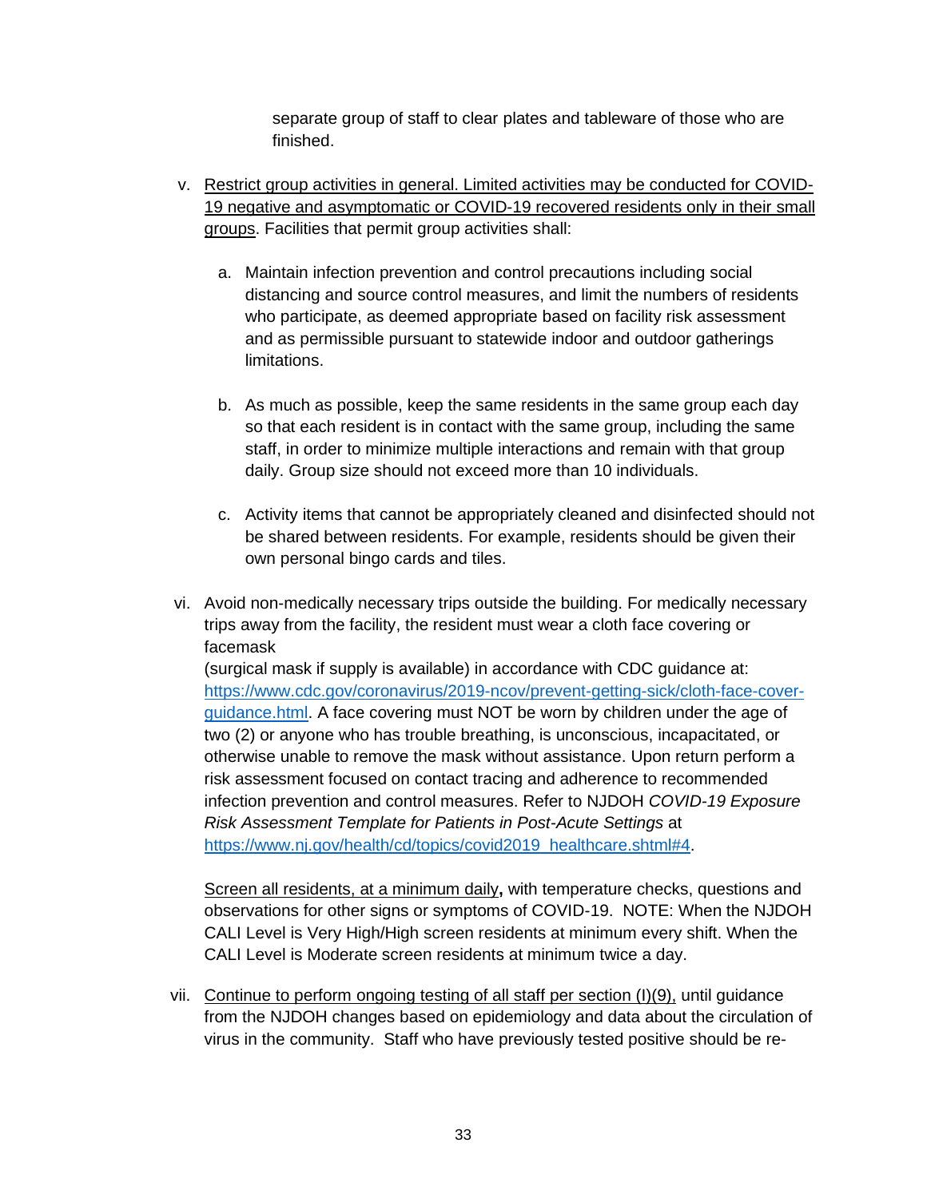separate group of staff to clear plates and tableware of those who are finished.

v. <u>Restrict group activities in general. Limited activities may be conducted for COVID-19 negative and asymptomatic or COVID-19 recovered residents only in their small groups</u>. Facilities that permit group activities shall:

   a. Maintain infection prevention and control precautions including social distancing and source control measures, and limit the numbers of residents who participate, as deemed appropriate based on facility risk assessment and as permissible pursuant to statewide indoor and outdoor gatherings limitations.

   b. As much as possible, keep the same residents in the same group each day so that each resident is in contact with the same group, including the same staff, in order to minimize multiple interactions and remain with that group daily. Group size should not exceed more than 10 individuals.

   c. Activity items that cannot be appropriately cleaned and disinfected should not be shared between residents. For example, residents should be given their own personal bingo cards and tiles.

vi. Avoid non-medically necessary trips outside the building. For medically necessary trips away from the facility, the resident must wear a cloth face covering or facemask
(surgical mask if supply is available) in accordance with CDC guidance at: [https://www.cdc.gov/coronavirus/2019-ncov/prevent-getting-sick/cloth-face-cover-guidance.html](https://www.cdc.gov/coronavirus/2019-ncov/prevent-getting-sick/cloth-face-cover-guidance.html). A face covering must NOT be worn by children under the age of two (2) or anyone who has trouble breathing, is unconscious, incapacitated, or otherwise unable to remove the mask without assistance. Upon return perform a risk assessment focused on contact tracing and adherence to recommended infection prevention and control measures. Refer to NJDOH *COVID-19 Exposure Risk Assessment Template for Patients in Post-Acute Settings* at [https://www.nj.gov/health/cd/topics/covid2019_healthcare.shtml#4](https://www.nj.gov/health/cd/topics/covid2019_healthcare.shtml#4).

   <u>Screen all residents, at a minimum daily</u>**,** with temperature checks, questions and observations for other signs or symptoms of COVID-19. NOTE: When the NJDOH CALI Level is Very High/High screen residents at minimum every shift. When the CALI Level is Moderate screen residents at minimum twice a day.

vii. <u>Continue to perform ongoing testing of all staff per section (I)(9),</u> until guidance from the NJDOH changes based on epidemiology and data about the circulation of virus in the community. Staff who have previously tested positive should be re-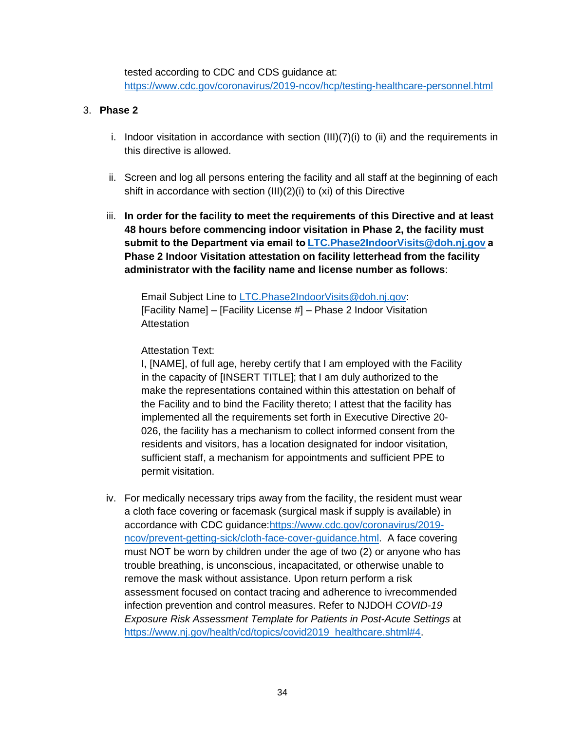tested according to CDC and CDS guidance at: https://www.cdc.gov/coronavirus/2019-ncov/hcp/testing-healthcare-personnel.html

3. **Phase 2**

   i. Indoor visitation in accordance with section (III)(7)(i) to (ii) and the requirements in this directive is allowed.

   ii. Screen and log all persons entering the facility and all staff at the beginning of each shift in accordance with section (III)(2)(i) to (xi) of this Directive

   iii. **In order for the facility to meet the requirements of this Directive and at least 48 hours before commencing indoor visitation in Phase 2, the facility must submit to the Department via email to LTC.Phase2IndoorVisits@doh.nj.gov a Phase 2 Indoor Visitation attestation on facility letterhead from the facility administrator with the facility name and license number as follows**:

      Email Subject Line to LTC.Phase2IndoorVisits@doh.nj.gov: [Facility Name] – [Facility License #] – Phase 2 Indoor Visitation Attestation

      Attestation Text:
      I, [NAME], of full age, hereby certify that I am employed with the Facility in the capacity of [INSERT TITLE]; that I am duly authorized to the make the representations contained within this attestation on behalf of the Facility and to bind the Facility thereto; I attest that the facility has implemented all the requirements set forth in Executive Directive 20-026, the facility has a mechanism to collect informed consent from the residents and visitors, has a location designated for indoor visitation, sufficient staff, a mechanism for appointments and sufficient PPE to permit visitation.

   iv. For medically necessary trips away from the facility, the resident must wear a cloth face covering or facemask (surgical mask if supply is available) in accordance with CDC guidance:https://www.cdc.gov/coronavirus/2019-ncov/prevent-getting-sick/cloth-face-cover-guidance.html. A face covering must NOT be worn by children under the age of two (2) or anyone who has trouble breathing, is unconscious, incapacitated, or otherwise unable to remove the mask without assistance. Upon return perform a risk assessment focused on contact tracing and adherence to ivrecommended infection prevention and control measures. Refer to NJDOH *COVID-19 Exposure Risk Assessment Template for Patients in Post-Acute Settings* at https://www.nj.gov/health/cd/topics/covid2019_healthcare.shtml#4.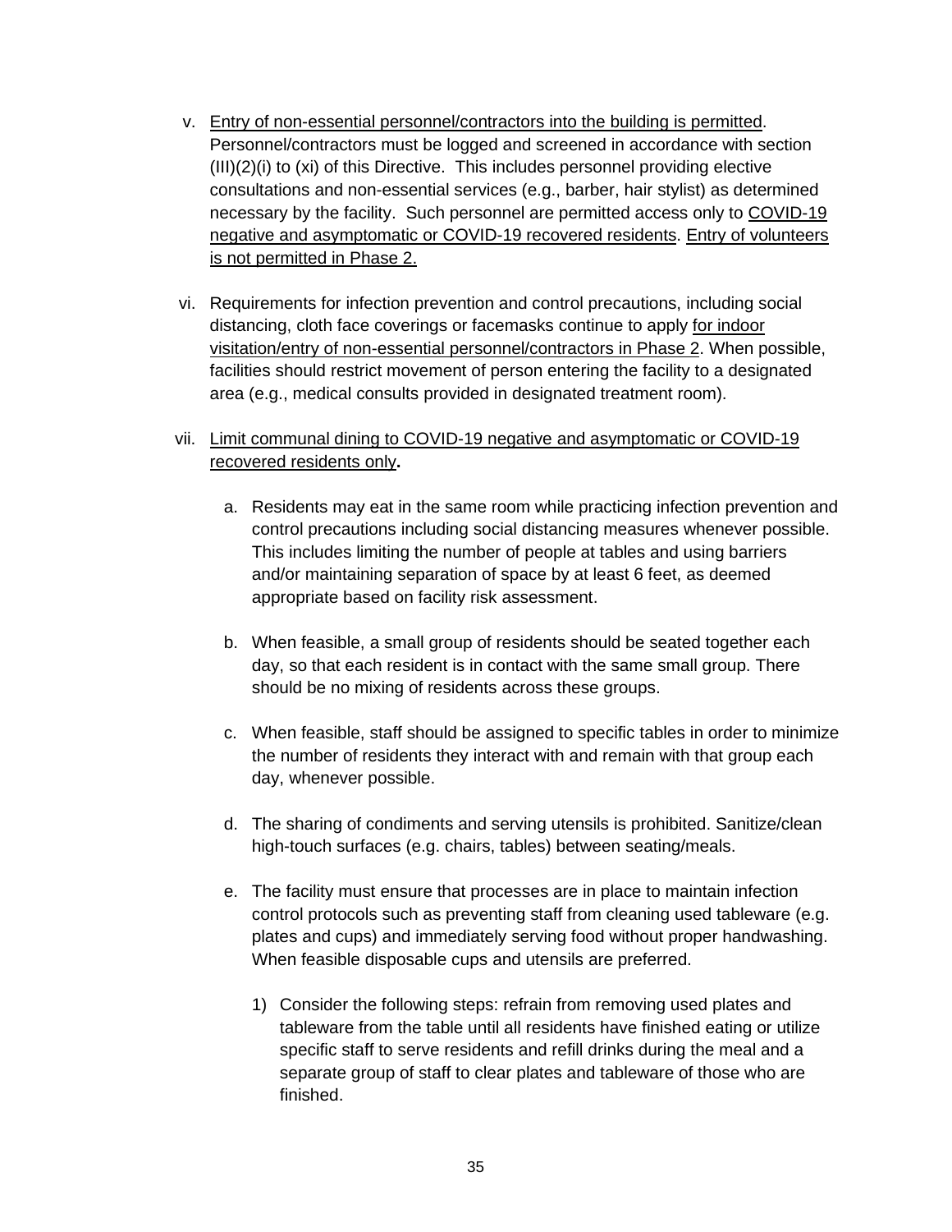v. <u>Entry of non-essential personnel/contractors into the building is permitted</u>. Personnel/contractors must be logged and screened in accordance with section (III)(2)(i) to (xi) of this Directive. This includes personnel providing elective consultations and non-essential services (e.g., barber, hair stylist) as determined necessary by the facility. Such personnel are permitted access only to <u>COVID-19 negative and asymptomatic or COVID-19 recovered residents</u>. <u>Entry of volunteers is not permitted in Phase 2.</u>

vi. Requirements for infection prevention and control precautions, including social distancing, cloth face coverings or facemasks continue to apply <u>for indoor visitation/entry of non-essential personnel/contractors in Phase 2</u>. When possible, facilities should restrict movement of person entering the facility to a designated area (e.g., medical consults provided in designated treatment room).

vii. <u>Limit communal dining to COVID-19 negative and asymptomatic or COVID-19 recovered residents only</u>**.**

   a. Residents may eat in the same room while practicing infection prevention and control precautions including social distancing measures whenever possible. This includes limiting the number of people at tables and using barriers and/or maintaining separation of space by at least 6 feet, as deemed appropriate based on facility risk assessment.

   b. When feasible, a small group of residents should be seated together each day, so that each resident is in contact with the same small group. There should be no mixing of residents across these groups.

   c. When feasible, staff should be assigned to specific tables in order to minimize the number of residents they interact with and remain with that group each day, whenever possible.

   d. The sharing of condiments and serving utensils is prohibited. Sanitize/clean high-touch surfaces (e.g. chairs, tables) between seating/meals.

   e. The facility must ensure that processes are in place to maintain infection control protocols such as preventing staff from cleaning used tableware (e.g. plates and cups) and immediately serving food without proper handwashing. When feasible disposable cups and utensils are preferred.

      1) Consider the following steps: refrain from removing used plates and tableware from the table until all residents have finished eating or utilize specific staff to serve residents and refill drinks during the meal and a separate group of staff to clear plates and tableware of those who are finished.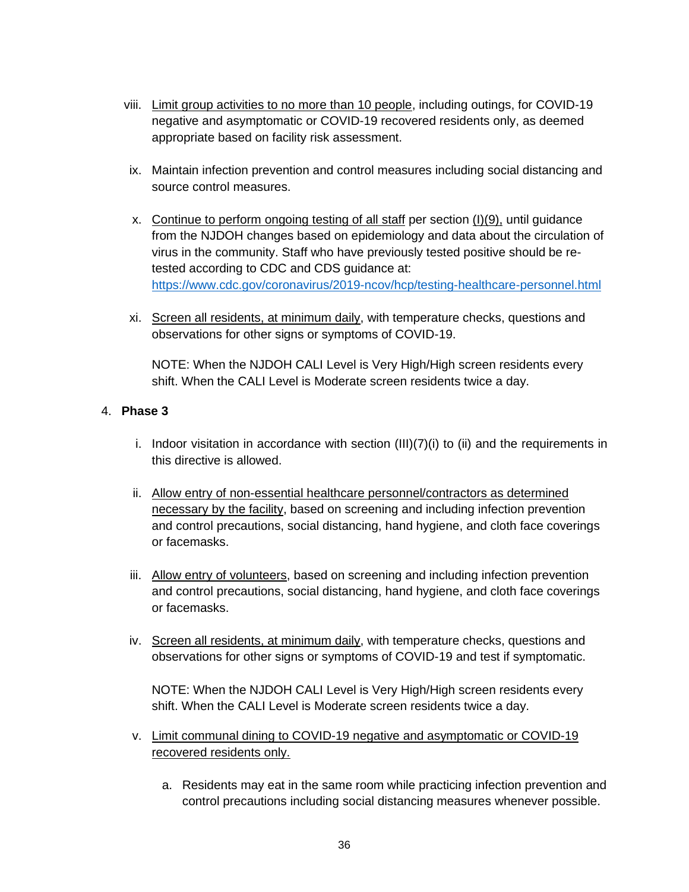viii. <u>Limit group activities to no more than 10 people</u>, including outings, for COVID-19 negative and asymptomatic or COVID-19 recovered residents only, as deemed appropriate based on facility risk assessment.

ix. Maintain infection prevention and control measures including social distancing and source control measures.

x. <u>Continue to perform ongoing testing of all staff</u> per section <u>(I)(9),</u> until guidance from the NJDOH changes based on epidemiology and data about the circulation of virus in the community. Staff who have previously tested positive should be re-tested according to CDC and CDS guidance at: https://www.cdc.gov/coronavirus/2019-ncov/hcp/testing-healthcare-personnel.html

xi. <u>Screen all residents, at minimum daily</u>, with temperature checks, questions and observations for other signs or symptoms of COVID-19.

NOTE: When the NJDOH CALI Level is Very High/High screen residents every shift. When the CALI Level is Moderate screen residents twice a day.

4. **Phase 3**

i. Indoor visitation in accordance with section (III)(7)(i) to (ii) and the requirements in this directive is allowed.

ii. <u>Allow entry of non-essential healthcare personnel/contractors as determined necessary by the facility</u>, based on screening and including infection prevention and control precautions, social distancing, hand hygiene, and cloth face coverings or facemasks.

iii. <u>Allow entry of volunteers</u>, based on screening and including infection prevention and control precautions, social distancing, hand hygiene, and cloth face coverings or facemasks.

iv. <u>Screen all residents, at minimum daily</u>, with temperature checks, questions and observations for other signs or symptoms of COVID-19 and test if symptomatic.

NOTE: When the NJDOH CALI Level is Very High/High screen residents every shift. When the CALI Level is Moderate screen residents twice a day.

v. <u>Limit communal dining to COVID-19 negative and asymptomatic or COVID-19 recovered residents only.</u>

a. Residents may eat in the same room while practicing infection prevention and control precautions including social distancing measures whenever possible.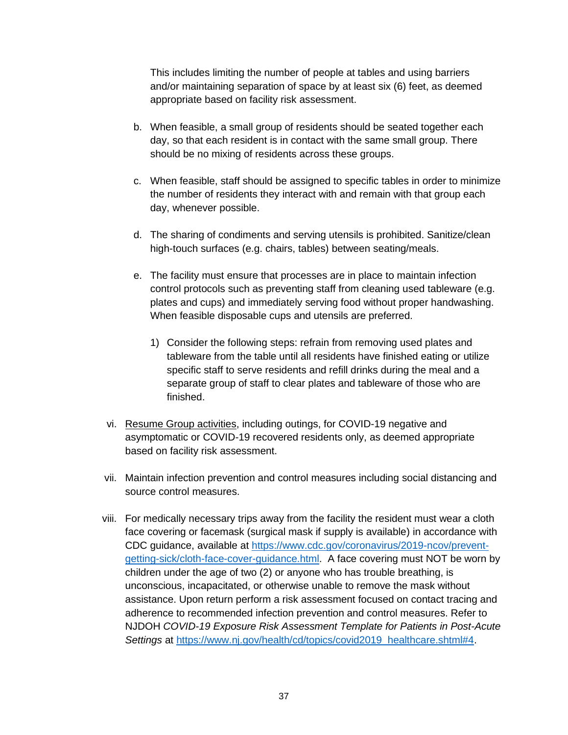This includes limiting the number of people at tables and using barriers and/or maintaining separation of space by at least six (6) feet, as deemed appropriate based on facility risk assessment.

b. When feasible, a small group of residents should be seated together each day, so that each resident is in contact with the same small group. There should be no mixing of residents across these groups.

c. When feasible, staff should be assigned to specific tables in order to minimize the number of residents they interact with and remain with that group each day, whenever possible.

d. The sharing of condiments and serving utensils is prohibited. Sanitize/clean high-touch surfaces (e.g. chairs, tables) between seating/meals.

e. The facility must ensure that processes are in place to maintain infection control protocols such as preventing staff from cleaning used tableware (e.g. plates and cups) and immediately serving food without proper handwashing. When feasible disposable cups and utensils are preferred.

   1) Consider the following steps: refrain from removing used plates and tableware from the table until all residents have finished eating or utilize specific staff to serve residents and refill drinks during the meal and a separate group of staff to clear plates and tableware of those who are finished.

vi. Resume Group activities, including outings, for COVID-19 negative and asymptomatic or COVID-19 recovered residents only, as deemed appropriate based on facility risk assessment.

vii. Maintain infection prevention and control measures including social distancing and source control measures.

viii. For medically necessary trips away from the facility the resident must wear a cloth face covering or facemask (surgical mask if supply is available) in accordance with CDC guidance, available at https://www.cdc.gov/coronavirus/2019-ncov/prevent-getting-sick/cloth-face-cover-guidance.html. A face covering must NOT be worn by children under the age of two (2) or anyone who has trouble breathing, is unconscious, incapacitated, or otherwise unable to remove the mask without assistance. Upon return perform a risk assessment focused on contact tracing and adherence to recommended infection prevention and control measures. Refer to NJDOH *COVID-19 Exposure Risk Assessment Template for Patients in Post-Acute Settings* at https://www.nj.gov/health/cd/topics/covid2019_healthcare.shtml#4.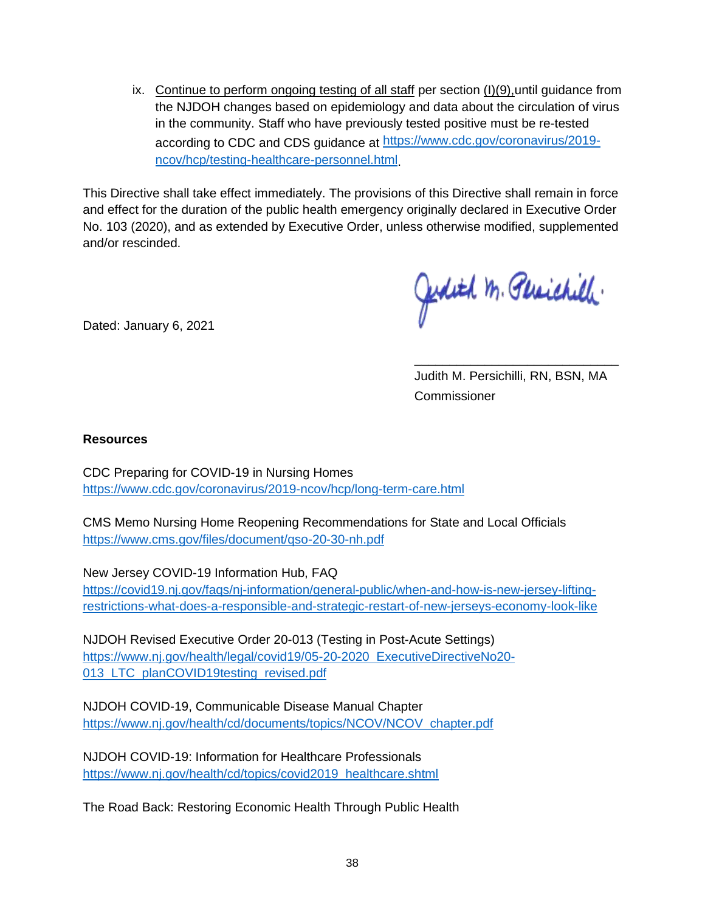ix. Continue to perform ongoing testing of all staff per section (I)(9), until guidance from the NJDOH changes based on epidemiology and data about the circulation of virus in the community. Staff who have previously tested positive must be re-tested according to CDC and CDS guidance at https://www.cdc.gov/coronavirus/2019-ncov/hcp/testing-healthcare-personnel.html.

This Directive shall take effect immediately. The provisions of this Directive shall remain in force and effect for the duration of the public health emergency originally declared in Executive Order No. 103 (2020), and as extended by Executive Order, unless otherwise modified, supplemented and/or rescinded.

Dated: January 6, 2021

Judith M. Persichilli, RN, BSN, MA
Commissioner

**Resources**

CDC Preparing for COVID-19 in Nursing Homes
https://www.cdc.gov/coronavirus/2019-ncov/hcp/long-term-care.html

CMS Memo Nursing Home Reopening Recommendations for State and Local Officials
https://www.cms.gov/files/document/qso-20-30-nh.pdf

New Jersey COVID-19 Information Hub, FAQ
https://covid19.nj.gov/faqs/nj-information/general-public/when-and-how-is-new-jersey-lifting-restrictions-what-does-a-responsible-and-strategic-restart-of-new-jerseys-economy-look-like

NJDOH Revised Executive Order 20-013 (Testing in Post-Acute Settings)
https://www.nj.gov/health/legal/covid19/05-20-2020_ExecutiveDirectiveNo20-013_LTC_planCOVID19testing_revised.pdf

NJDOH COVID-19, Communicable Disease Manual Chapter
https://www.nj.gov/health/cd/documents/topics/NCOV/NCOV_chapter.pdf

NJDOH COVID-19: Information for Healthcare Professionals
https://www.nj.gov/health/cd/topics/covid2019_healthcare.shtml

The Road Back: Restoring Economic Health Through Public Health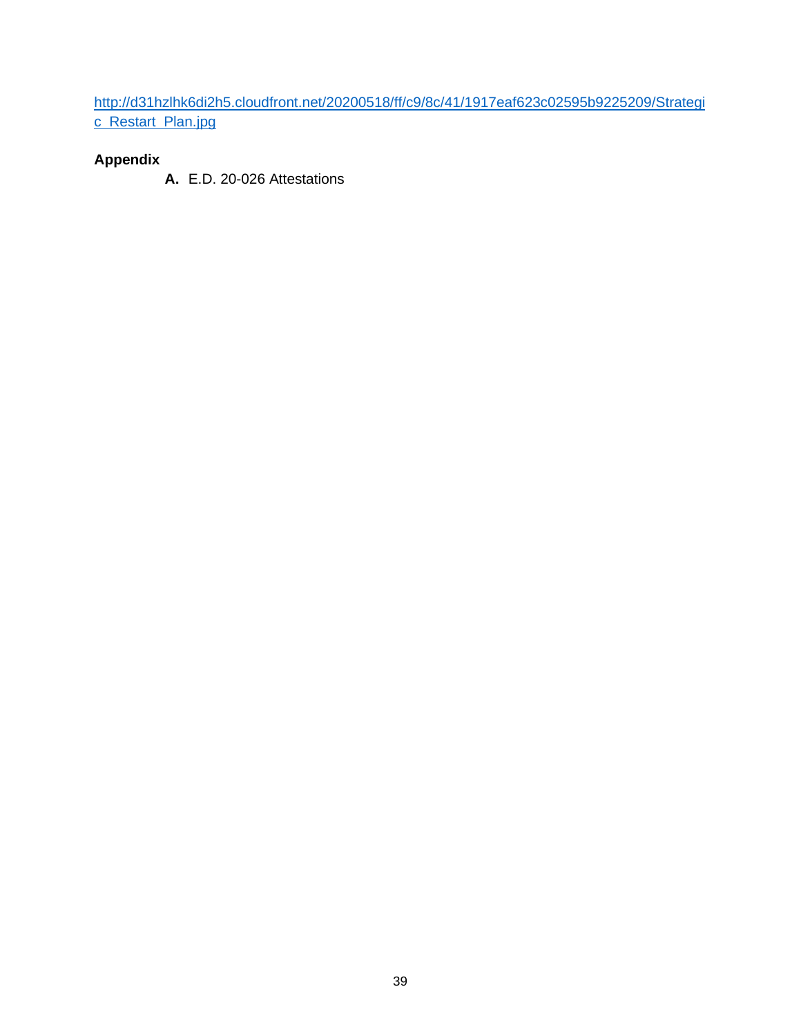http://d31hzlhk6di2h5.cloudfront.net/20200518/ff/c9/8c/41/1917eaf623c02595b9225209/Strategic_Restart_Plan.jpg

**Appendix**

**A.** E.D. 20-026 Attestations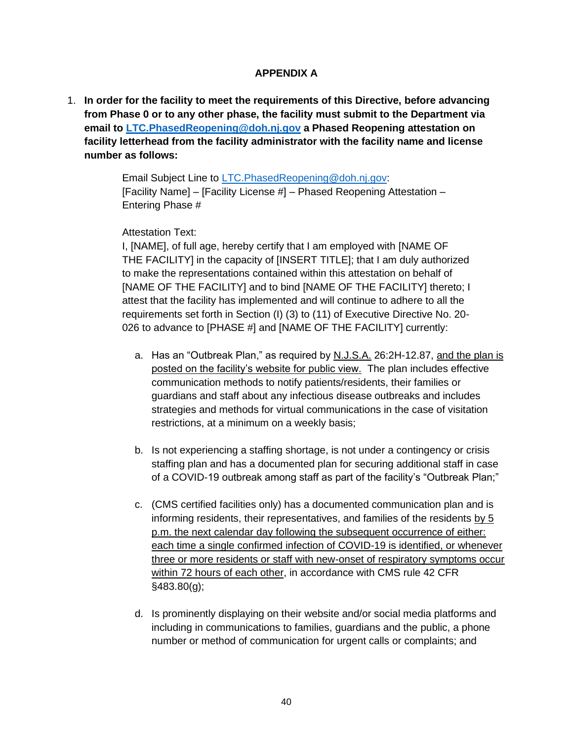## APPENDIX A

1. **In order for the facility to meet the requirements of this Directive, before advancing from Phase 0 or to any other phase, the facility must submit to the Department via email to [LTC.PhasedReopening@doh.nj.gov](mailto:LTC.PhasedReopening@doh.nj.gov) a Phased Reopening attestation on facility letterhead from the facility administrator with the facility name and license number as follows:**

   Email Subject Line to [LTC.PhasedReopening@doh.nj.gov](mailto:LTC.PhasedReopening@doh.nj.gov):
   [Facility Name] – [Facility License #] – Phased Reopening Attestation – Entering Phase #

   Attestation Text:
   I, [NAME], of full age, hereby certify that I am employed with [NAME OF THE FACILITY] in the capacity of [INSERT TITLE]; that I am duly authorized to make the representations contained within this attestation on behalf of [NAME OF THE FACILITY] and to bind [NAME OF THE FACILITY] thereto; I attest that the facility has implemented and will continue to adhere to all the requirements set forth in Section (I) (3) to (11) of Executive Directive No. 20-026 to advance to [PHASE #] and [NAME OF THE FACILITY] currently:

   a. Has an "Outbreak Plan," as required by <u>N.J.S.A.</u> 26:2H-12.87, <u>and the plan is posted on the facility's website for public view.</u> The plan includes effective communication methods to notify patients/residents, their families or guardians and staff about any infectious disease outbreaks and includes strategies and methods for virtual communications in the case of visitation restrictions, at a minimum on a weekly basis;

   b. Is not experiencing a staffing shortage, is not under a contingency or crisis staffing plan and has a documented plan for securing additional staff in case of a COVID-19 outbreak among staff as part of the facility's "Outbreak Plan;"

   c. (CMS certified facilities only) has a documented communication plan and is informing residents, their representatives, and families of the residents <u>by 5 p.m. the next calendar day following the subsequent occurrence of either: each time a single confirmed infection of COVID-19 is identified, or whenever three or more residents or staff with new-onset of respiratory symptoms occur within 72 hours of each other</u>, in accordance with CMS rule 42 CFR §483.80(g);

   d. Is prominently displaying on their website and/or social media platforms and including in communications to families, guardians and the public, a phone number or method of communication for urgent calls or complaints; and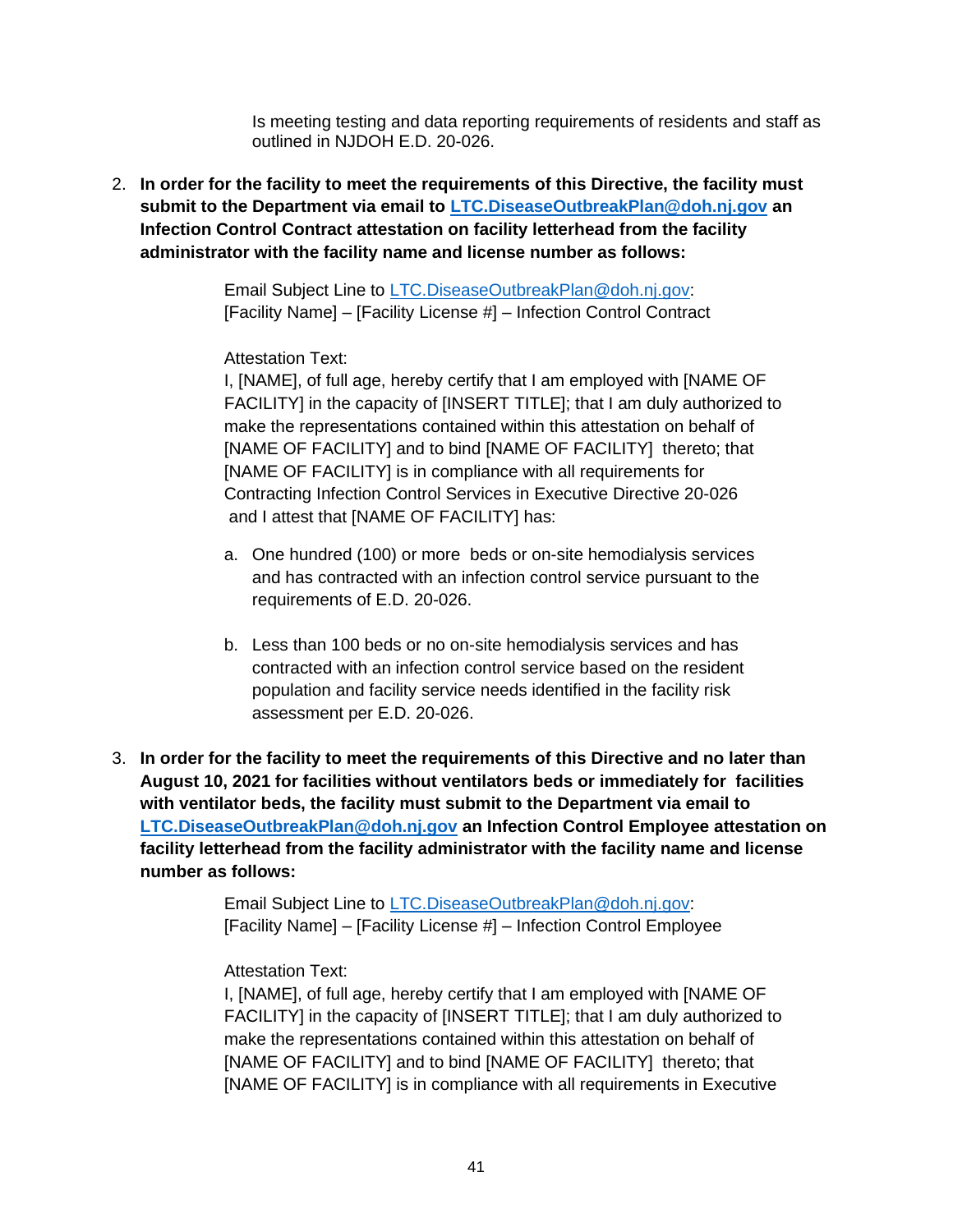Is meeting testing and data reporting requirements of residents and staff as outlined in NJDOH E.D. 20-026.

2. **In order for the facility to meet the requirements of this Directive, the facility must submit to the Department via email to [LTC.DiseaseOutbreakPlan@doh.nj.gov](mailto:LTC.DiseaseOutbreakPlan@doh.nj.gov) an Infection Control Contract attestation on facility letterhead from the facility administrator with the facility name and license number as follows:**

   Email Subject Line to [LTC.DiseaseOutbreakPlan@doh.nj.gov](mailto:LTC.DiseaseOutbreakPlan@doh.nj.gov):
   [Facility Name] – [Facility License #] – Infection Control Contract

   Attestation Text:
   I, [NAME], of full age, hereby certify that I am employed with [NAME OF FACILITY] in the capacity of [INSERT TITLE]; that I am duly authorized to make the representations contained within this attestation on behalf of [NAME OF FACILITY] and to bind [NAME OF FACILITY] thereto; that [NAME OF FACILITY] is in compliance with all requirements for Contracting Infection Control Services in Executive Directive 20-026 and I attest that [NAME OF FACILITY] has:

   a. One hundred (100) or more beds or on-site hemodialysis services and has contracted with an infection control service pursuant to the requirements of E.D. 20-026.

   b. Less than 100 beds or no on-site hemodialysis services and has contracted with an infection control service based on the resident population and facility service needs identified in the facility risk assessment per E.D. 20-026.

3. **In order for the facility to meet the requirements of this Directive and no later than August 10, 2021 for facilities without ventilators beds or immediately for facilities with ventilator beds, the facility must submit to the Department via email to [LTC.DiseaseOutbreakPlan@doh.nj.gov](mailto:LTC.DiseaseOutbreakPlan@doh.nj.gov) an Infection Control Employee attestation on facility letterhead from the facility administrator with the facility name and license number as follows:**

   Email Subject Line to [LTC.DiseaseOutbreakPlan@doh.nj.gov](mailto:LTC.DiseaseOutbreakPlan@doh.nj.gov):
   [Facility Name] – [Facility License #] – Infection Control Employee

   Attestation Text:
   I, [NAME], of full age, hereby certify that I am employed with [NAME OF FACILITY] in the capacity of [INSERT TITLE]; that I am duly authorized to make the representations contained within this attestation on behalf of [NAME OF FACILITY] and to bind [NAME OF FACILITY] thereto; that [NAME OF FACILITY] is in compliance with all requirements in Executive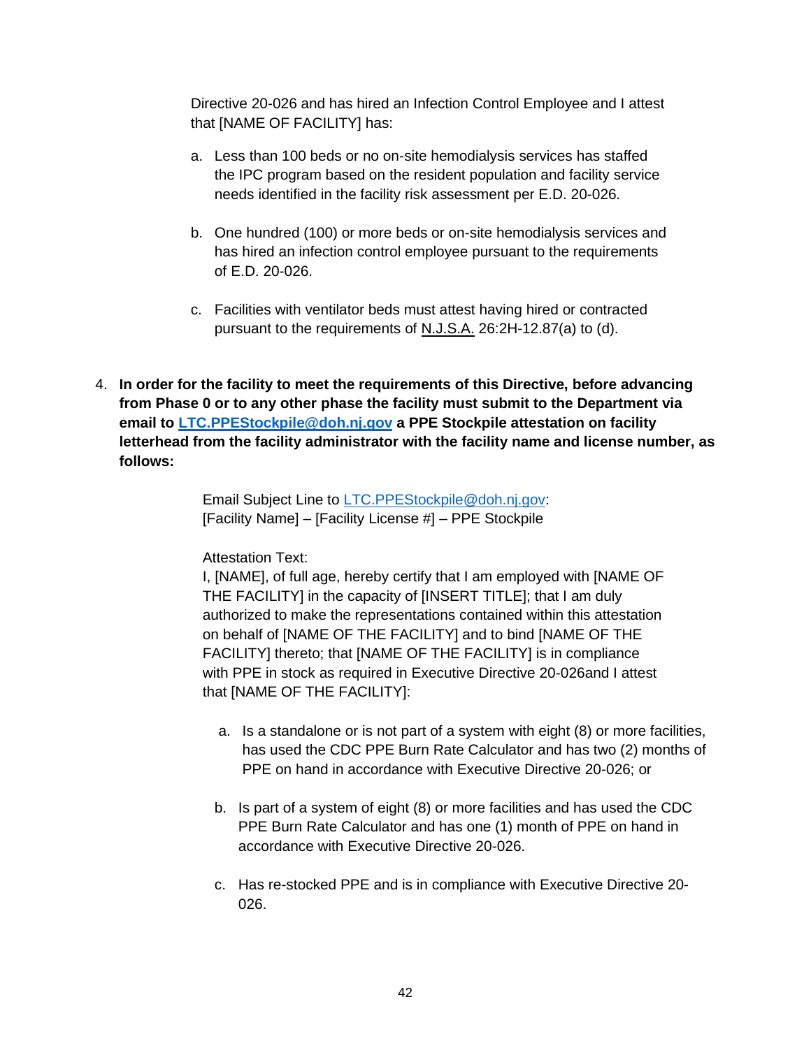Directive 20-026 and has hired an Infection Control Employee and I attest that [NAME OF FACILITY] has:

a. Less than 100 beds or no on-site hemodialysis services has staffed the IPC program based on the resident population and facility service needs identified in the facility risk assessment per E.D. 20-026.

b. One hundred (100) or more beds or on-site hemodialysis services and has hired an infection control employee pursuant to the requirements of E.D. 20-026.

c. Facilities with ventilator beds must attest having hired or contracted pursuant to the requirements of N.J.S.A. 26:2H-12.87(a) to (d).

4. **In order for the facility to meet the requirements of this Directive, before advancing from Phase 0 or to any other phase the facility must submit to the Department via email to [LTC.PPEStockpile@doh.nj.gov](mailto:LTC.PPEStockpile@doh.nj.gov) a PPE Stockpile attestation on facility letterhead from the facility administrator with the facility name and license number, as follows:**

    Email Subject Line to [LTC.PPEStockpile@doh.nj.gov](mailto:LTC.PPEStockpile@doh.nj.gov): [Facility Name] – [Facility License #] – PPE Stockpile

    Attestation Text:
    I, [NAME], of full age, hereby certify that I am employed with [NAME OF THE FACILITY] in the capacity of [INSERT TITLE]; that I am duly authorized to make the representations contained within this attestation on behalf of [NAME OF THE FACILITY] and to bind [NAME OF THE FACILITY] thereto; that [NAME OF THE FACILITY] is in compliance with PPE in stock as required in Executive Directive 20-026and I attest that [NAME OF THE FACILITY]:

    a. Is a standalone or is not part of a system with eight (8) or more facilities, has used the CDC PPE Burn Rate Calculator and has two (2) months of PPE on hand in accordance with Executive Directive 20-026; or

    b. Is part of a system of eight (8) or more facilities and has used the CDC PPE Burn Rate Calculator and has one (1) month of PPE on hand in accordance with Executive Directive 20-026.

    c. Has re-stocked PPE and is in compliance with Executive Directive 20-026.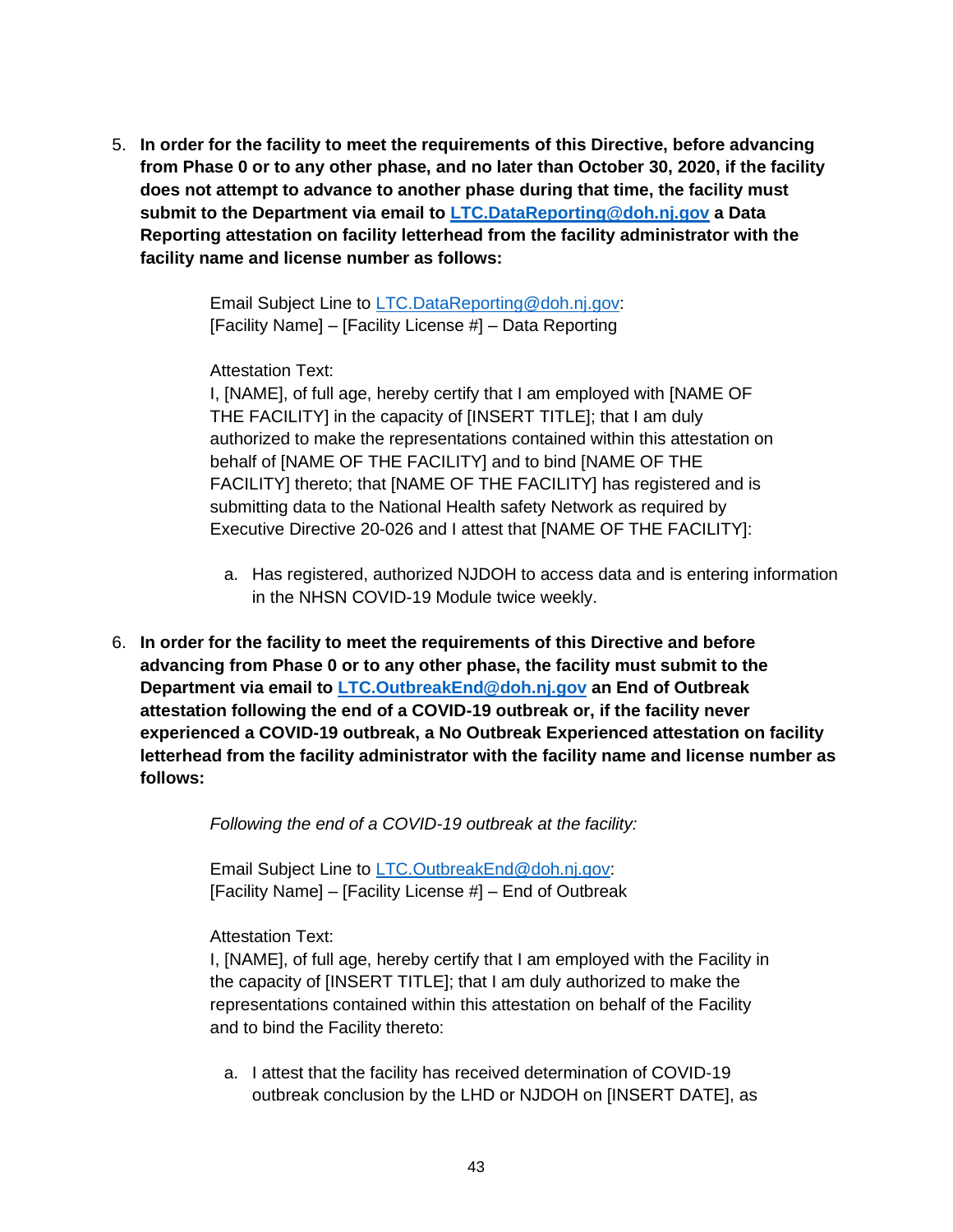5. **In order for the facility to meet the requirements of this Directive, before advancing from Phase 0 or to any other phase, and no later than October 30, 2020, if the facility does not attempt to advance to another phase during that time, the facility must submit to the Department via email to [LTC.DataReporting@doh.nj.gov](mailto:LTC.DataReporting@doh.nj.gov) a Data Reporting attestation on facility letterhead from the facility administrator with the facility name and license number as follows:**

    Email Subject Line to LTC.DataReporting@doh.nj.gov:
    [Facility Name] – [Facility License #] – Data Reporting

    Attestation Text:
    I, [NAME], of full age, hereby certify that I am employed with [NAME OF THE FACILITY] in the capacity of [INSERT TITLE]; that I am duly authorized to make the representations contained within this attestation on behalf of [NAME OF THE FACILITY] and to bind [NAME OF THE FACILITY] thereto; that [NAME OF THE FACILITY] has registered and is submitting data to the National Health safety Network as required by Executive Directive 20-026 and I attest that [NAME OF THE FACILITY]:

    a. Has registered, authorized NJDOH to access data and is entering information in the NHSN COVID-19 Module twice weekly.

6. **In order for the facility to meet the requirements of this Directive and before advancing from Phase 0 or to any other phase, the facility must submit to the Department via email to [LTC.OutbreakEnd@doh.nj.gov](mailto:LTC.OutbreakEnd@doh.nj.gov) an End of Outbreak attestation following the end of a COVID-19 outbreak or, if the facility never experienced a COVID-19 outbreak, a No Outbreak Experienced attestation on facility letterhead from the facility administrator with the facility name and license number as follows:**

    *Following the end of a COVID-19 outbreak at the facility:*

    Email Subject Line to LTC.OutbreakEnd@doh.nj.gov:
    [Facility Name] – [Facility License #] – End of Outbreak

    Attestation Text:
    I, [NAME], of full age, hereby certify that I am employed with the Facility in the capacity of [INSERT TITLE]; that I am duly authorized to make the representations contained within this attestation on behalf of the Facility and to bind the Facility thereto:

    a. I attest that the facility has received determination of COVID-19 outbreak conclusion by the LHD or NJDOH on [INSERT DATE], as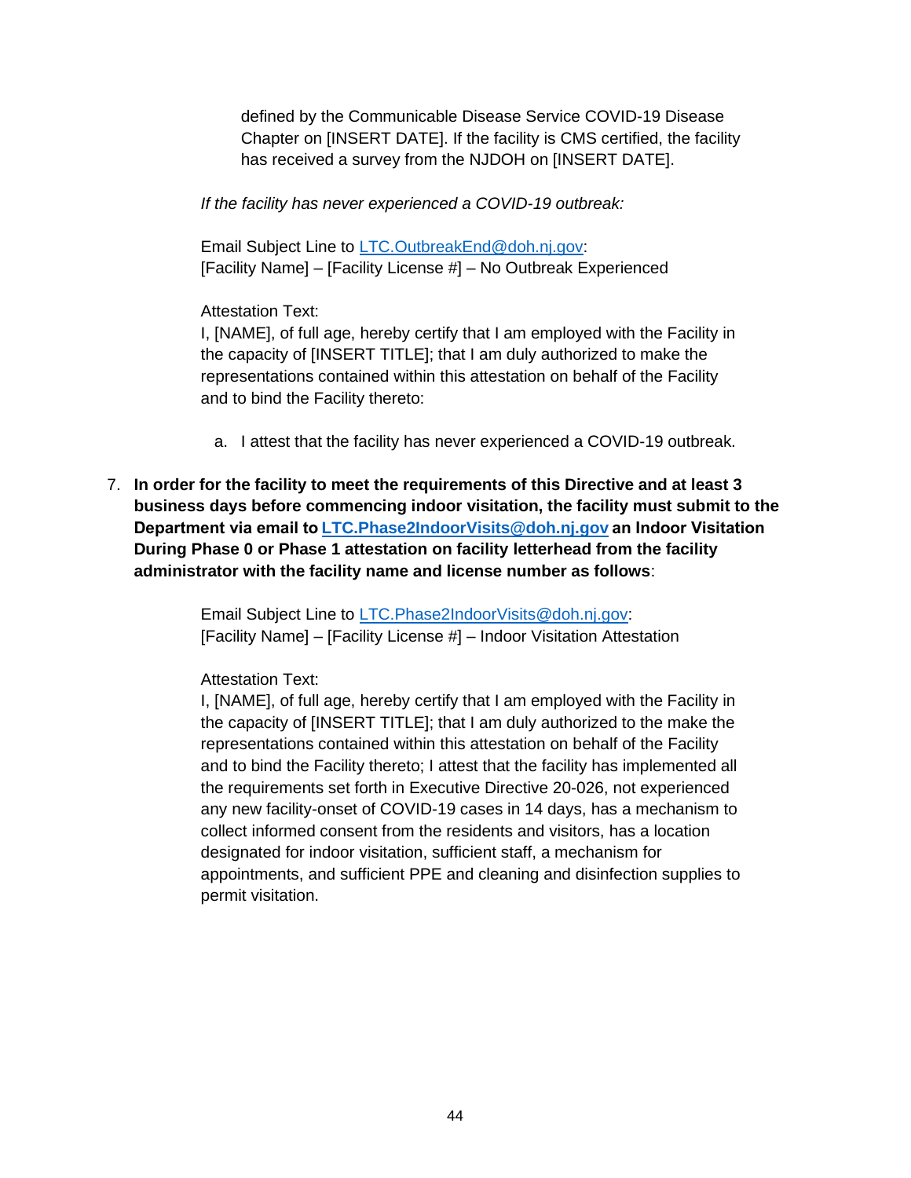defined by the Communicable Disease Service COVID-19 Disease Chapter on [INSERT DATE]. If the facility is CMS certified, the facility has received a survey from the NJDOH on [INSERT DATE].

*If the facility has never experienced a COVID-19 outbreak:*

Email Subject Line to LTC.OutbreakEnd@doh.nj.gov:
[Facility Name] – [Facility License #] – No Outbreak Experienced

Attestation Text:
I, [NAME], of full age, hereby certify that I am employed with the Facility in the capacity of [INSERT TITLE]; that I am duly authorized to make the representations contained within this attestation on behalf of the Facility and to bind the Facility thereto:

a. I attest that the facility has never experienced a COVID-19 outbreak.

7. **In order for the facility to meet the requirements of this Directive and at least 3 business days before commencing indoor visitation, the facility must submit to the Department via email to LTC.Phase2IndoorVisits@doh.nj.gov an Indoor Visitation During Phase 0 or Phase 1 attestation on facility letterhead from the facility administrator with the facility name and license number as follows**:

Email Subject Line to LTC.Phase2IndoorVisits@doh.nj.gov:
[Facility Name] – [Facility License #] – Indoor Visitation Attestation

Attestation Text:
I, [NAME], of full age, hereby certify that I am employed with the Facility in the capacity of [INSERT TITLE]; that I am duly authorized to the make the representations contained within this attestation on behalf of the Facility and to bind the Facility thereto; I attest that the facility has implemented all the requirements set forth in Executive Directive 20-026, not experienced any new facility-onset of COVID-19 cases in 14 days, has a mechanism to collect informed consent from the residents and visitors, has a location designated for indoor visitation, sufficient staff, a mechanism for appointments, and sufficient PPE and cleaning and disinfection supplies to permit visitation.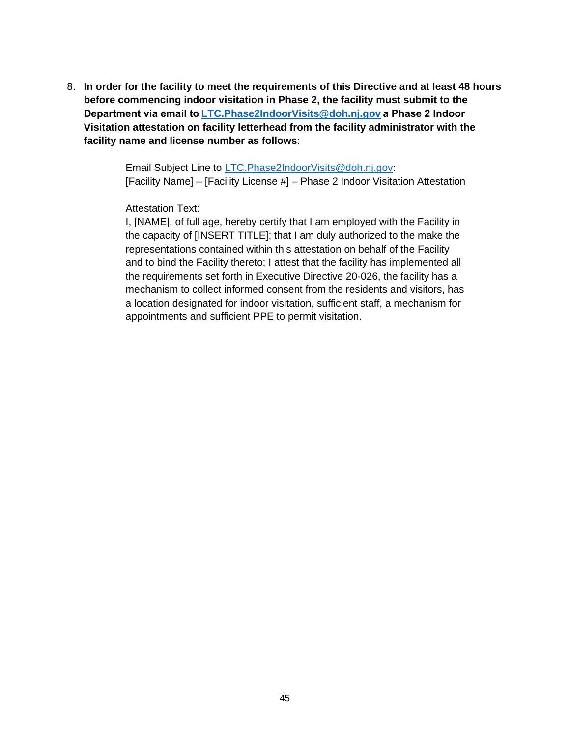8. **In order for the facility to meet the requirements of this Directive and at least 48 hours before commencing indoor visitation in Phase 2, the facility must submit to the Department via email to LTC.Phase2IndoorVisits@doh.nj.gov a Phase 2 Indoor Visitation attestation on facility letterhead from the facility administrator with the facility name and license number as follows**:

    Email Subject Line to LTC.Phase2IndoorVisits@doh.nj.gov:
    [Facility Name] – [Facility License #] – Phase 2 Indoor Visitation Attestation

    Attestation Text:
    I, [NAME], of full age, hereby certify that I am employed with the Facility in the capacity of [INSERT TITLE]; that I am duly authorized to the make the representations contained within this attestation on behalf of the Facility and to bind the Facility thereto; I attest that the facility has implemented all the requirements set forth in Executive Directive 20-026, the facility has a mechanism to collect informed consent from the residents and visitors, has a location designated for indoor visitation, sufficient staff, a mechanism for appointments and sufficient PPE to permit visitation.